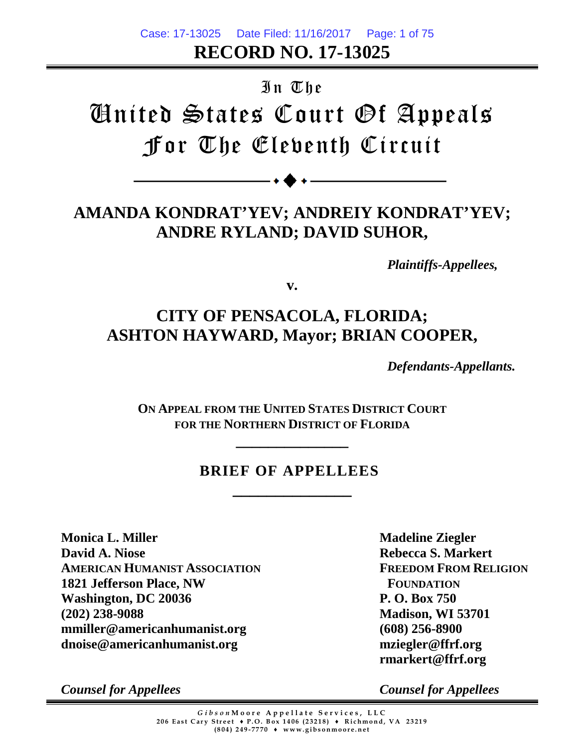**RECORD NO. 17-13025**

In The

# United States Court Of Appeals
# For The Eleventh Circuit

---

## AMANDA KONDRAT'YEV; ANDREIY KONDRAT'YEV; ANDRE RYLAND; DAVID SUHOR,

*Plaintiffs-Appellees,*

**v.**

## CITY OF PENSACOLA, FLORIDA; ASHTON HAYWARD, Mayor; BRIAN COOPER,

*Defendants-Appellants.*

**ON APPEAL FROM THE UNITED STATES DISTRICT COURT FOR THE NORTHERN DISTRICT OF FLORIDA**

---

## BRIEF OF APPELLEES

---

**Monica L. Miller**
**David A. Niose**
**AMERICAN HUMANIST ASSOCIATION**
**1821 Jefferson Place, NW**
**Washington, DC 20036**
**(202) 238-9088**
**mmiller@americanhumanist.org**
**dnoise@americanhumanist.org**

*Counsel for Appellees*

**Madeline Ziegler**
**Rebecca S. Markert**
**FREEDOM FROM RELIGION FOUNDATION**
**P. O. Box 750**
**Madison, WI 53701**
**(608) 256-8900**
**mziegler@ffrf.org**
**rmarkert@ffrf.org**

*Counsel for Appellees*

*Gibson*Moore Appellate Services, LLC
206 East Cary Street ♦ P.O. Box 1406 (23218) ♦ Richmond, VA 23219
(804) 249-7770 ♦ www.gibsonmoore.net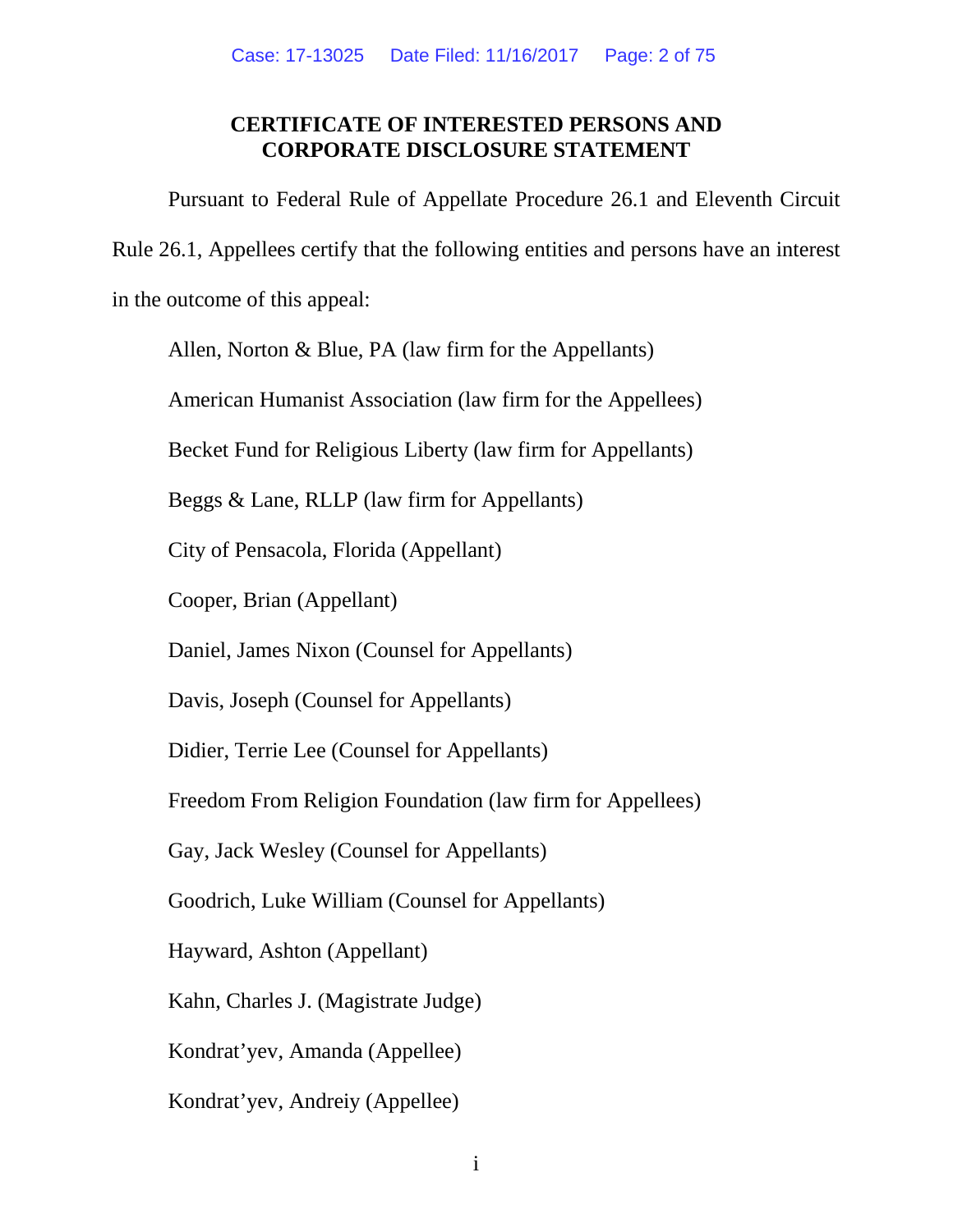## CERTIFICATE OF INTERESTED PERSONS AND CORPORATE DISCLOSURE STATEMENT

Pursuant to Federal Rule of Appellate Procedure 26.1 and Eleventh Circuit Rule 26.1, Appellees certify that the following entities and persons have an interest in the outcome of this appeal:

Allen, Norton & Blue, PA (law firm for the Appellants)

American Humanist Association (law firm for the Appellees)

Becket Fund for Religious Liberty (law firm for Appellants)

Beggs & Lane, RLLP (law firm for Appellants)

City of Pensacola, Florida (Appellant)

Cooper, Brian (Appellant)

Daniel, James Nixon (Counsel for Appellants)

Davis, Joseph (Counsel for Appellants)

Didier, Terrie Lee (Counsel for Appellants)

Freedom From Religion Foundation (law firm for Appellees)

Gay, Jack Wesley (Counsel for Appellants)

Goodrich, Luke William (Counsel for Appellants)

Hayward, Ashton (Appellant)

Kahn, Charles J. (Magistrate Judge)

Kondrat'yev, Amanda (Appellee)

Kondrat'yev, Andreiy (Appellee)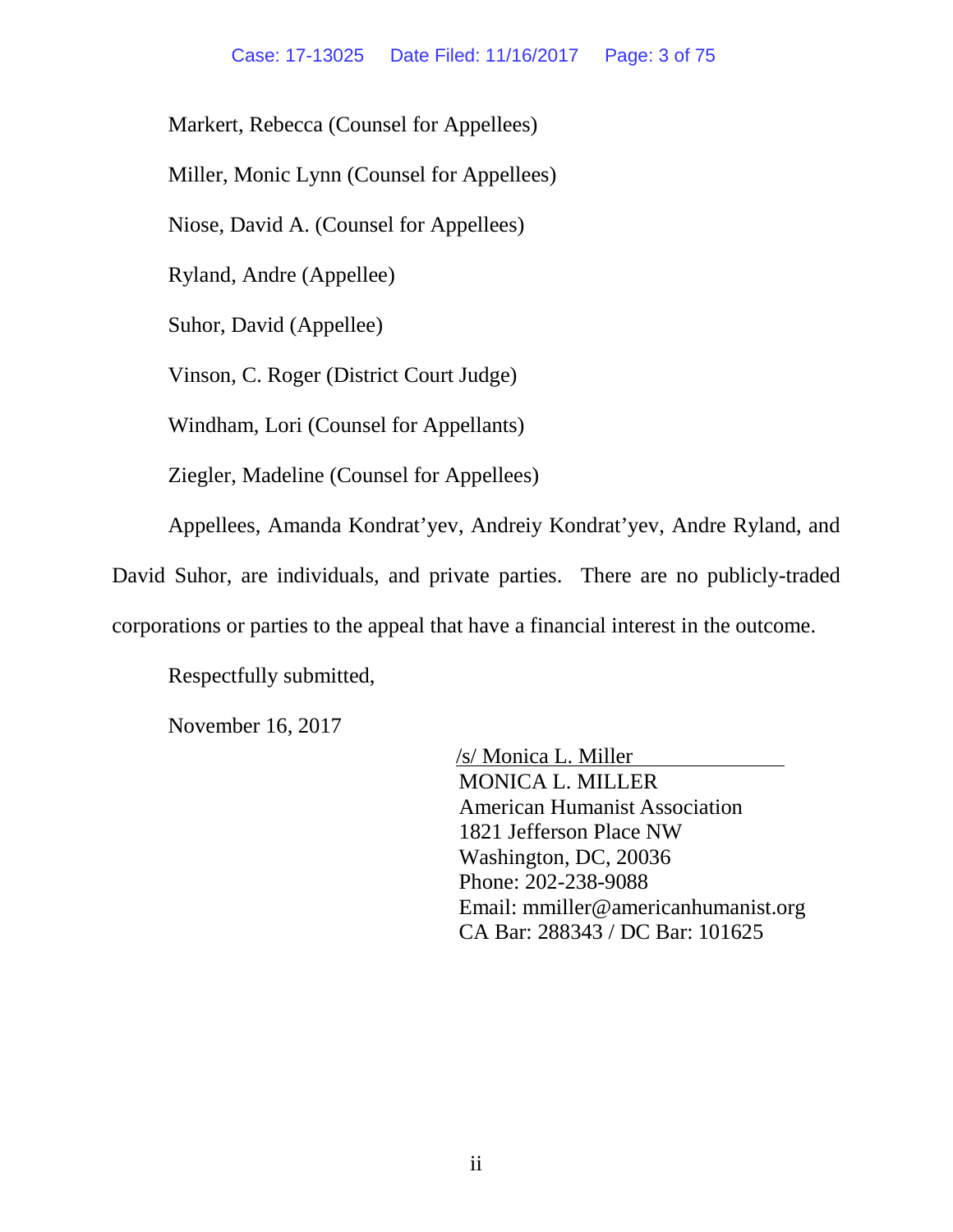Markert, Rebecca (Counsel for Appellees)

Miller, Monic Lynn (Counsel for Appellees)

Niose, David A. (Counsel for Appellees)

Ryland, Andre (Appellee)

Suhor, David (Appellee)

Vinson, C. Roger (District Court Judge)

Windham, Lori (Counsel for Appellants)

Ziegler, Madeline (Counsel for Appellees)

Appellees, Amanda Kondrat'yev, Andreiy Kondrat'yev, Andre Ryland, and David Suhor, are individuals, and private parties. There are no publicly-traded corporations or parties to the appeal that have a financial interest in the outcome.

Respectfully submitted,

November 16, 2017

/s/ Monica L. Miller  
MONICA L. MILLER  
American Humanist Association  
1821 Jefferson Place NW  
Washington, DC, 20036  
Phone: 202-238-9088  
Email: mmiller@americanhumanist.org  
CA Bar: 288343 / DC Bar: 101625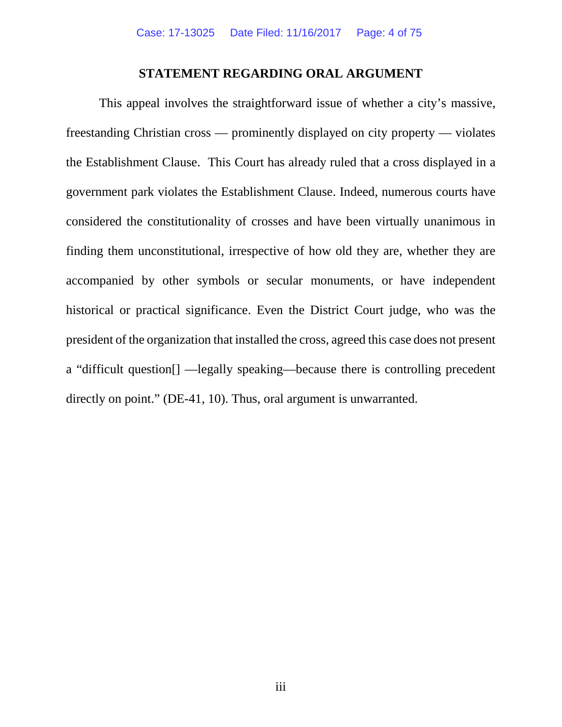## STATEMENT REGARDING ORAL ARGUMENT

This appeal involves the straightforward issue of whether a city's massive, freestanding Christian cross — prominently displayed on city property — violates the Establishment Clause. This Court has already ruled that a cross displayed in a government park violates the Establishment Clause. Indeed, numerous courts have considered the constitutionality of crosses and have been virtually unanimous in finding them unconstitutional, irrespective of how old they are, whether they are accompanied by other symbols or secular monuments, or have independent historical or practical significance. Even the District Court judge, who was the president of the organization that installed the cross, agreed this case does not present a "difficult question[] —legally speaking—because there is controlling precedent directly on point." (DE-41, 10). Thus, oral argument is unwarranted.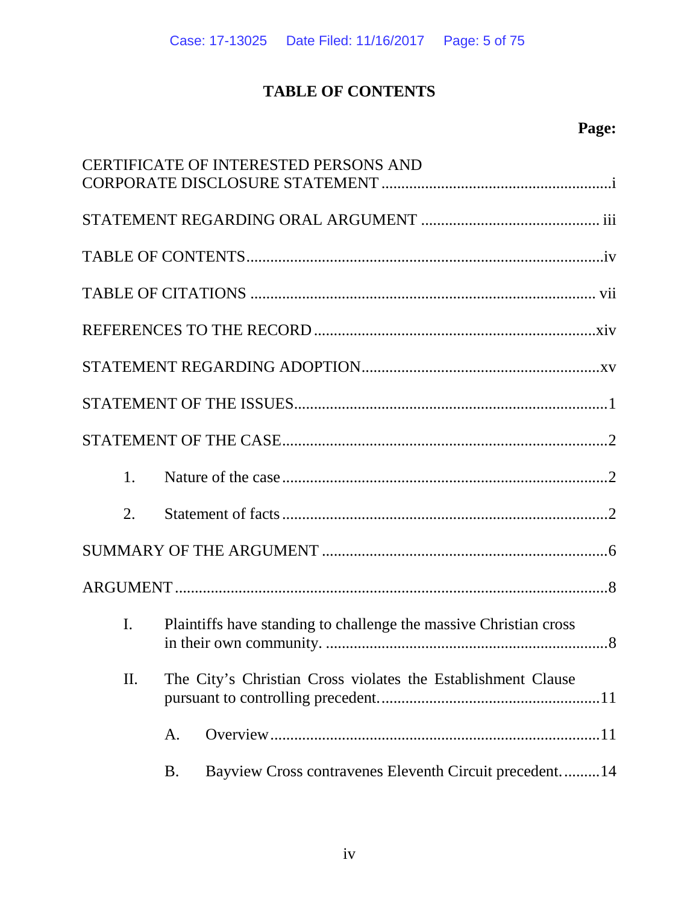# TABLE OF CONTENTS

**Page:**

CERTIFICATE OF INTERESTED PERSONS AND CORPORATE DISCLOSURE STATEMENT ........................................................i

STATEMENT REGARDING ORAL ARGUMENT ............................................ iii

TABLE OF CONTENTS.........................................................................................iv

TABLE OF CITATIONS ...................................................................................... vii

REFERENCES TO THE RECORD ......................................................................xiv

STATEMENT REGARDING ADOPTION............................................................xv

STATEMENT OF THE ISSUES..............................................................................1

STATEMENT OF THE CASE.................................................................................2

1. Nature of the case ..................................................................................2

2. Statement of facts ..................................................................................2

SUMMARY OF THE ARGUMENT .......................................................................6

ARGUMENT ............................................................................................................8

I. Plaintiffs have standing to challenge the massive Christian cross in their own community. .......................................................................8

II. The City's Christian Cross violates the Establishment Clause pursuant to controlling precedent.......................................................11

A. Overview ..................................................................................11

B. Bayview Cross contravenes Eleventh Circuit precedent. .........14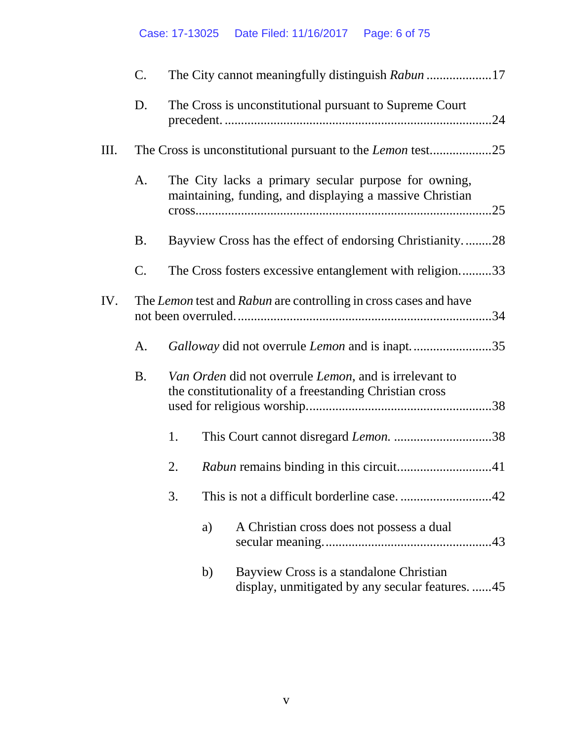C. The City cannot meaningfully distinguish *Rabun* .................... 17

D. The Cross is unconstitutional pursuant to Supreme Court precedent. .................................................................................. 24

III. The Cross is unconstitutional pursuant to the *Lemon* test.................. 25

A. The City lacks a primary secular purpose for owning, maintaining, funding, and displaying a massive Christian cross.......................................................................................... 25

B. Bayview Cross has the effect of endorsing Christianity. ........ 28

C. The Cross fosters excessive entanglement with religion. ......... 33

IV. The *Lemon* test and *Rabun* are controlling in cross cases and have not been overruled. ............................................................................ 34

A. *Galloway* did not overrule *Lemon* and is inapt. ........................ 35

B. *Van Orden* did not overrule *Lemon*, and is irrelevant to the constitutionality of a freestanding Christian cross used for religious worship........................................................ 38

1. This Court cannot disregard *Lemon.* .............................. 38

2. *Rabun* remains binding in this circuit............................ 41

3. This is not a difficult borderline case. ............................ 42

a) A Christian cross does not possess a dual secular meaning.................................................... 43

b) Bayview Cross is a standalone Christian display, unmitigated by any secular features. ...... 45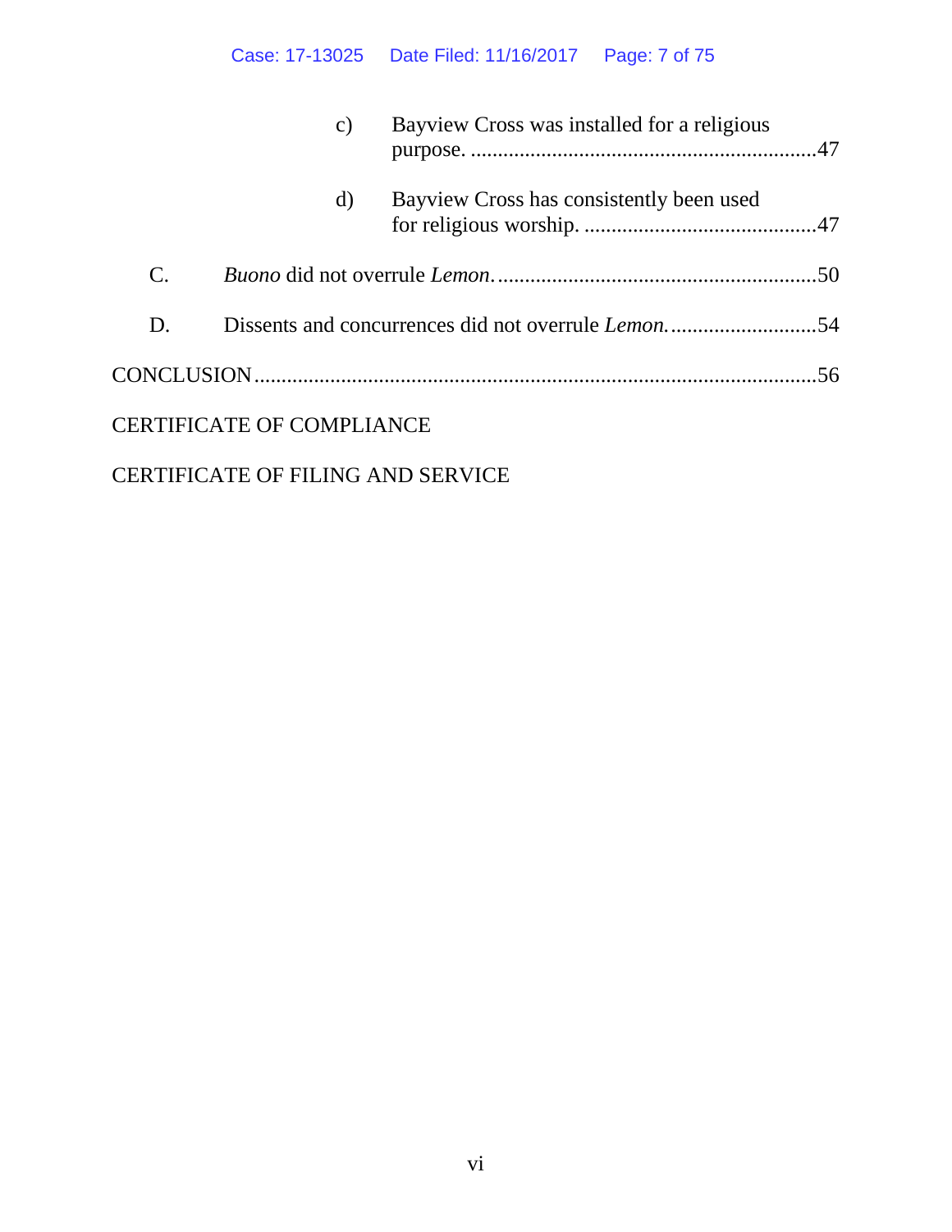c) Bayview Cross was installed for a religious purpose. ....................................................47

d) Bayview Cross has consistently been used for religious worship. ..........................................47

C. *Buono* did not overrule *Lemon*. ..........................................................50

D. Dissents and concurrences did not overrule *Lemon*. ..........................54

CONCLUSION ....................................................................................................56

CERTIFICATE OF COMPLIANCE

CERTIFICATE OF FILING AND SERVICE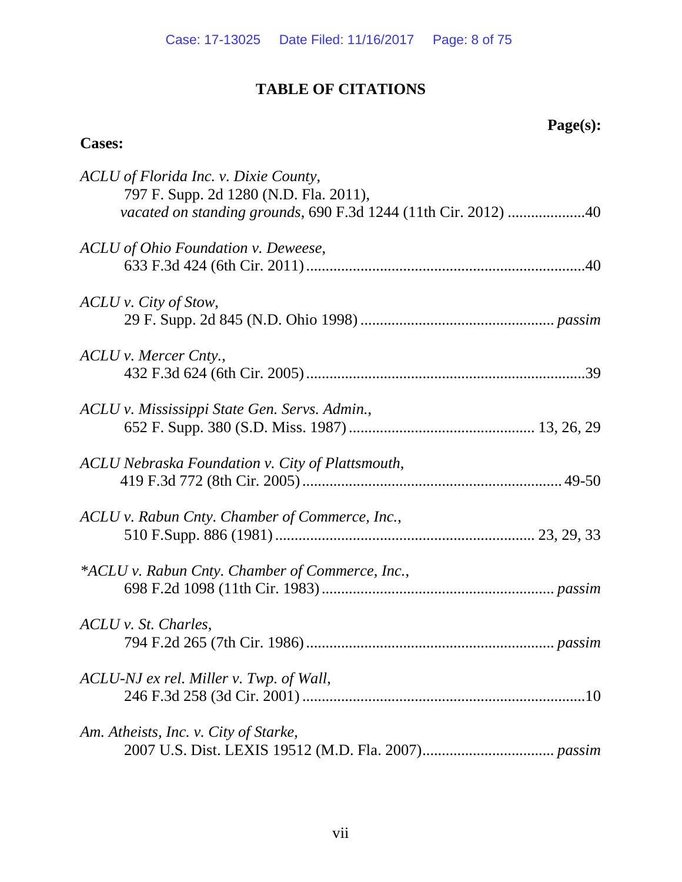# TABLE OF CITATIONS

**Page(s):**

**Cases:**

*ACLU of Florida Inc. v. Dixie County*,
797 F. Supp. 2d 1280 (N.D. Fla. 2011),
*vacated on standing grounds*, 690 F.3d 1244 (11th Cir. 2012) ....................40

*ACLU of Ohio Foundation v. Deweese*,
633 F.3d 424 (6th Cir. 2011) ........................................................................40

*ACLU v. City of Stow*,
29 F. Supp. 2d 845 (N.D. Ohio 1998) ................................................. *passim*

*ACLU v. Mercer Cnty.*,
432 F.3d 624 (6th Cir. 2005) ........................................................................39

*ACLU v. Mississippi State Gen. Servs. Admin.*,
652 F. Supp. 380 (S.D. Miss. 1987) ............................................... 13, 26, 29

*ACLU Nebraska Foundation v. City of Plattsmouth*,
419 F.3d 772 (8th Cir. 2005) .................................................................. 49-50

*ACLU v. Rabun Cnty. Chamber of Commerce, Inc.*,
510 F.Supp. 886 (1981) .................................................................. 23, 29, 33

**ACLU v. Rabun Cnty. Chamber of Commerce, Inc.*,
698 F.2d 1098 (11th Cir. 1983) ............................................................ *passim*

*ACLU v. St. Charles*,
794 F.2d 265 (7th Cir. 1986) ............................................................... *passim*

*ACLU-NJ ex rel. Miller v. Twp. of Wall*,
246 F.3d 258 (3d Cir. 2001) .........................................................................10

*Am. Atheists, Inc. v. City of Starke*,
2007 U.S. Dist. LEXIS 19512 (M.D. Fla. 2007)................................. *passim*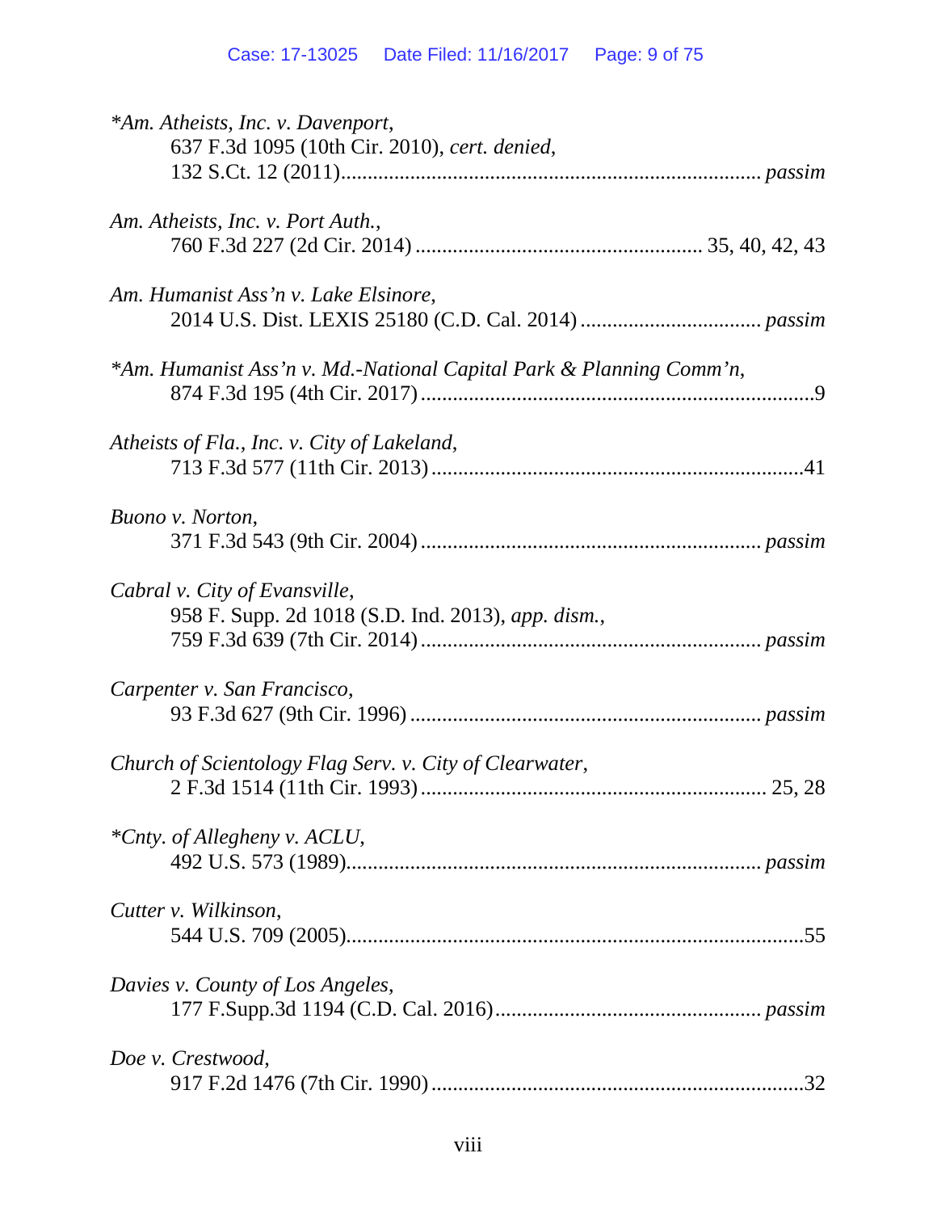*\*Am. Atheists, Inc. v. Davenport*,
637 F.3d 1095 (10th Cir. 2010), *cert. denied*,
132 S.Ct. 12 (2011)............................................................................... *passim*

*Am. Atheists, Inc. v. Port Auth.*,
760 F.3d 227 (2d Cir. 2014) ..................................................... 35, 40, 42, 43

*Am. Humanist Ass'n v. Lake Elsinore*,
2014 U.S. Dist. LEXIS 25180 (C.D. Cal. 2014) ................................. *passim*

*\*Am. Humanist Ass'n v. Md.-National Capital Park & Planning Comm'n*,
874 F.3d 195 (4th Cir. 2017) .........................................................................9

*Atheists of Fla., Inc. v. City of Lakeland*,
713 F.3d 577 (11th Cir. 2013) .....................................................................41

*Buono v. Norton*,
371 F.3d 543 (9th Cir. 2004) ............................................................... *passim*

*Cabral v. City of Evansville*,
958 F. Supp. 2d 1018 (S.D. Ind. 2013), *app. dism.*,
759 F.3d 639 (7th Cir. 2014) ............................................................... *passim*

*Carpenter v. San Francisco*,
93 F.3d 627 (9th Cir. 1996) ................................................................. *passim*

*Church of Scientology Flag Serv. v. City of Clearwater*,
2 F.3d 1514 (11th Cir. 1993) ................................................................ 25, 28

*\*Cnty. of Allegheny v. ACLU*,
492 U.S. 573 (1989)............................................................................. *passim*

*Cutter v. Wilkinson*,
544 U.S. 709 (2005)....................................................................................55

*Davies v. County of Los Angeles*,
177 F.Supp.3d 1194 (C.D. Cal. 2016) ................................................. *passim*

*Doe v. Crestwood*,
917 F.2d 1476 (7th Cir. 1990) .....................................................................32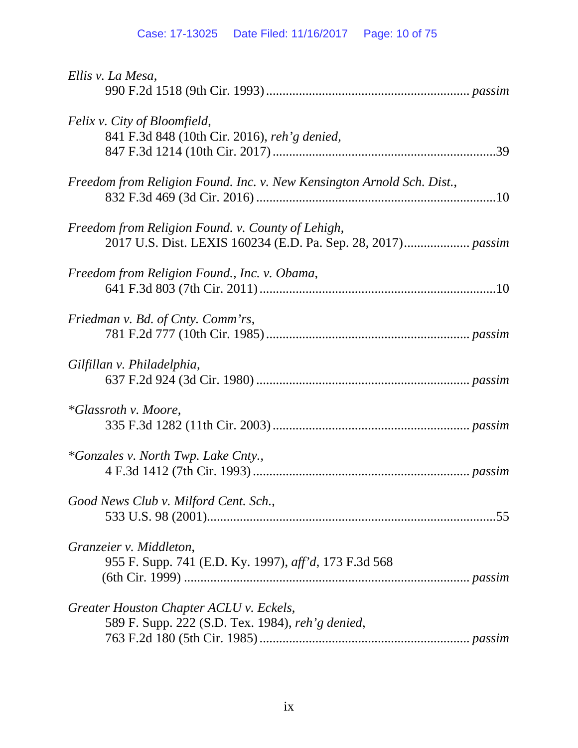*Ellis v. La Mesa*,
990 F.2d 1518 (9th Cir. 1993) ............................................................ *passim*

*Felix v. City of Bloomfield*,
841 F.3d 848 (10th Cir. 2016), *reh'g denied*,
847 F.3d 1214 (10th Cir. 2017) ...................................................................39

*Freedom from Religion Found. Inc. v. New Kensington Arnold Sch. Dist.*,
832 F.3d 469 (3d Cir. 2016) ........................................................................10

*Freedom from Religion Found. v. County of Lehigh*,
2017 U.S. Dist. LEXIS 160234 (E.D. Pa. Sep. 28, 2017).................... *passim*

*Freedom from Religion Found., Inc. v. Obama*,
641 F.3d 803 (7th Cir. 2011) .......................................................................10

*Friedman v. Bd. of Cnty. Comm'rs*,
781 F.2d 777 (10th Cir. 1985) ............................................................ *passim*

*Gilfillan v. Philadelphia*,
637 F.2d 924 (3d Cir. 1980) ................................................................ *passim*

*\*Glassroth v. Moore*,
335 F.3d 1282 (11th Cir. 2003) .......................................................... *passim*

*\*Gonzales v. North Twp. Lake Cnty.*,
4 F.3d 1412 (7th Cir. 1993) ................................................................. *passim*

*Good News Club v. Milford Cent. Sch.*,
533 U.S. 98 (2001)........................................................................................55

*Granzeier v. Middleton*,
955 F. Supp. 741 (E.D. Ky. 1997), *aff'd*, 173 F.3d 568
(6th Cir. 1999) ...................................................................................... *passim*

*Greater Houston Chapter ACLU v. Eckels*,
589 F. Supp. 222 (S.D. Tex. 1984), *reh'g denied*,
763 F.2d 180 (5th Cir. 1985) ............................................................... *passim*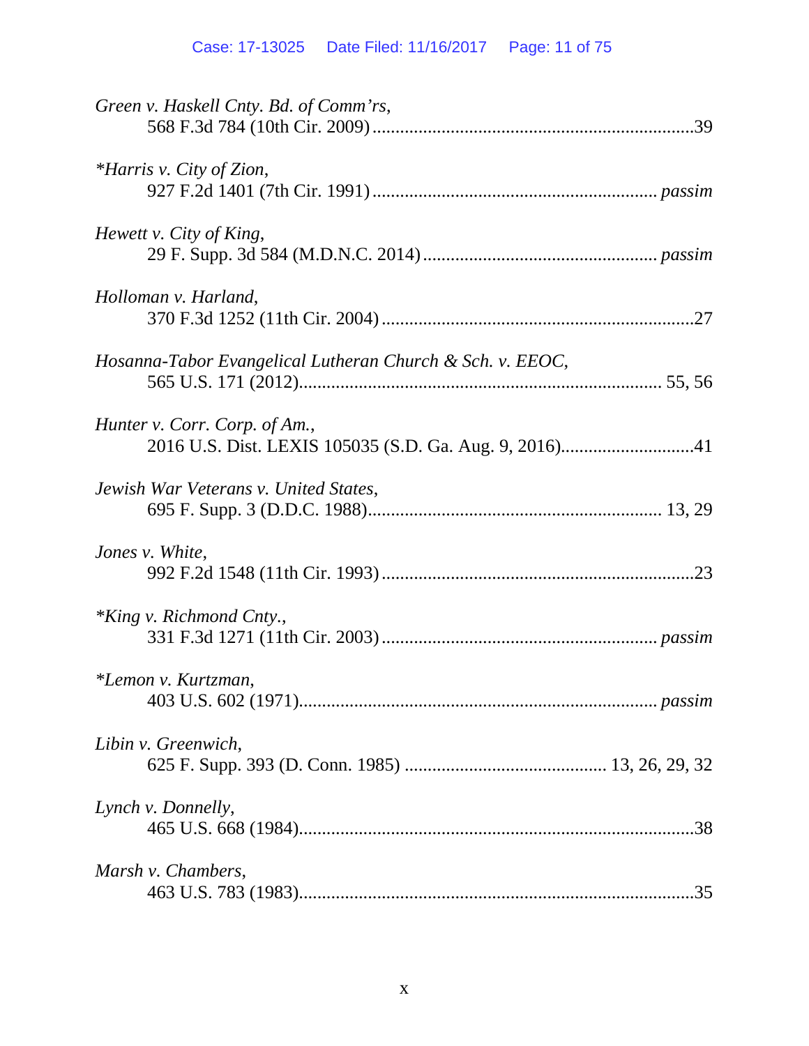*Green v. Haskell Cnty. Bd. of Comm'rs*,
568 F.3d 784 (10th Cir. 2009) ....................................................................39

**Harris v. City of Zion*,
927 F.2d 1401 (7th Cir. 1991) ............................................................ *passim*

*Hewett v. City of King*,
29 F. Supp. 3d 584 (M.D.N.C. 2014) ................................................. *passim*

*Holloman v. Harland*,
370 F.3d 1252 (11th Cir. 2004) ..................................................................27

*Hosanna-Tabor Evangelical Lutheran Church & Sch. v. EEOC*,
565 U.S. 171 (2012)............................................................................. 55, 56

*Hunter v. Corr. Corp. of Am.*,
2016 U.S. Dist. LEXIS 105035 (S.D. Ga. Aug. 9, 2016)............................41

*Jewish War Veterans v. United States*,
695 F. Supp. 3 (D.D.C. 1988)............................................................... 13, 29

*Jones v. White*,
992 F.2d 1548 (11th Cir. 1993) ..................................................................23

**King v. Richmond Cnty.*,
331 F.3d 1271 (11th Cir. 2003) .......................................................... *passim*

**Lemon v. Kurtzman*,
403 U.S. 602 (1971)............................................................................ *passim*

*Libin v. Greenwich*,
625 F. Supp. 393 (D. Conn. 1985) ........................................... 13, 26, 29, 32

*Lynch v. Donnelly*,
465 U.S. 668 (1984)....................................................................................38

*Marsh v. Chambers*,
463 U.S. 783 (1983)....................................................................................35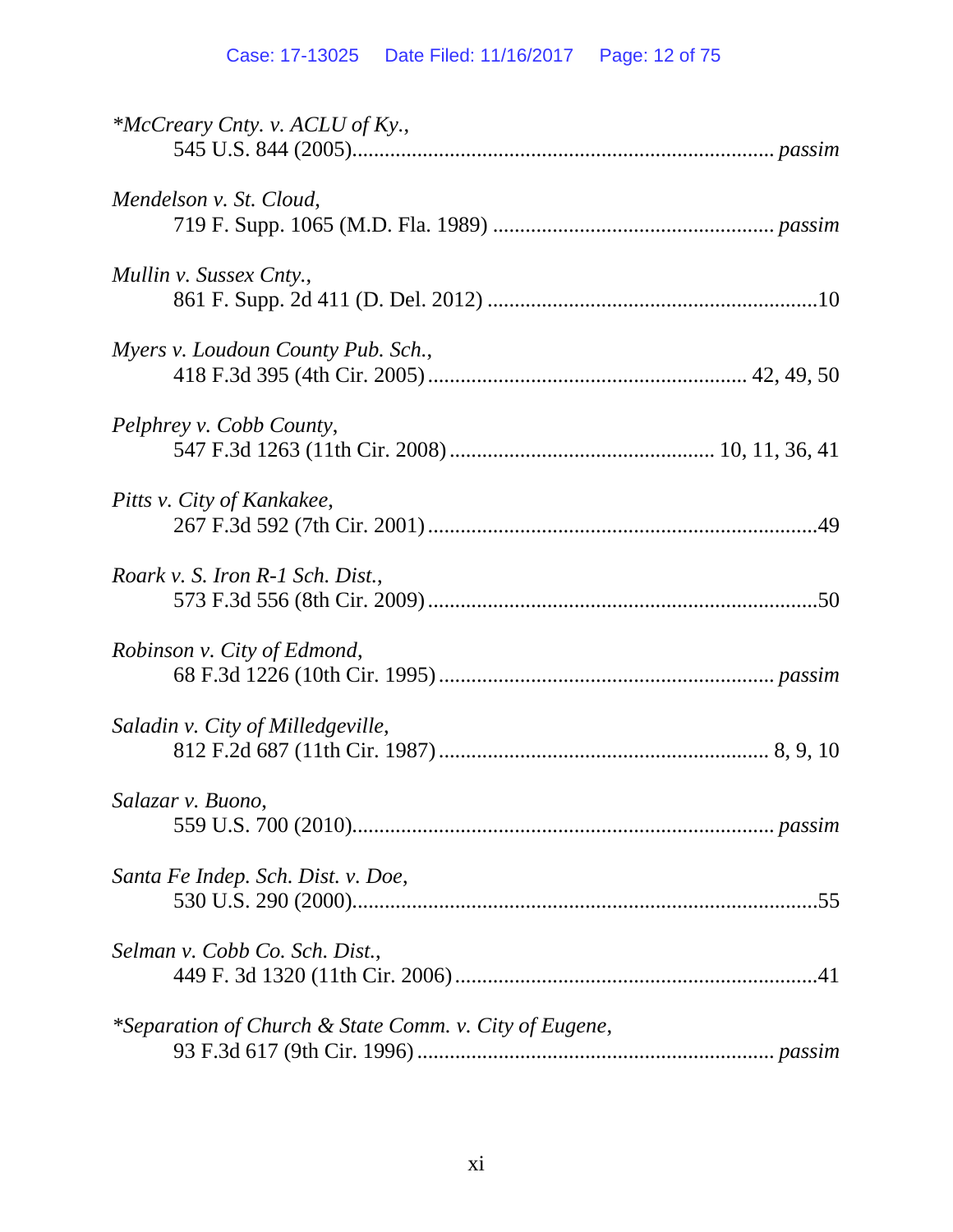*McCreary Cnty. v. ACLU of Ky.*,
545 U.S. 844 (2005)............................................................................ *passim*

*Mendelson v. St. Cloud*,
719 F. Supp. 1065 (M.D. Fla. 1989) .................................................. *passim*

*Mullin v. Sussex Cnty.*,
861 F. Supp. 2d 411 (D. Del. 2012) ............................................................10

*Myers v. Loudoun County Pub. Sch.*,
418 F.3d 395 (4th Cir. 2005)......................................................... 42, 49, 50

*Pelphrey v. Cobb County*,
547 F.3d 1263 (11th Cir. 2008) ................................................ 10, 11, 36, 41

*Pitts v. City of Kankakee*,
267 F.3d 592 (7th Cir. 2001).......................................................................49

*Roark v. S. Iron R-1 Sch. Dist.*,
573 F.3d 556 (8th Cir. 2009).......................................................................50

*Robinson v. City of Edmond*,
68 F.3d 1226 (10th Cir. 1995)............................................................ *passim*

*Saladin v. City of Milledgeville*,
812 F.2d 687 (11th Cir. 1987)........................................................... 8, 9, 10

*Salazar v. Buono*,
559 U.S. 700 (2010)............................................................................ *passim*

*Santa Fe Indep. Sch. Dist. v. Doe*,
530 U.S. 290 (2000).....................................................................................55

*Selman v. Cobb Co. Sch. Dist.*,
449 F. 3d 1320 (11th Cir. 2006)..................................................................41

*Separation of Church & State Comm. v. City of Eugene*,
93 F.3d 617 (9th Cir. 1996) ................................................................ *passim*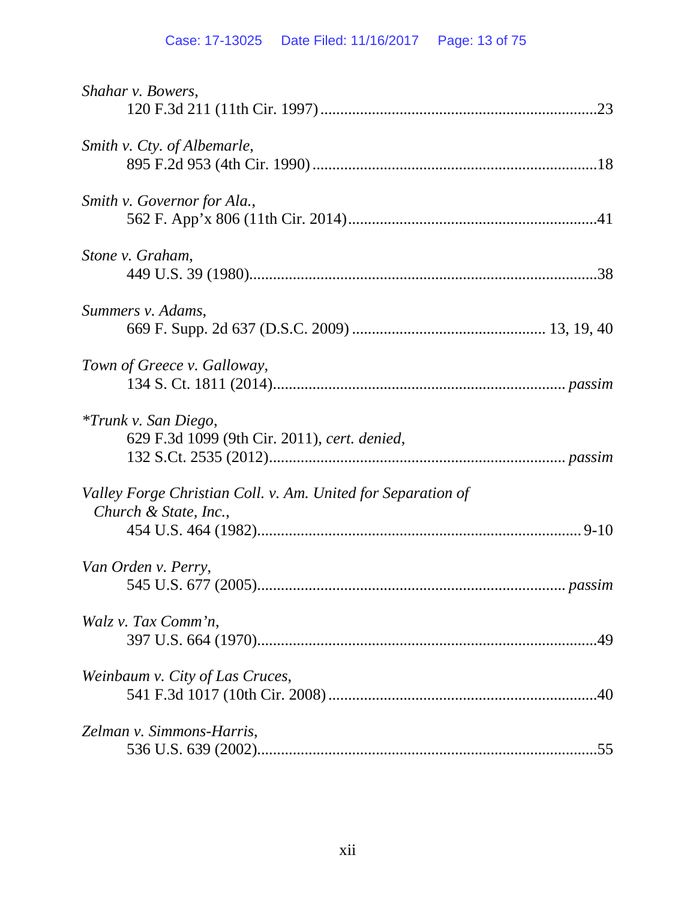*Shahar v. Bowers*,
120 F.3d 211 (11th Cir. 1997) .....................................................................23

*Smith v. Cty. of Albemarle*,
895 F.2d 953 (4th Cir. 1990) .......................................................................18

*Smith v. Governor for Ala.*,
562 F. App'x 806 (11th Cir. 2014) ..............................................................41

*Stone v. Graham*,
449 U.S. 39 (1980).......................................................................................38

*Summers v. Adams*,
669 F. Supp. 2d 637 (D.S.C. 2009) ................................................ 13, 19, 40

*Town of Greece v. Galloway*,
134 S. Ct. 1811 (2014)......................................................................... *passim*

*\*Trunk v. San Diego*,
629 F.3d 1099 (9th Cir. 2011), *cert. denied*,
132 S.Ct. 2535 (2012).......................................................................... *passim*

*Valley Forge Christian Coll. v. Am. United for Separation of Church & State, Inc.*,
454 U.S. 464 (1982)................................................................................. 9-10

*Van Orden v. Perry*,
545 U.S. 677 (2005)............................................................................ *passim*

*Walz v. Tax Comm'n*,
397 U.S. 664 (1970).....................................................................................49

*Weinbaum v. City of Las Cruces*,
541 F.3d 1017 (10th Cir. 2008) ...................................................................40

*Zelman v. Simmons-Harris*,
536 U.S. 639 (2002).....................................................................................55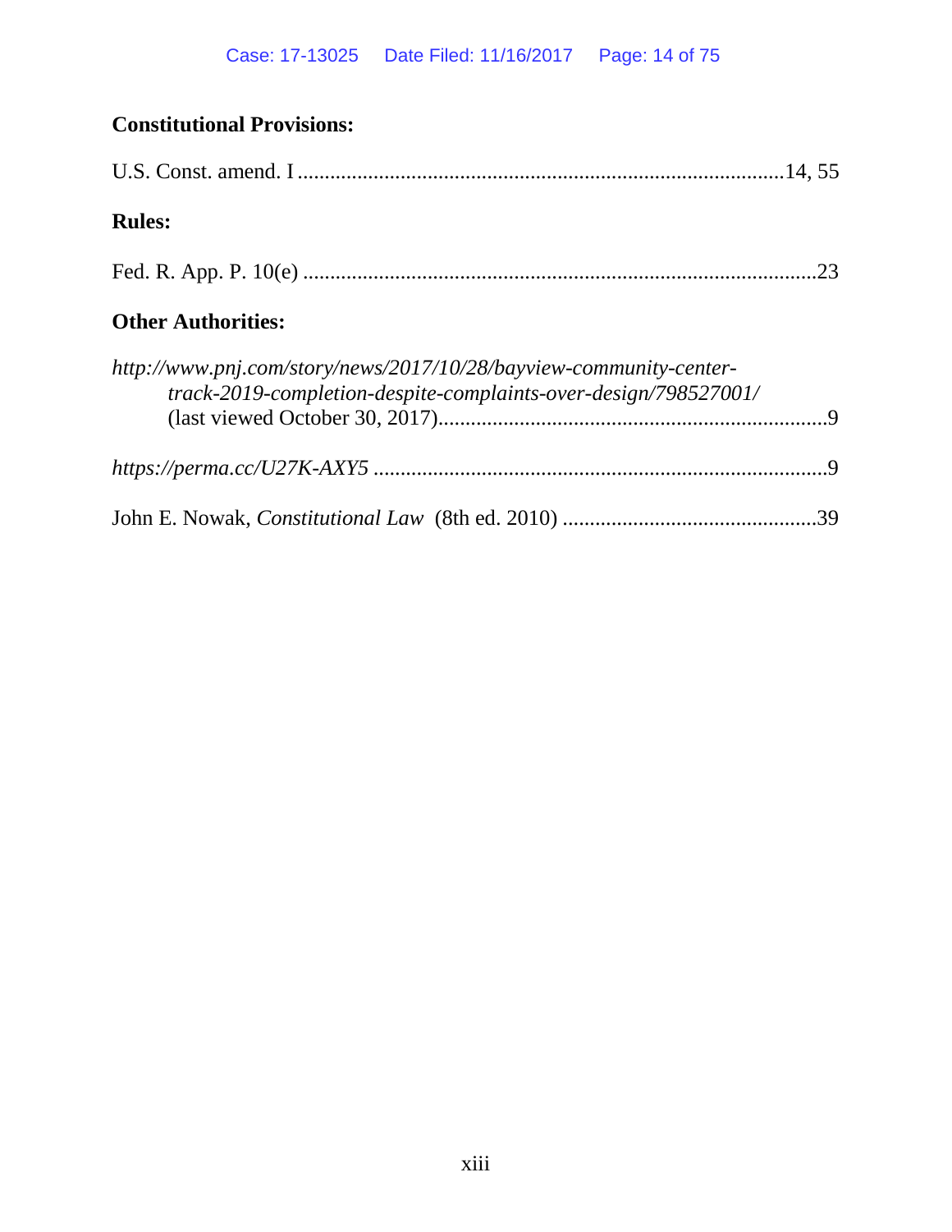**Constitutional Provisions:**

U.S. Const. amend. I ........................................................................................14, 55

**Rules:**

Fed. R. App. P. 10(e) ..............................................................................................23

**Other Authorities:**

*http://www.pnj.com/story/news/2017/10/28/bayview-community-center-track-2019-completion-despite-complaints-over-design/798527001/* (last viewed October 30, 2017).......................................................................9

*https://perma.cc/U27K-AXY5* ...................................................................................9

John E. Nowak, *Constitutional Law* (8th ed. 2010) ...............................................39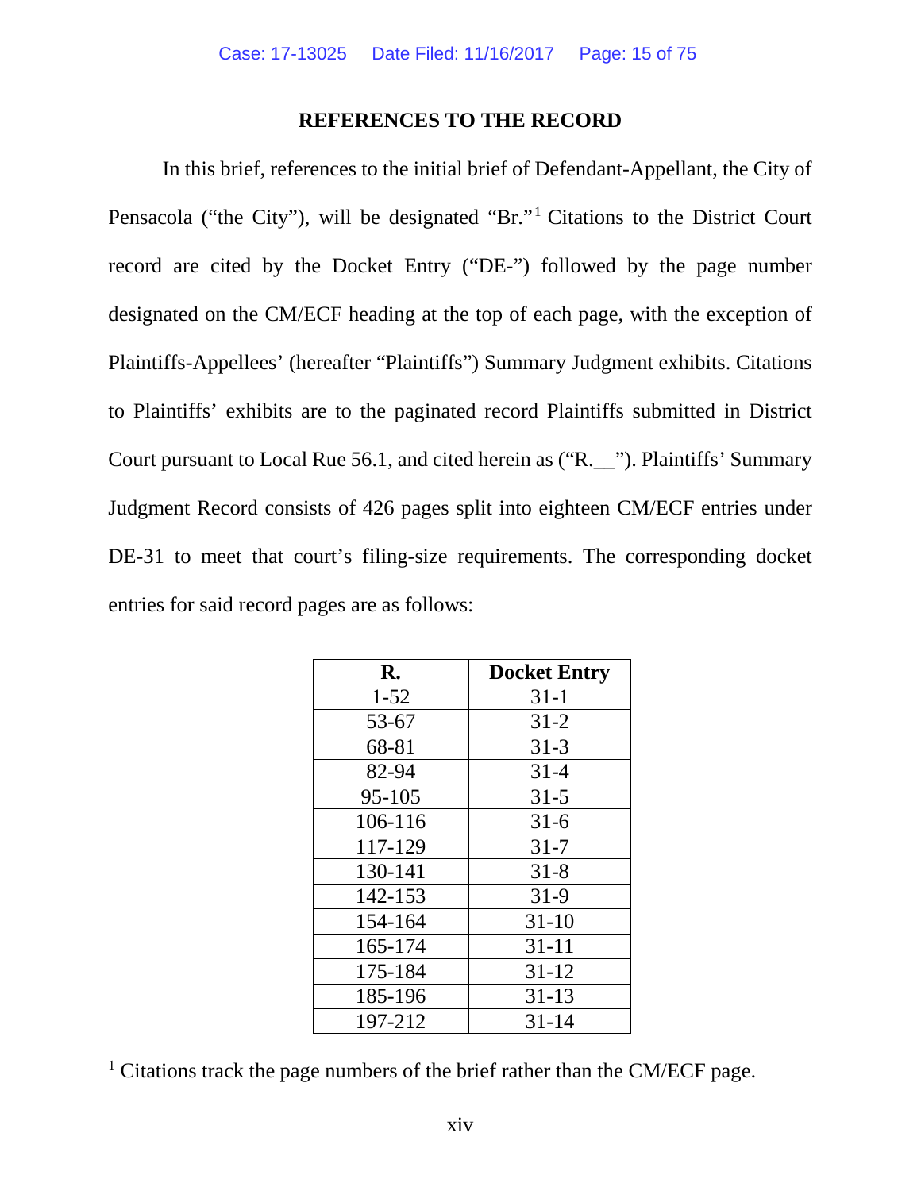## REFERENCES TO THE RECORD

In this brief, references to the initial brief of Defendant-Appellant, the City of Pensacola ("the City"), will be designated "Br."[1] Citations to the District Court record are cited by the Docket Entry ("DE-") followed by the page number designated on the CM/ECF heading at the top of each page, with the exception of Plaintiffs-Appellees' (hereafter "Plaintiffs") Summary Judgment exhibits. Citations to Plaintiffs' exhibits are to the paginated record Plaintiffs submitted in District Court pursuant to Local Rue 56.1, and cited herein as ("R.__"). Plaintiffs' Summary Judgment Record consists of 426 pages split into eighteen CM/ECF entries under DE-31 to meet that court's filing-size requirements. The corresponding docket entries for said record pages are as follows:

| R. | Docket Entry |
|---|---|
| 1-52 | 31-1 |
| 53-67 | 31-2 |
| 68-81 | 31-3 |
| 82-94 | 31-4 |
| 95-105 | 31-5 |
| 106-116 | 31-6 |
| 117-129 | 31-7 |
| 130-141 | 31-8 |
| 142-153 | 31-9 |
| 154-164 | 31-10 |
| 165-174 | 31-11 |
| 175-184 | 31-12 |
| 185-196 | 31-13 |
| 197-212 | 31-14 |

[1] Citations track the page numbers of the brief rather than the CM/ECF page.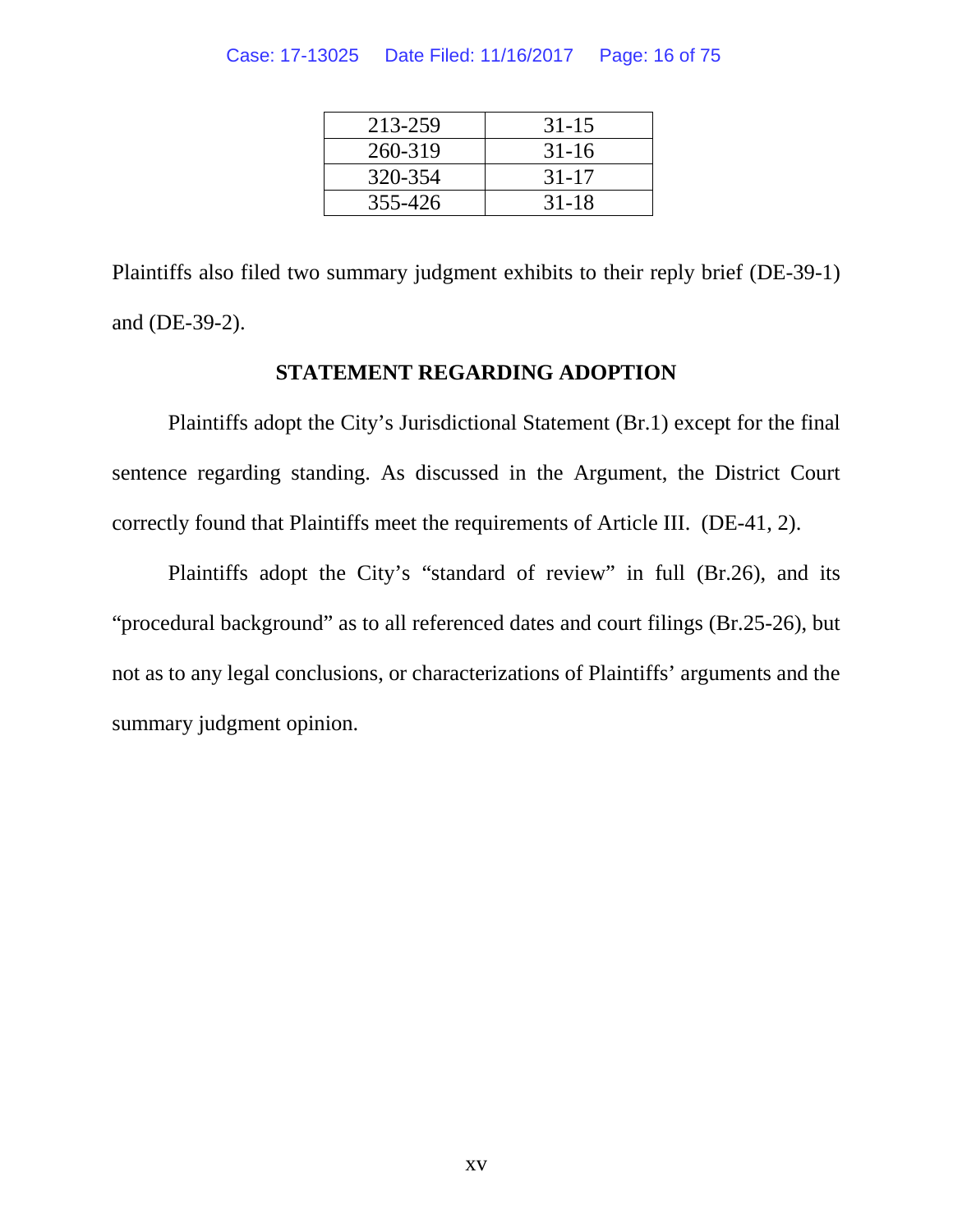| 213-259 | 31-15 |
|---|---|
| 260-319 | 31-16 |
| 320-354 | 31-17 |
| 355-426 | 31-18 |

Plaintiffs also filed two summary judgment exhibits to their reply brief (DE-39-1) and (DE-39-2).

## STATEMENT REGARDING ADOPTION

Plaintiffs adopt the City's Jurisdictional Statement (Br.1) except for the final sentence regarding standing. As discussed in the Argument, the District Court correctly found that Plaintiffs meet the requirements of Article III. (DE-41, 2).

Plaintiffs adopt the City's "standard of review" in full (Br.26), and its "procedural background" as to all referenced dates and court filings (Br.25-26), but not as to any legal conclusions, or characterizations of Plaintiffs' arguments and the summary judgment opinion.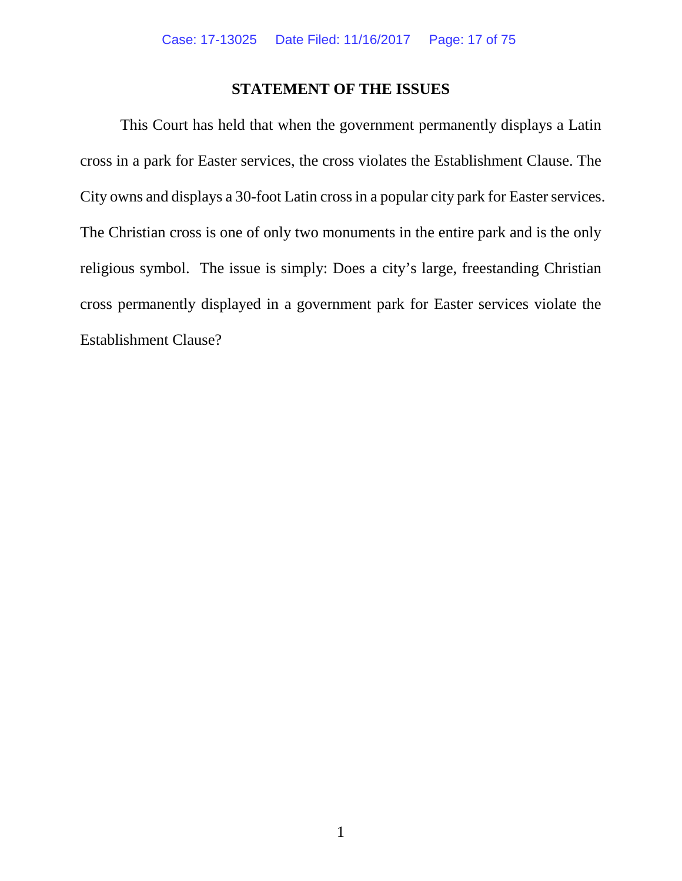## STATEMENT OF THE ISSUES

This Court has held that when the government permanently displays a Latin cross in a park for Easter services, the cross violates the Establishment Clause. The City owns and displays a 30-foot Latin cross in a popular city park for Easter services. The Christian cross is one of only two monuments in the entire park and is the only religious symbol. The issue is simply: Does a city's large, freestanding Christian cross permanently displayed in a government park for Easter services violate the Establishment Clause?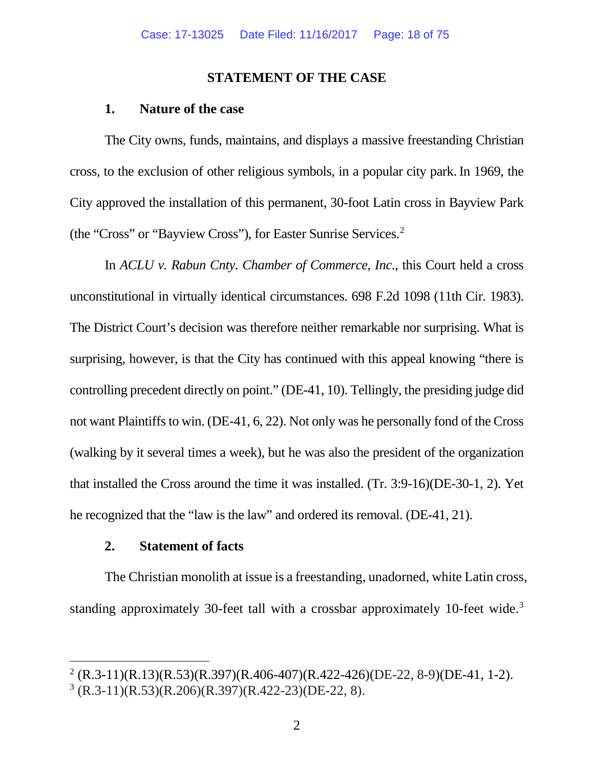## STATEMENT OF THE CASE

### 1. Nature of the case

The City owns, funds, maintains, and displays a massive freestanding Christian cross, to the exclusion of other religious symbols, in a popular city park. In 1969, the City approved the installation of this permanent, 30-foot Latin cross in Bayview Park (the "Cross" or "Bayview Cross"), for Easter Sunrise Services.[2]

In *ACLU v. Rabun Cnty. Chamber of Commerce, Inc*., this Court held a cross unconstitutional in virtually identical circumstances. 698 F.2d 1098 (11th Cir. 1983). The District Court's decision was therefore neither remarkable nor surprising. What is surprising, however, is that the City has continued with this appeal knowing "there is controlling precedent directly on point." (DE-41, 10). Tellingly, the presiding judge did not want Plaintiffs to win. (DE-41, 6, 22). Not only was he personally fond of the Cross (walking by it several times a week), but he was also the president of the organization that installed the Cross around the time it was installed. (Tr. 3:9-16)(DE-30-1, 2). Yet he recognized that the "law is the law" and ordered its removal. (DE-41, 21).

### 2. Statement of facts

The Christian monolith at issue is a freestanding, unadorned, white Latin cross, standing approximately 30-feet tall with a crossbar approximately 10-feet wide.[3]

---

[2] (R.3-11)(R.13)(R.53)(R.397)(R.406-407)(R.422-426)(DE-22, 8-9)(DE-41, 1-2).

[3] (R.3-11)(R.53)(R.206)(R.397)(R.422-23)(DE-22, 8).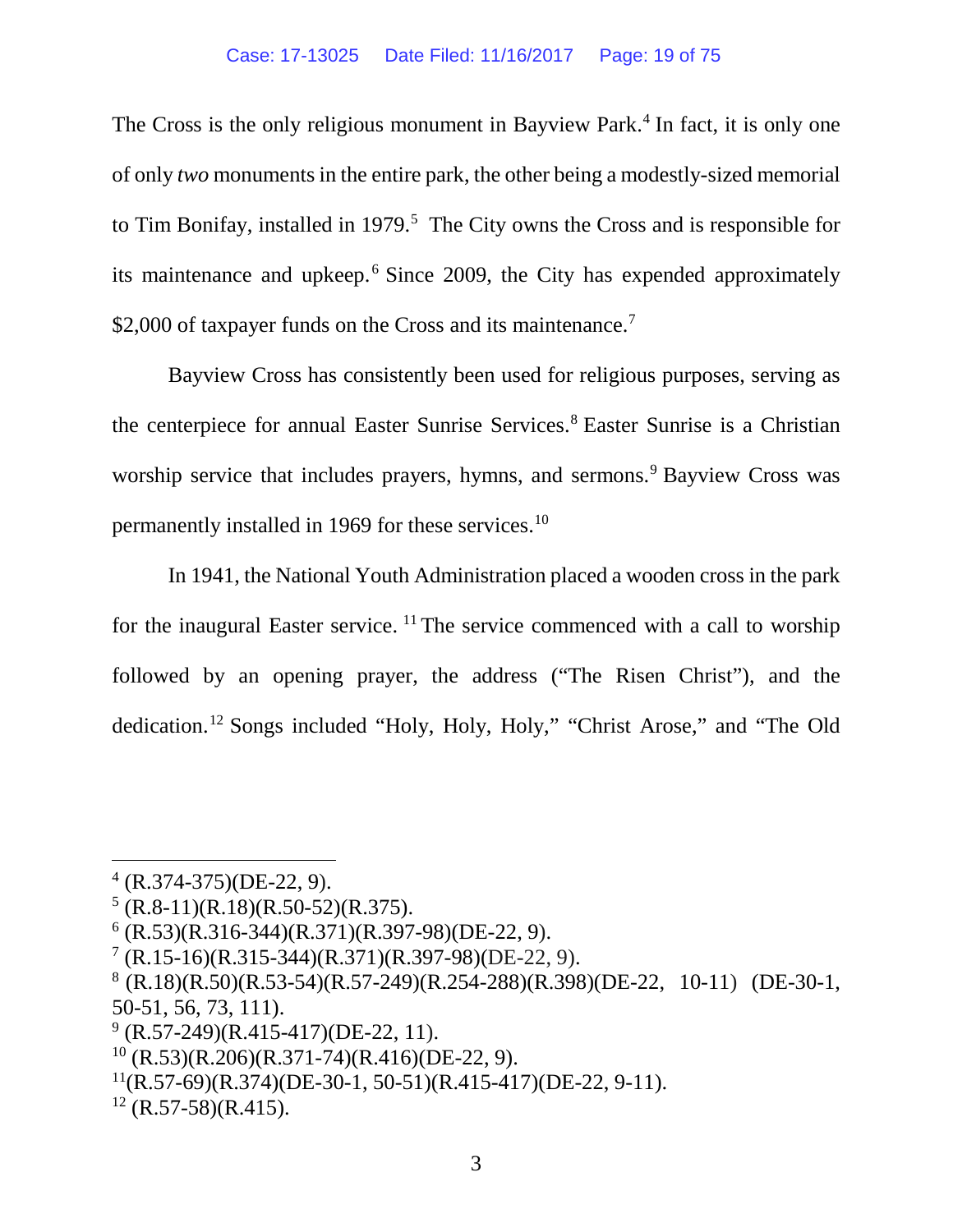The Cross is the only religious monument in Bayview Park.[4] In fact, it is only one of only *two* monuments in the entire park, the other being a modestly-sized memorial to Tim Bonifay, installed in 1979.[5] The City owns the Cross and is responsible for its maintenance and upkeep.[6] Since 2009, the City has expended approximately $2,000 of taxpayer funds on the Cross and its maintenance.[7]

Bayview Cross has consistently been used for religious purposes, serving as the centerpiece for annual Easter Sunrise Services.[8] Easter Sunrise is a Christian worship service that includes prayers, hymns, and sermons.[9] Bayview Cross was permanently installed in 1969 for these services.[10]

In 1941, the National Youth Administration placed a wooden cross in the park for the inaugural Easter service.[11] The service commenced with a call to worship followed by an opening prayer, the address ("The Risen Christ"), and the dedication.[12] Songs included "Holy, Holy, Holy," "Christ Arose," and "The Old

---

[4] (R.374-375)(DE-22, 9).

[5] (R.8-11)(R.18)(R.50-52)(R.375).

[6] (R.53)(R.316-344)(R.371)(R.397-98)(DE-22, 9).

[7] (R.15-16)(R.315-344)(R.371)(R.397-98)(DE-22, 9).

[8] (R.18)(R.50)(R.53-54)(R.57-249)(R.254-288)(R.398)(DE-22, 10-11) (DE-30-1, 50-51, 56, 73, 111).

[9] (R.57-249)(R.415-417)(DE-22, 11).

[10] (R.53)(R.206)(R.371-74)(R.416)(DE-22, 9).

[11] (R.57-69)(R.374)(DE-30-1, 50-51)(R.415-417)(DE-22, 9-11).

[12] (R.57-58)(R.415).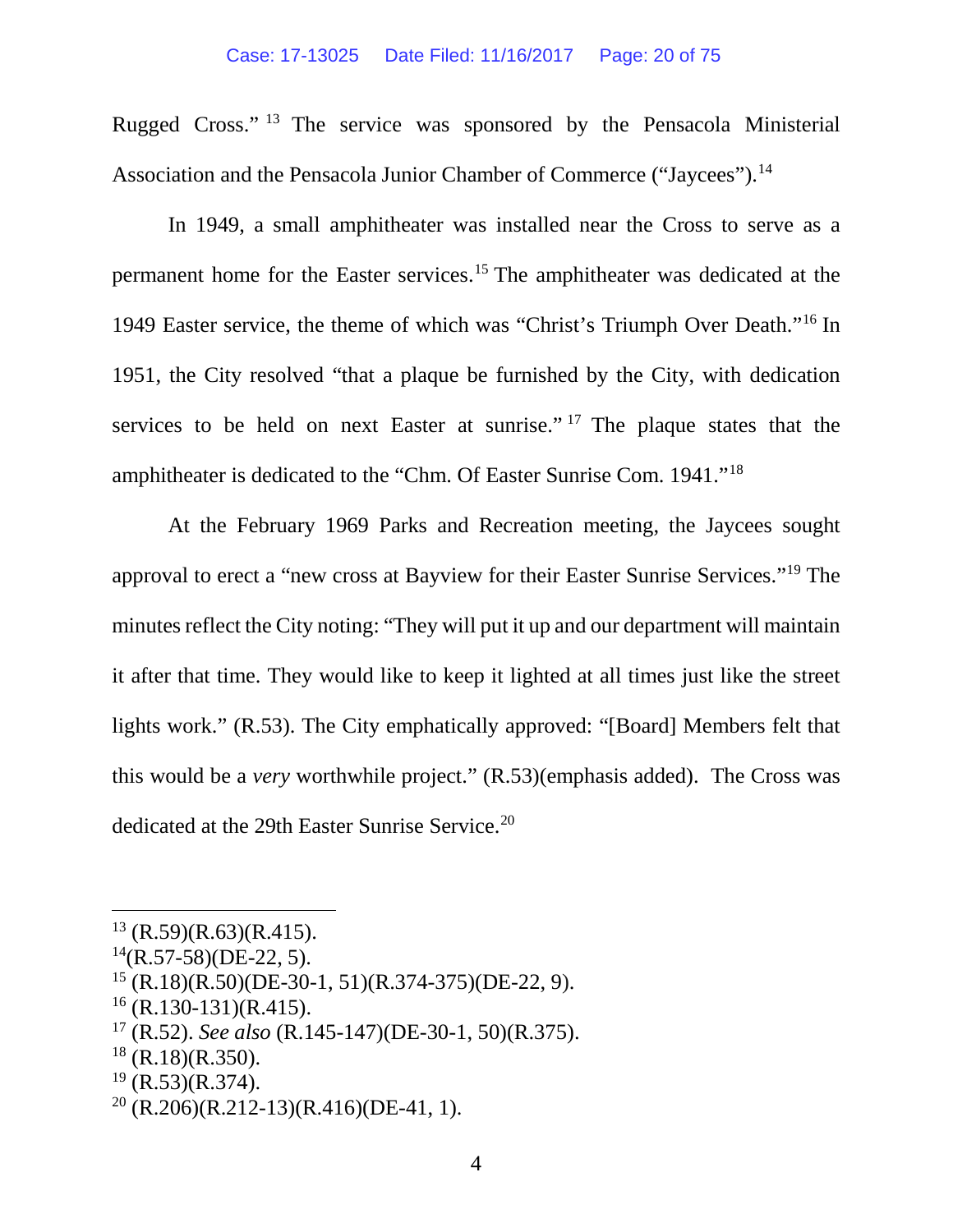Rugged Cross."[13] The service was sponsored by the Pensacola Ministerial Association and the Pensacola Junior Chamber of Commerce ("Jaycees").[14]

In 1949, a small amphitheater was installed near the Cross to serve as a permanent home for the Easter services.[15] The amphitheater was dedicated at the 1949 Easter service, the theme of which was "Christ's Triumph Over Death."[16] In 1951, the City resolved "that a plaque be furnished by the City, with dedication services to be held on next Easter at sunrise."[17] The plaque states that the amphitheater is dedicated to the "Chm. Of Easter Sunrise Com. 1941."[18]

At the February 1969 Parks and Recreation meeting, the Jaycees sought approval to erect a "new cross at Bayview for their Easter Sunrise Services."[19] The minutes reflect the City noting: "They will put it up and our department will maintain it after that time. They would like to keep it lighted at all times just like the street lights work." (R.53). The City emphatically approved: "[Board] Members felt that this would be a *very* worthwhile project." (R.53)(emphasis added). The Cross was dedicated at the 29th Easter Sunrise Service.[20]

---

[13] (R.59)(R.63)(R.415).

[14] (R.57-58)(DE-22, 5).

[15] (R.18)(R.50)(DE-30-1, 51)(R.374-375)(DE-22, 9).

[16] (R.130-131)(R.415).

[17] (R.52). *See also* (R.145-147)(DE-30-1, 50)(R.375).

[18] (R.18)(R.350).

[19] (R.53)(R.374).

[20] (R.206)(R.212-13)(R.416)(DE-41, 1).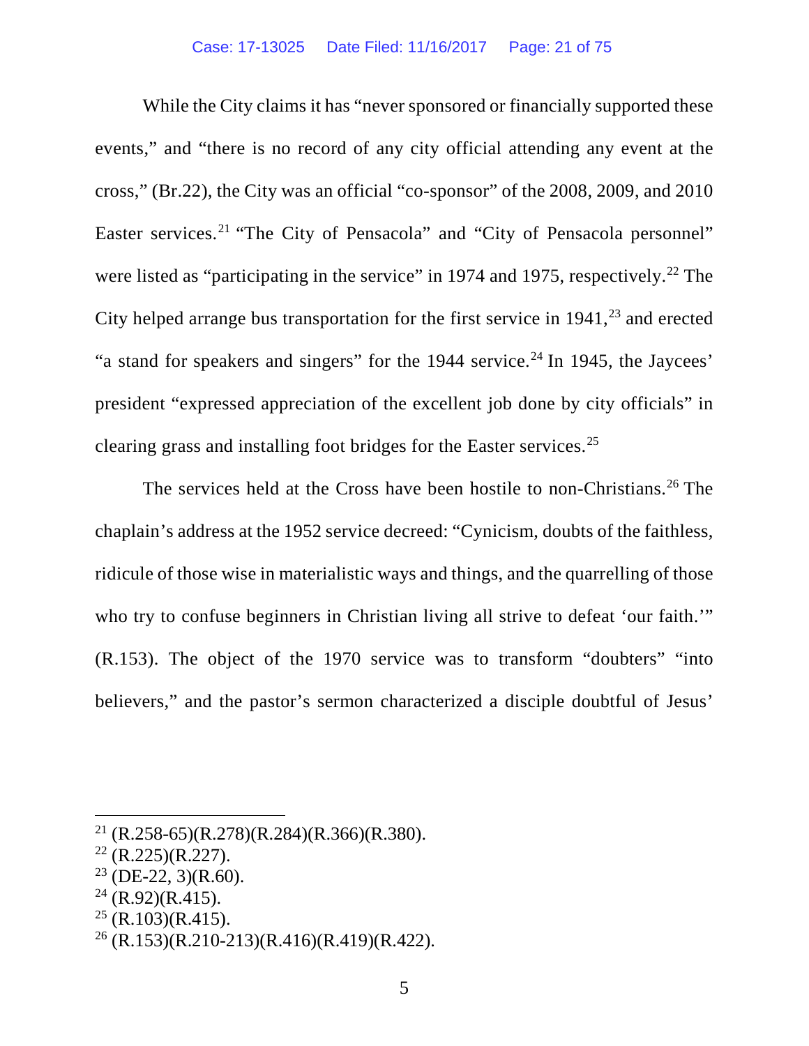While the City claims it has "never sponsored or financially supported these events," and "there is no record of any city official attending any event at the cross," (Br.22), the City was an official "co-sponsor" of the 2008, 2009, and 2010 Easter services.[21] "The City of Pensacola" and "City of Pensacola personnel" were listed as "participating in the service" in 1974 and 1975, respectively.[22] The City helped arrange bus transportation for the first service in 1941,[23] and erected "a stand for speakers and singers" for the 1944 service.[24] In 1945, the Jaycees' president "expressed appreciation of the excellent job done by city officials" in clearing grass and installing foot bridges for the Easter services.[25]

The services held at the Cross have been hostile to non-Christians.[26] The chaplain's address at the 1952 service decreed: "Cynicism, doubts of the faithless, ridicule of those wise in materialistic ways and things, and the quarrelling of those who try to confuse beginners in Christian living all strive to defeat 'our faith.'" (R.153). The object of the 1970 service was to transform "doubters" "into believers," and the pastor's sermon characterized a disciple doubtful of Jesus'

---

[21] (R.258-65)(R.278)(R.284)(R.366)(R.380).

[22] (R.225)(R.227).

[23] (DE-22, 3)(R.60).

[24] (R.92)(R.415).

[25] (R.103)(R.415).

[26] (R.153)(R.210-213)(R.416)(R.419)(R.422).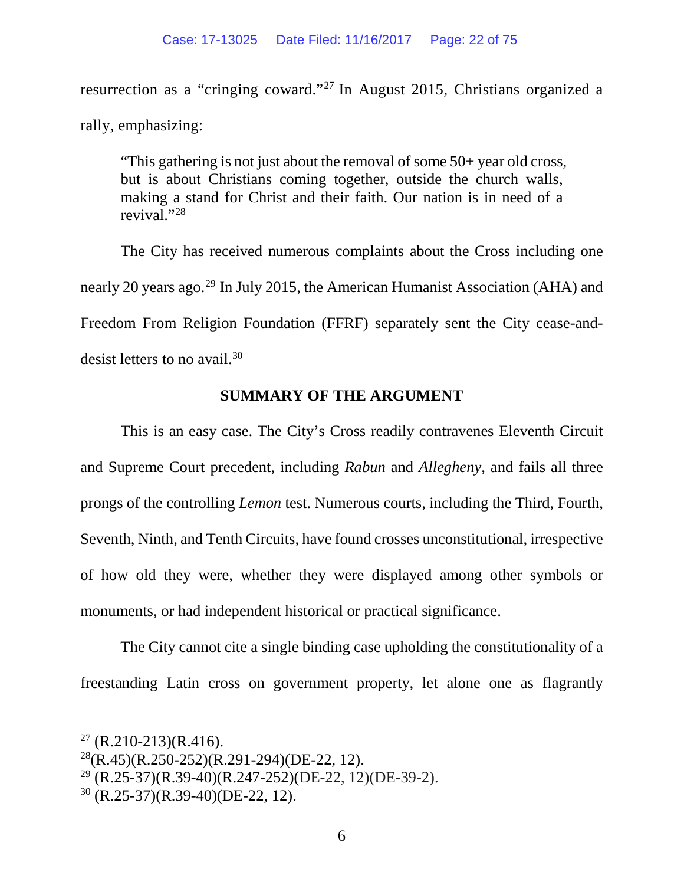resurrection as a "cringing coward."[27] In August 2015, Christians organized a rally, emphasizing:

> "This gathering is not just about the removal of some 50+ year old cross, but is about Christians coming together, outside the church walls, making a stand for Christ and their faith. Our nation is in need of a revival."[28]

The City has received numerous complaints about the Cross including one nearly 20 years ago.[29] In July 2015, the American Humanist Association (AHA) and Freedom From Religion Foundation (FFRF) separately sent the City cease-and-desist letters to no avail.[30]

## SUMMARY OF THE ARGUMENT

This is an easy case. The City's Cross readily contravenes Eleventh Circuit and Supreme Court precedent, including *Rabun* and *Allegheny*, and fails all three prongs of the controlling *Lemon* test. Numerous courts, including the Third, Fourth, Seventh, Ninth, and Tenth Circuits, have found crosses unconstitutional, irrespective of how old they were, whether they were displayed among other symbols or monuments, or had independent historical or practical significance.

The City cannot cite a single binding case upholding the constitutionality of a freestanding Latin cross on government property, let alone one as flagrantly

---

[27] (R.210-213)(R.416).

[28](R.45)(R.250-252)(R.291-294)(DE-22, 12).

[29] (R.25-37)(R.39-40)(R.247-252)(DE-22, 12)(DE-39-2).

[30] (R.25-37)(R.39-40)(DE-22, 12).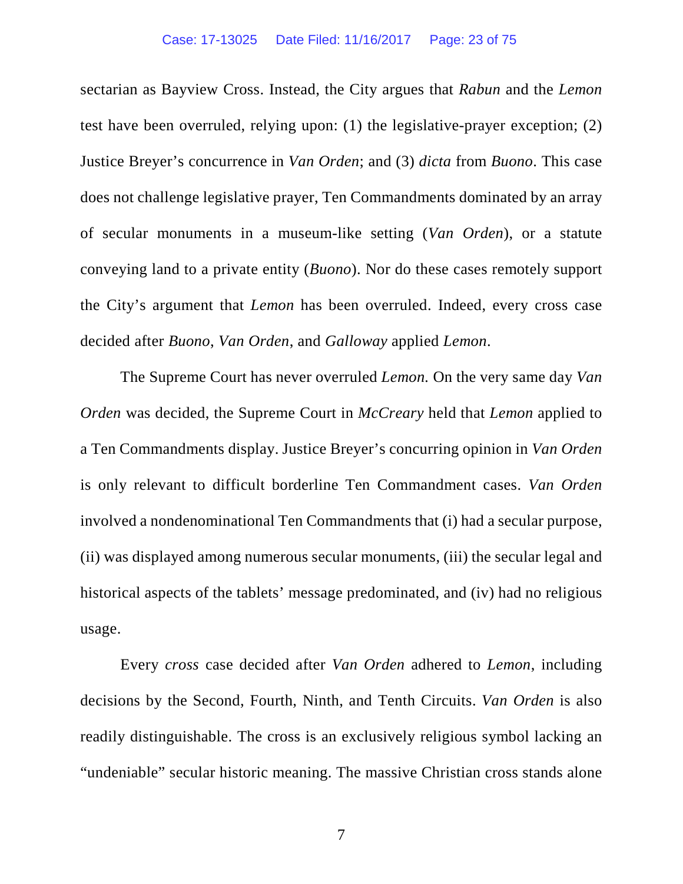sectarian as Bayview Cross. Instead, the City argues that *Rabun* and the *Lemon* test have been overruled, relying upon: (1) the legislative-prayer exception; (2) Justice Breyer's concurrence in *Van Orden*; and (3) *dicta* from *Buono*. This case does not challenge legislative prayer, Ten Commandments dominated by an array of secular monuments in a museum-like setting (*Van Orden*), or a statute conveying land to a private entity (*Buono*). Nor do these cases remotely support the City's argument that *Lemon* has been overruled. Indeed, every cross case decided after *Buono*, *Van Orden*, and *Galloway* applied *Lemon*.

The Supreme Court has never overruled *Lemon.* On the very same day *Van Orden* was decided, the Supreme Court in *McCreary* held that *Lemon* applied to a Ten Commandments display. Justice Breyer's concurring opinion in *Van Orden* is only relevant to difficult borderline Ten Commandment cases. *Van Orden* involved a nondenominational Ten Commandments that (i) had a secular purpose, (ii) was displayed among numerous secular monuments, (iii) the secular legal and historical aspects of the tablets' message predominated, and (iv) had no religious usage.

Every *cross* case decided after *Van Orden* adhered to *Lemon*, including decisions by the Second, Fourth, Ninth, and Tenth Circuits. *Van Orden* is also readily distinguishable. The cross is an exclusively religious symbol lacking an "undeniable" secular historic meaning. The massive Christian cross stands alone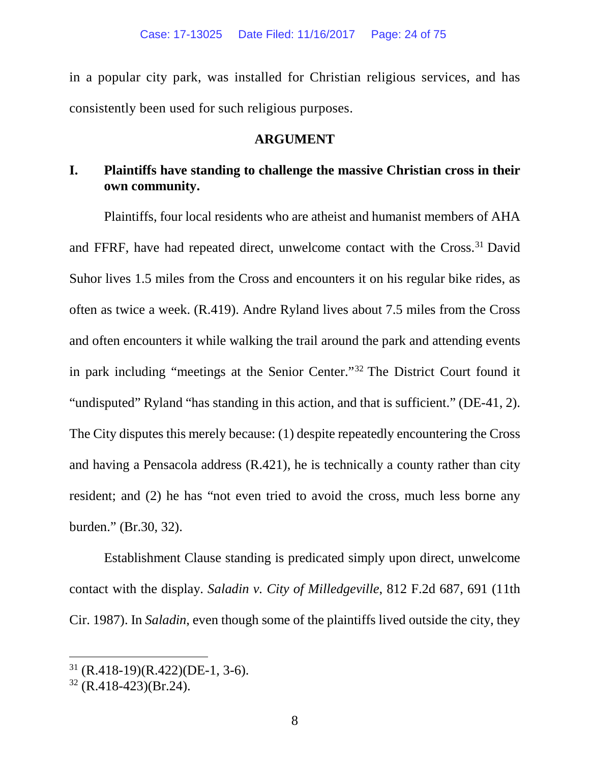in a popular city park, was installed for Christian religious services, and has consistently been used for such religious purposes.

## ARGUMENT

### I. Plaintiffs have standing to challenge the massive Christian cross in their own community.

Plaintiffs, four local residents who are atheist and humanist members of AHA and FFRF, have had repeated direct, unwelcome contact with the Cross.[31] David Suhor lives 1.5 miles from the Cross and encounters it on his regular bike rides, as often as twice a week. (R.419). Andre Ryland lives about 7.5 miles from the Cross and often encounters it while walking the trail around the park and attending events in park including "meetings at the Senior Center."[32] The District Court found it "undisputed" Ryland "has standing in this action, and that is sufficient." (DE-41, 2). The City disputes this merely because: (1) despite repeatedly encountering the Cross and having a Pensacola address (R.421), he is technically a county rather than city resident; and (2) he has "not even tried to avoid the cross, much less borne any burden." (Br.30, 32).

Establishment Clause standing is predicated simply upon direct, unwelcome contact with the display. *Saladin v. City of Milledgeville*, 812 F.2d 687, 691 (11th Cir. 1987). In *Saladin*, even though some of the plaintiffs lived outside the city, they

---

[31] (R.418-19)(R.422)(DE-1, 3-6).

[32] (R.418-423)(Br.24).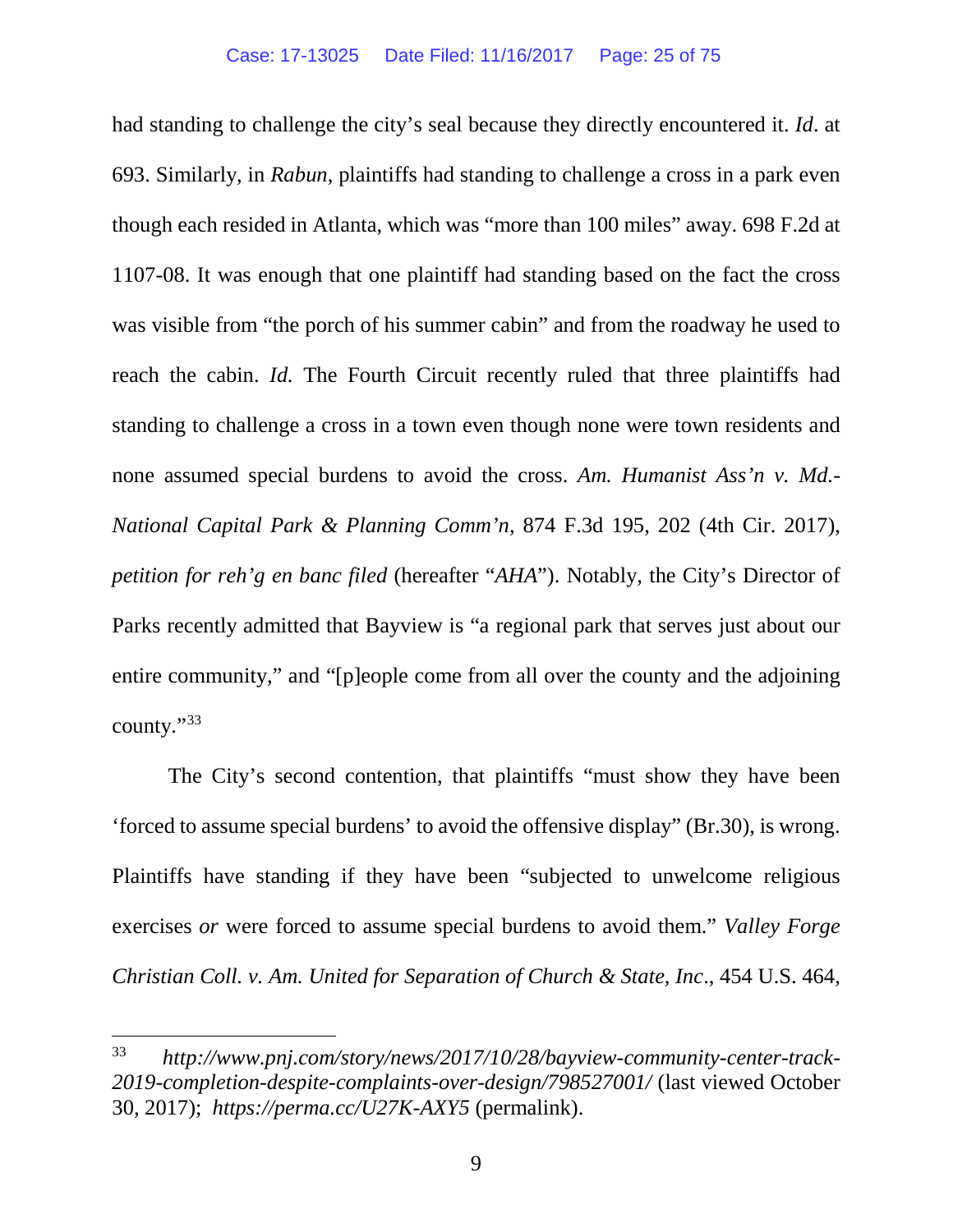had standing to challenge the city's seal because they directly encountered it. *Id*. at 693. Similarly, in *Rabun*, plaintiffs had standing to challenge a cross in a park even though each resided in Atlanta, which was "more than 100 miles" away. 698 F.2d at 1107-08. It was enough that one plaintiff had standing based on the fact the cross was visible from "the porch of his summer cabin" and from the roadway he used to reach the cabin. *Id.* The Fourth Circuit recently ruled that three plaintiffs had standing to challenge a cross in a town even though none were town residents and none assumed special burdens to avoid the cross. *Am. Humanist Ass'n v. Md.-National Capital Park & Planning Comm'n*, 874 F.3d 195, 202 (4th Cir. 2017), *petition for reh'g en banc filed* (hereafter "*AHA*"). Notably, the City's Director of Parks recently admitted that Bayview is "a regional park that serves just about our entire community," and "[p]eople come from all over the county and the adjoining county."[33]

The City's second contention, that plaintiffs "must show they have been 'forced to assume special burdens' to avoid the offensive display" (Br.30), is wrong. Plaintiffs have standing if they have been "subjected to unwelcome religious exercises *or* were forced to assume special burdens to avoid them." *Valley Forge Christian Coll. v. Am. United for Separation of Church & State, Inc*., 454 U.S. 464,

---

[33] *http://www.pnj.com/story/news/2017/10/28/bayview-community-center-track-2019-completion-despite-complaints-over-design/798527001/* (last viewed October 30, 2017); *https://perma.cc/U27K-AXY5* (permalink).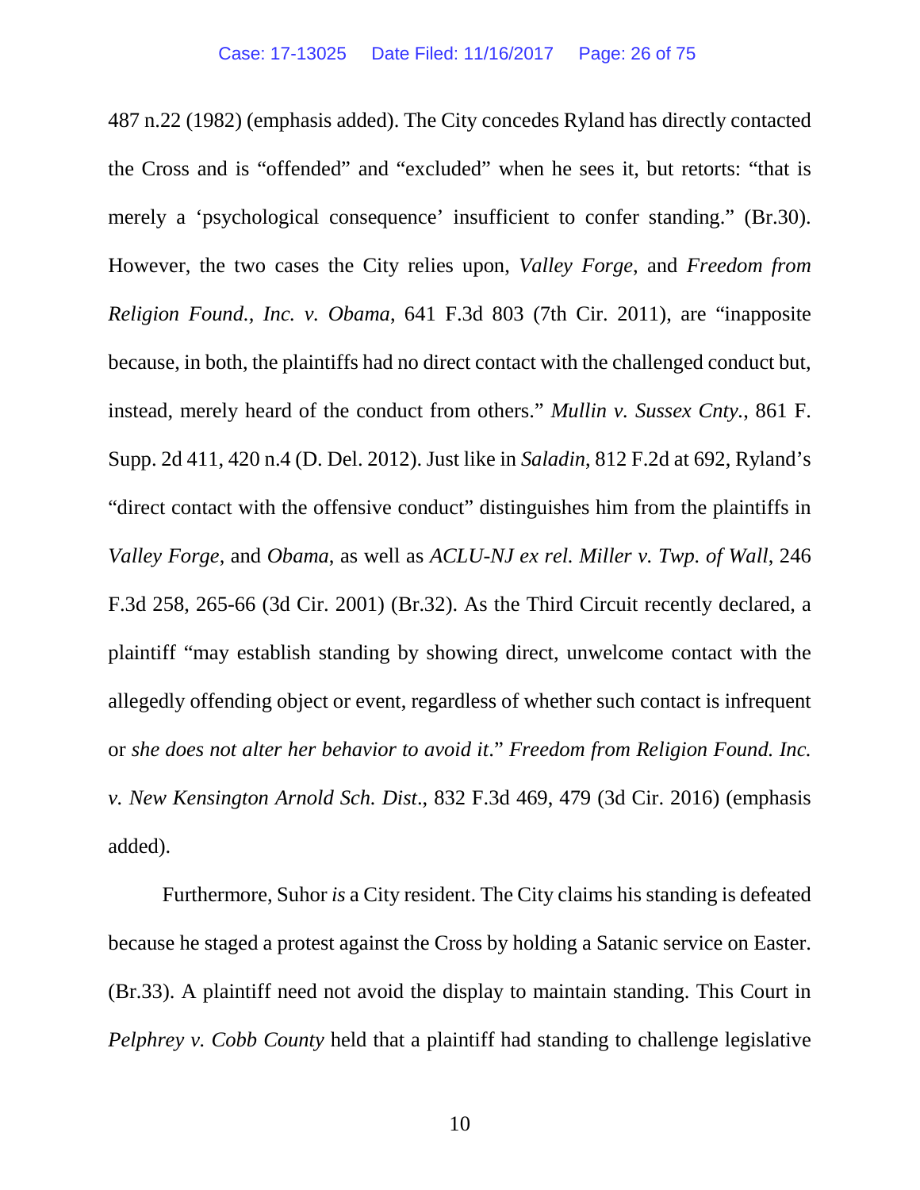487 n.22 (1982) (emphasis added). The City concedes Ryland has directly contacted the Cross and is "offended" and "excluded" when he sees it, but retorts: "that is merely a 'psychological consequence' insufficient to confer standing." (Br.30). However, the two cases the City relies upon, *Valley Forge*, and *Freedom from Religion Found., Inc. v. Obama*, 641 F.3d 803 (7th Cir. 2011), are "inapposite because, in both, the plaintiffs had no direct contact with the challenged conduct but, instead, merely heard of the conduct from others." *Mullin v. Sussex Cnty.*, 861 F. Supp. 2d 411, 420 n.4 (D. Del. 2012). Just like in *Saladin*, 812 F.2d at 692, Ryland's "direct contact with the offensive conduct" distinguishes him from the plaintiffs in *Valley Forge*, and *Obama*, as well as *ACLU-NJ ex rel. Miller v. Twp. of Wall*, 246 F.3d 258, 265-66 (3d Cir. 2001) (Br.32). As the Third Circuit recently declared, a plaintiff "may establish standing by showing direct, unwelcome contact with the allegedly offending object or event, regardless of whether such contact is infrequent or *she does not alter her behavior to avoid it*." *Freedom from Religion Found. Inc. v. New Kensington Arnold Sch. Dist*., 832 F.3d 469, 479 (3d Cir. 2016) (emphasis added).

Furthermore, Suhor *is* a City resident. The City claims his standing is defeated because he staged a protest against the Cross by holding a Satanic service on Easter. (Br.33). A plaintiff need not avoid the display to maintain standing. This Court in *Pelphrey v. Cobb County* held that a plaintiff had standing to challenge legislative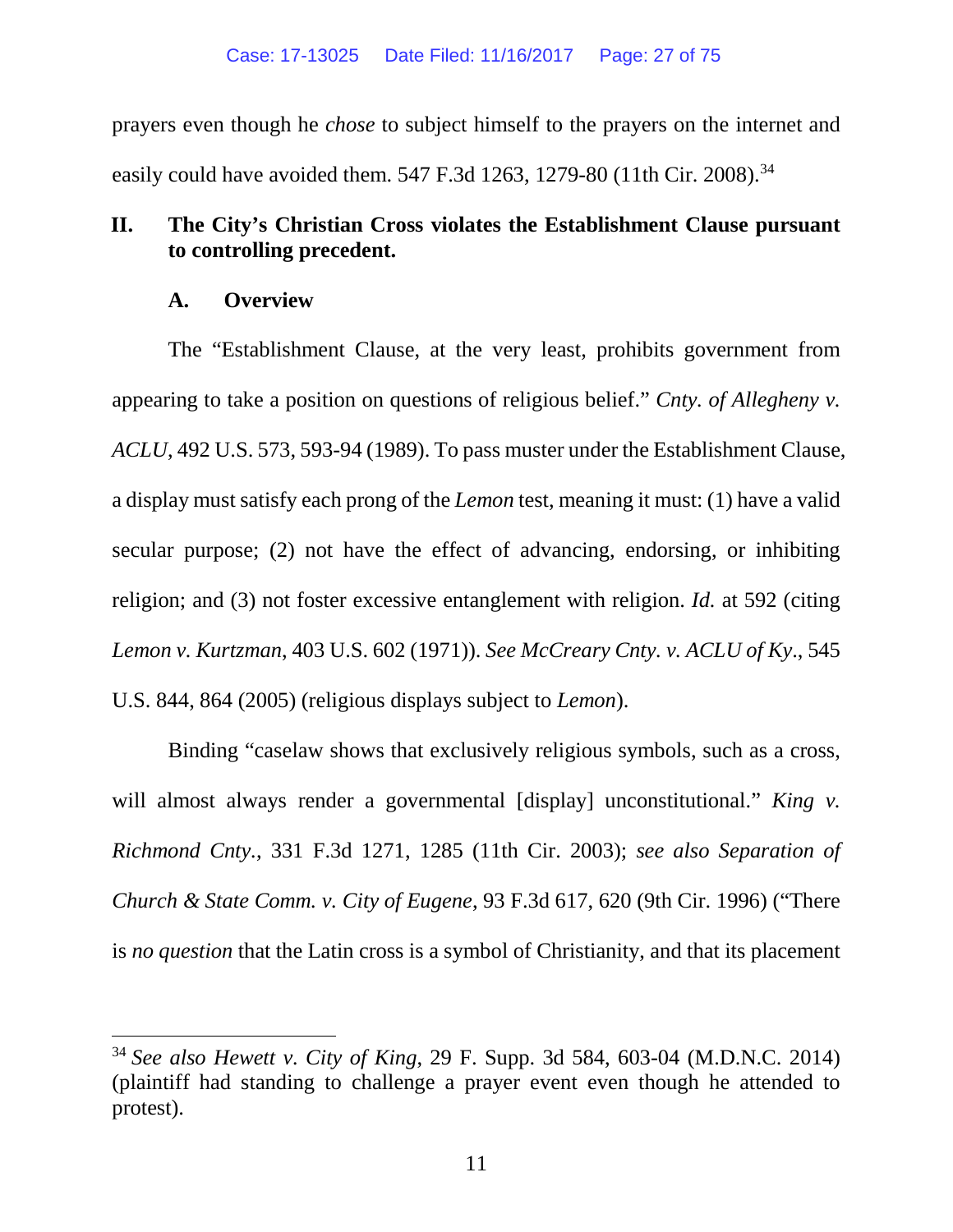prayers even though he *chose* to subject himself to the prayers on the internet and easily could have avoided them. 547 F.3d 1263, 1279-80 (11th Cir. 2008).[34]

## II. The City's Christian Cross violates the Establishment Clause pursuant to controlling precedent.

### A. Overview

The "Establishment Clause, at the very least, prohibits government from appearing to take a position on questions of religious belief." *Cnty. of Allegheny v. ACLU*, 492 U.S. 573, 593-94 (1989). To pass muster under the Establishment Clause, a display must satisfy each prong of the *Lemon* test, meaning it must: (1) have a valid secular purpose; (2) not have the effect of advancing, endorsing, or inhibiting religion; and (3) not foster excessive entanglement with religion. *Id.* at 592 (citing *Lemon v. Kurtzman*, 403 U.S. 602 (1971)). *See McCreary Cnty. v. ACLU of Ky*., 545 U.S. 844, 864 (2005) (religious displays subject to *Lemon*).

Binding "caselaw shows that exclusively religious symbols, such as a cross, will almost always render a governmental [display] unconstitutional." *King v. Richmond Cnty.*, 331 F.3d 1271, 1285 (11th Cir. 2003); *see also Separation of Church & State Comm. v. City of Eugene*, 93 F.3d 617, 620 (9th Cir. 1996) ("There is *no question* that the Latin cross is a symbol of Christianity, and that its placement

---

[34] *See also Hewett v. City of King*, 29 F. Supp. 3d 584, 603-04 (M.D.N.C. 2014) (plaintiff had standing to challenge a prayer event even though he attended to protest).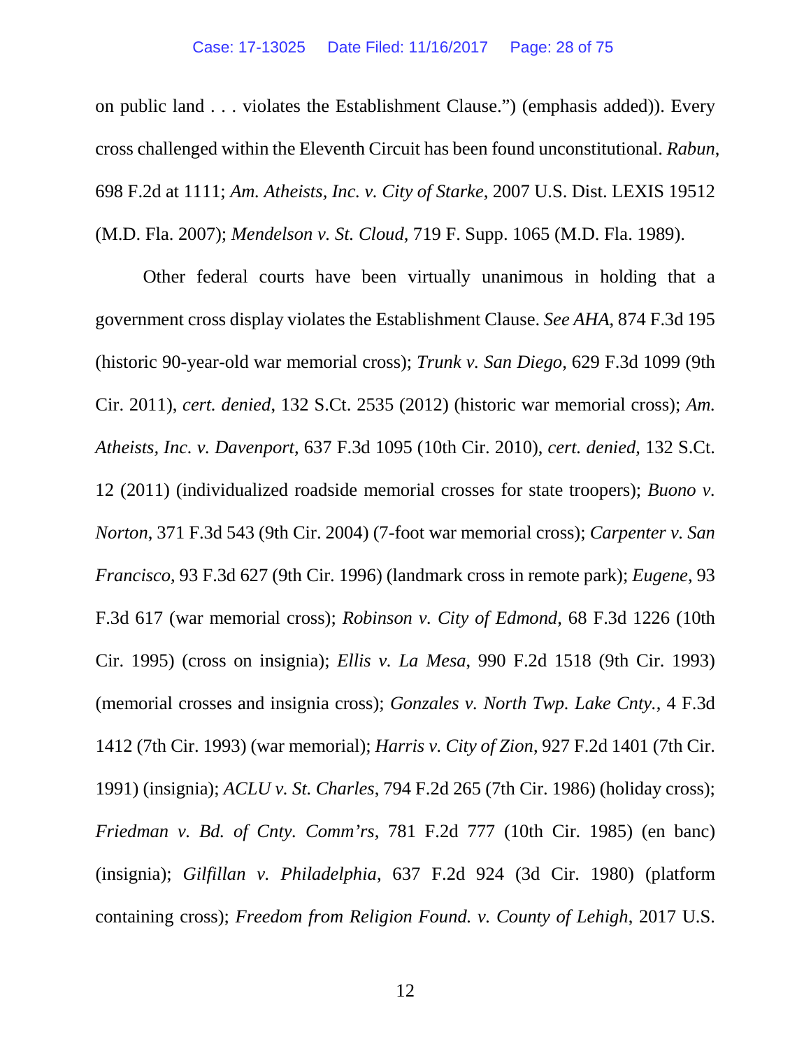on public land . . . violates the Establishment Clause.") (emphasis added)). Every cross challenged within the Eleventh Circuit has been found unconstitutional. *Rabun*, 698 F.2d at 1111; *Am. Atheists, Inc. v. City of Starke*, 2007 U.S. Dist. LEXIS 19512 (M.D. Fla. 2007); *Mendelson v. St. Cloud*, 719 F. Supp. 1065 (M.D. Fla. 1989).

Other federal courts have been virtually unanimous in holding that a government cross display violates the Establishment Clause. *See AHA*, 874 F.3d 195 (historic 90-year-old war memorial cross); *Trunk v. San Diego*, 629 F.3d 1099 (9th Cir. 2011), *cert. denied*, 132 S.Ct. 2535 (2012) (historic war memorial cross); *Am. Atheists, Inc. v. Davenport*, 637 F.3d 1095 (10th Cir. 2010), *cert. denied*, 132 S.Ct. 12 (2011) (individualized roadside memorial crosses for state troopers); *Buono v. Norton*, 371 F.3d 543 (9th Cir. 2004) (7-foot war memorial cross); *Carpenter v. San Francisco*, 93 F.3d 627 (9th Cir. 1996) (landmark cross in remote park); *Eugene*, 93 F.3d 617 (war memorial cross); *Robinson v. City of Edmond*, 68 F.3d 1226 (10th Cir. 1995) (cross on insignia); *Ellis v. La Mesa*, 990 F.2d 1518 (9th Cir. 1993) (memorial crosses and insignia cross); *Gonzales v. North Twp. Lake Cnty.*, 4 F.3d 1412 (7th Cir. 1993) (war memorial); *Harris v. City of Zion*, 927 F.2d 1401 (7th Cir. 1991) (insignia); *ACLU v. St. Charles*, 794 F.2d 265 (7th Cir. 1986) (holiday cross); *Friedman v. Bd. of Cnty. Comm'rs*, 781 F.2d 777 (10th Cir. 1985) (en banc) (insignia); *Gilfillan v. Philadelphia*, 637 F.2d 924 (3d Cir. 1980) (platform containing cross); *Freedom from Religion Found. v. County of Lehigh*, 2017 U.S.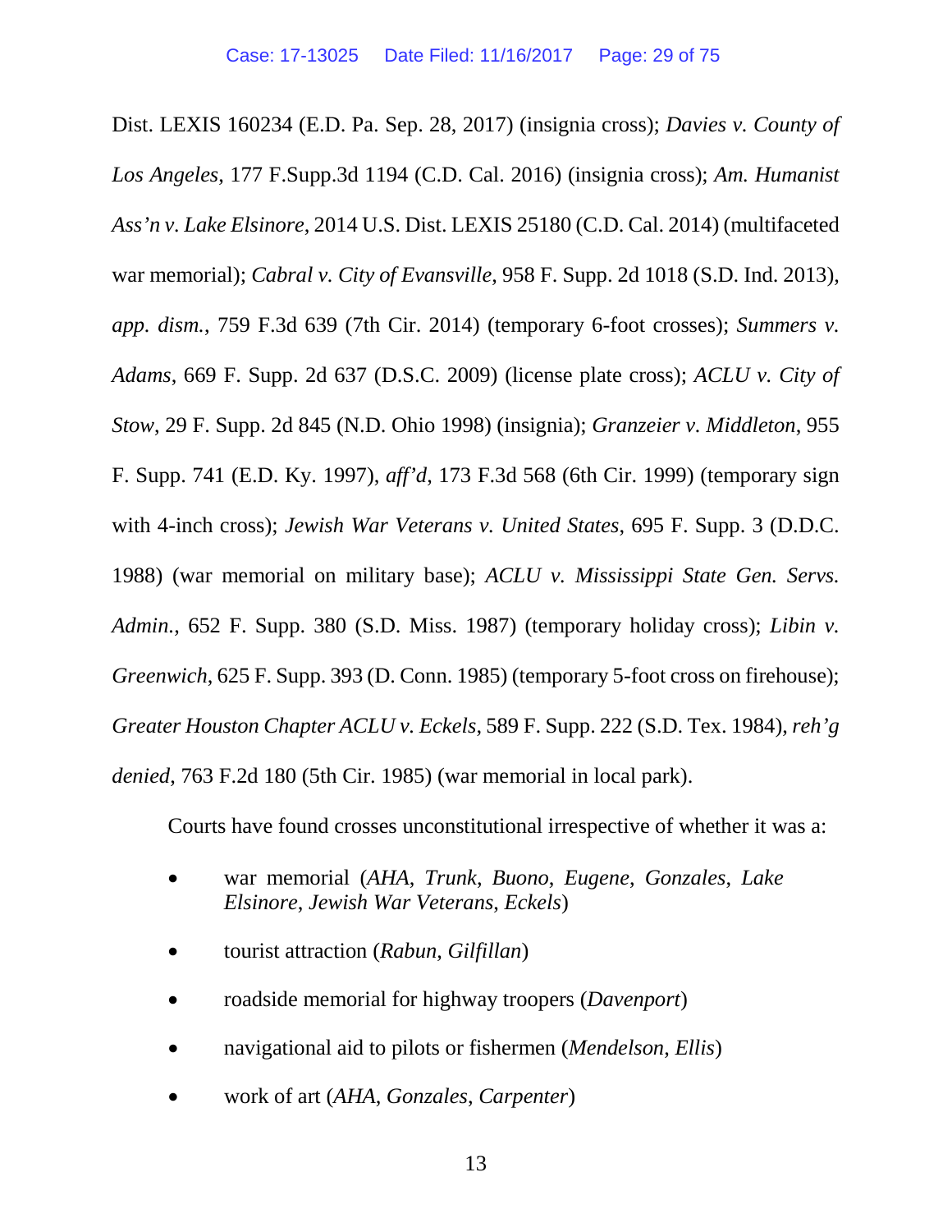Dist. LEXIS 160234 (E.D. Pa. Sep. 28, 2017) (insignia cross); *Davies v. County of Los Angeles*, 177 F.Supp.3d 1194 (C.D. Cal. 2016) (insignia cross); *Am. Humanist Ass'n v. Lake Elsinore*, 2014 U.S. Dist. LEXIS 25180 (C.D. Cal. 2014) (multifaceted war memorial); *Cabral v. City of Evansville*, 958 F. Supp. 2d 1018 (S.D. Ind. 2013), *app. dism.*, 759 F.3d 639 (7th Cir. 2014) (temporary 6-foot crosses); *Summers v. Adams*, 669 F. Supp. 2d 637 (D.S.C. 2009) (license plate cross); *ACLU v. City of Stow*, 29 F. Supp. 2d 845 (N.D. Ohio 1998) (insignia); *Granzeier v. Middleton*, 955 F. Supp. 741 (E.D. Ky. 1997), *aff'd*, 173 F.3d 568 (6th Cir. 1999) (temporary sign with 4-inch cross); *Jewish War Veterans v. United States*, 695 F. Supp. 3 (D.D.C. 1988) (war memorial on military base); *ACLU v. Mississippi State Gen. Servs. Admin.*, 652 F. Supp. 380 (S.D. Miss. 1987) (temporary holiday cross); *Libin v. Greenwich*, 625 F. Supp. 393 (D. Conn. 1985) (temporary 5-foot cross on firehouse); *Greater Houston Chapter ACLU v. Eckels*, 589 F. Supp. 222 (S.D. Tex. 1984), *reh'g denied*, 763 F.2d 180 (5th Cir. 1985) (war memorial in local park).

Courts have found crosses unconstitutional irrespective of whether it was a:

- war memorial (*AHA*, *Trunk*, *Buono*, *Eugene*, *Gonzales*, *Lake Elsinore*, *Jewish War Veterans*, *Eckels*)
- tourist attraction (*Rabun*, *Gilfillan*)
- roadside memorial for highway troopers (*Davenport*)
- navigational aid to pilots or fishermen (*Mendelson*, *Ellis*)
- work of art (*AHA*, *Gonzales*, *Carpenter*)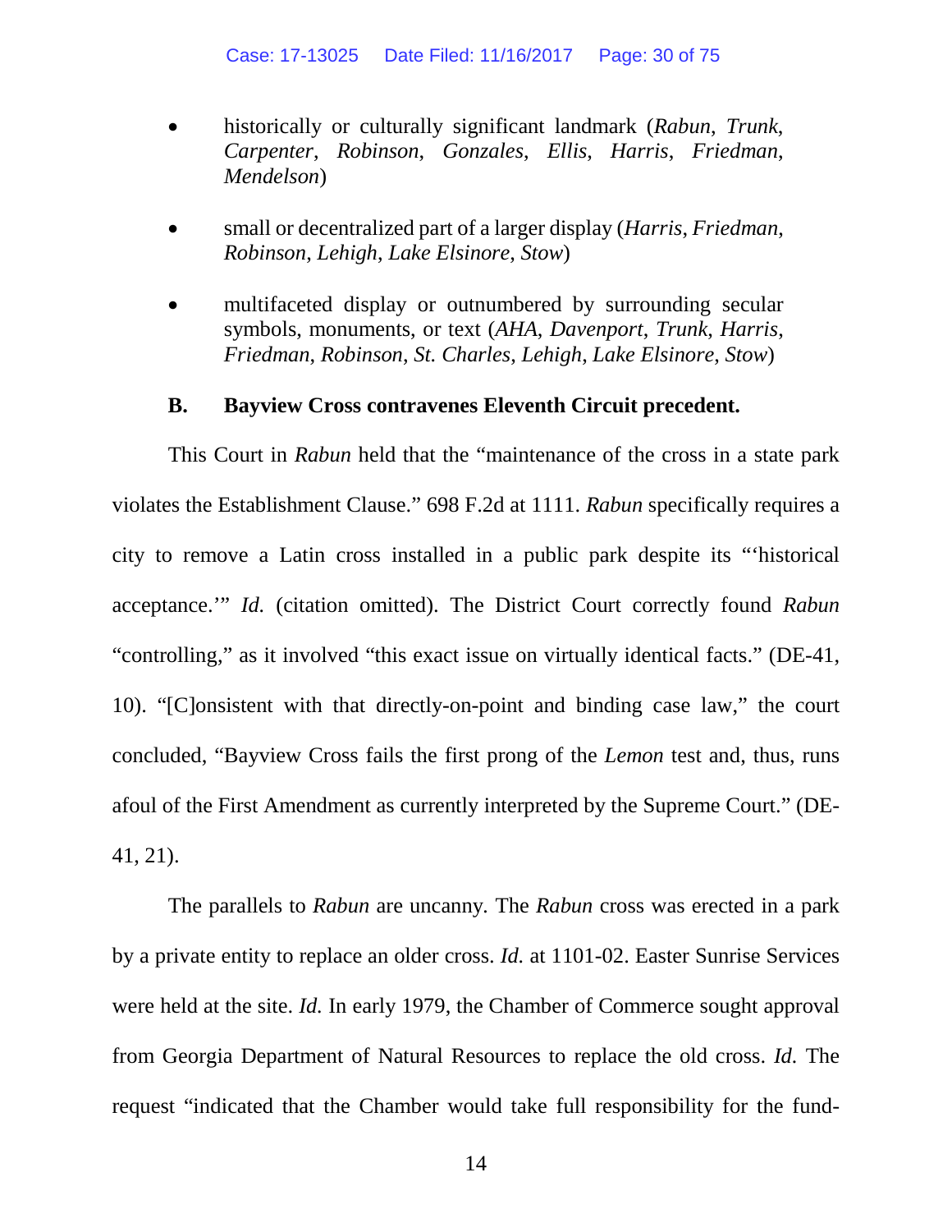- historically or culturally significant landmark (*Rabun*, *Trunk*, *Carpenter*, *Robinson*, *Gonzales*, *Ellis*, *Harris*, *Friedman*, *Mendelson*)

- small or decentralized part of a larger display (*Harris*, *Friedman*, *Robinson*, *Lehigh*, *Lake Elsinore*, *Stow*)

- multifaceted display or outnumbered by surrounding secular symbols, monuments, or text (*AHA*, *Davenport*, *Trunk*, *Harris*, *Friedman*, *Robinson*, *St. Charles*, *Lehigh*, *Lake Elsinore*, *Stow*)

### B. Bayview Cross contravenes Eleventh Circuit precedent.

This Court in *Rabun* held that the "maintenance of the cross in a state park violates the Establishment Clause." 698 F.2d at 1111. *Rabun* specifically requires a city to remove a Latin cross installed in a public park despite its "'historical acceptance.'" *Id.* (citation omitted). The District Court correctly found *Rabun* "controlling," as it involved "this exact issue on virtually identical facts." (DE-41, 10). "[C]onsistent with that directly-on-point and binding case law," the court concluded, "Bayview Cross fails the first prong of the *Lemon* test and, thus, runs afoul of the First Amendment as currently interpreted by the Supreme Court." (DE-41, 21).

The parallels to *Rabun* are uncanny. The *Rabun* cross was erected in a park by a private entity to replace an older cross. *Id.* at 1101-02. Easter Sunrise Services were held at the site. *Id.* In early 1979, the Chamber of Commerce sought approval from Georgia Department of Natural Resources to replace the old cross. *Id.* The request "indicated that the Chamber would take full responsibility for the fund-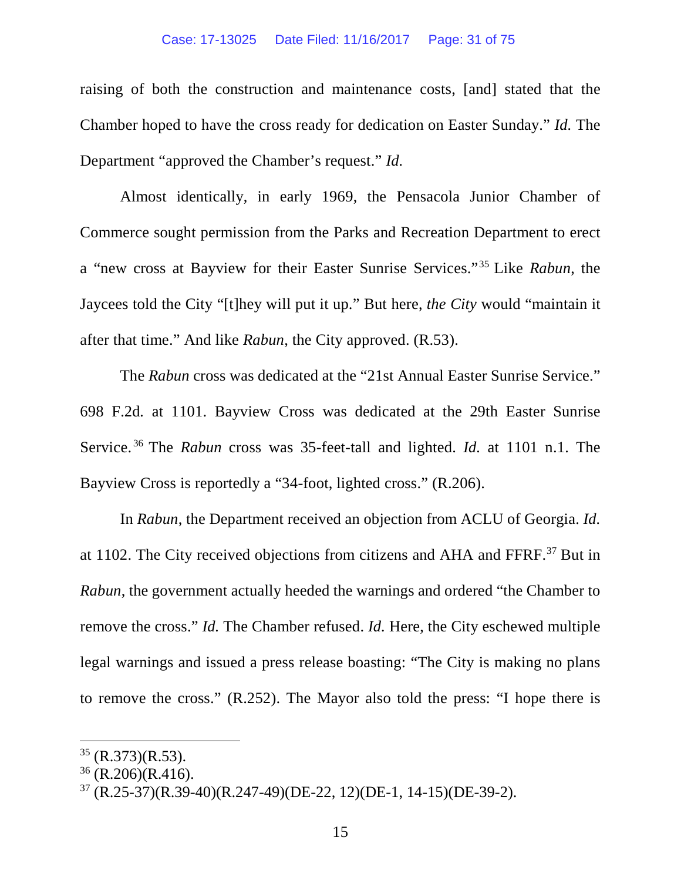raising of both the construction and maintenance costs, [and] stated that the Chamber hoped to have the cross ready for dedication on Easter Sunday." *Id.* The Department "approved the Chamber's request." *Id.*

Almost identically, in early 1969, the Pensacola Junior Chamber of Commerce sought permission from the Parks and Recreation Department to erect a "new cross at Bayview for their Easter Sunrise Services."[35] Like *Rabun*, the Jaycees told the City "[t]hey will put it up." But here, *the City* would "maintain it after that time." And like *Rabun*, the City approved. (R.53).

The *Rabun* cross was dedicated at the "21st Annual Easter Sunrise Service." 698 F.2d. at 1101. Bayview Cross was dedicated at the 29th Easter Sunrise Service.[36] The *Rabun* cross was 35-feet-tall and lighted. *Id.* at 1101 n.1. The Bayview Cross is reportedly a "34-foot, lighted cross." (R.206).

In *Rabun*, the Department received an objection from ACLU of Georgia. *Id.* at 1102. The City received objections from citizens and AHA and FFRF.[37] But in *Rabun*, the government actually heeded the warnings and ordered "the Chamber to remove the cross." *Id.* The Chamber refused. *Id.* Here, the City eschewed multiple legal warnings and issued a press release boasting: "The City is making no plans to remove the cross." (R.252). The Mayor also told the press: "I hope there is

---

[35] (R.373)(R.53).

[36] (R.206)(R.416).

[37] (R.25-37)(R.39-40)(R.247-49)(DE-22, 12)(DE-1, 14-15)(DE-39-2).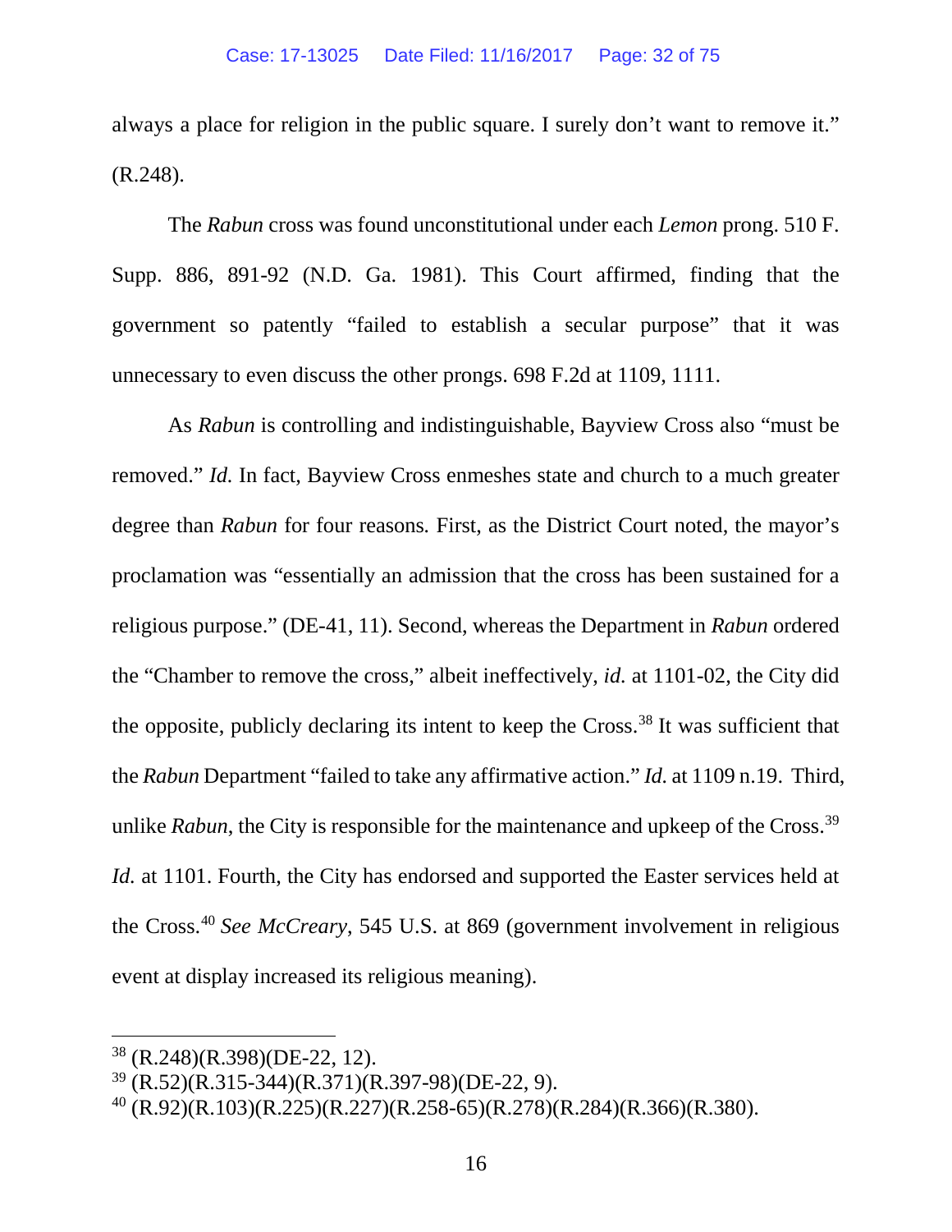always a place for religion in the public square. I surely don't want to remove it." (R.248).

The *Rabun* cross was found unconstitutional under each *Lemon* prong. 510 F. Supp. 886, 891-92 (N.D. Ga. 1981). This Court affirmed, finding that the government so patently "failed to establish a secular purpose" that it was unnecessary to even discuss the other prongs. 698 F.2d at 1109, 1111.

As *Rabun* is controlling and indistinguishable, Bayview Cross also "must be removed." *Id.* In fact, Bayview Cross enmeshes state and church to a much greater degree than *Rabun* for four reasons. First, as the District Court noted, the mayor's proclamation was "essentially an admission that the cross has been sustained for a religious purpose." (DE-41, 11). Second, whereas the Department in *Rabun* ordered the "Chamber to remove the cross," albeit ineffectively, *id.* at 1101-02, the City did the opposite, publicly declaring its intent to keep the Cross.[38] It was sufficient that the *Rabun* Department "failed to take any affirmative action." *Id.* at 1109 n.19. Third, unlike *Rabun*, the City is responsible for the maintenance and upkeep of the Cross.[39] *Id.* at 1101. Fourth, the City has endorsed and supported the Easter services held at the Cross.[40] *See McCreary*, 545 U.S. at 869 (government involvement in religious event at display increased its religious meaning).

---

[38] (R.248)(R.398)(DE-22, 12).

[39] (R.52)(R.315-344)(R.371)(R.397-98)(DE-22, 9).

[40] (R.92)(R.103)(R.225)(R.227)(R.258-65)(R.278)(R.284)(R.366)(R.380).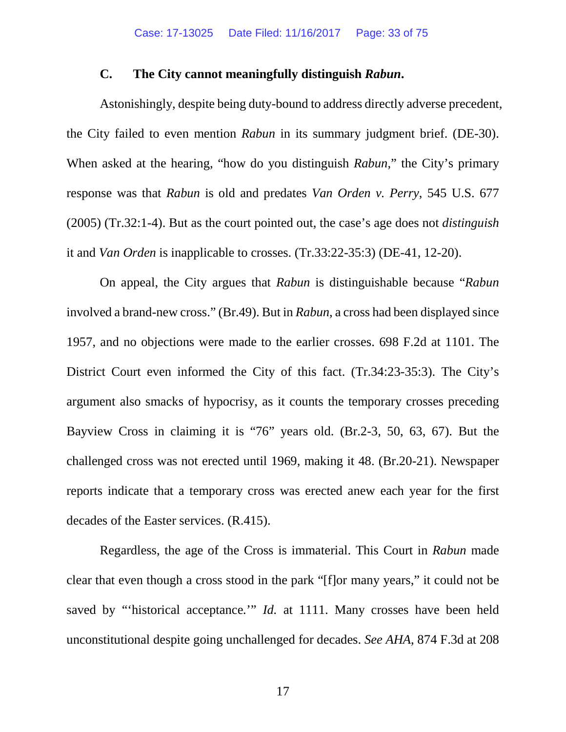### C. The City cannot meaningfully distinguish *Rabun*.

Astonishingly, despite being duty-bound to address directly adverse precedent, the City failed to even mention *Rabun* in its summary judgment brief. (DE-30). When asked at the hearing, "how do you distinguish *Rabun*," the City's primary response was that *Rabun* is old and predates *Van Orden v. Perry*, 545 U.S. 677 (2005) (Tr.32:1-4). But as the court pointed out, the case's age does not *distinguish* it and *Van Orden* is inapplicable to crosses. (Tr.33:22-35:3) (DE-41, 12-20).

On appeal, the City argues that *Rabun* is distinguishable because "*Rabun* involved a brand-new cross." (Br.49). But in *Rabun*, a cross had been displayed since 1957, and no objections were made to the earlier crosses. 698 F.2d at 1101. The District Court even informed the City of this fact. (Tr.34:23-35:3). The City's argument also smacks of hypocrisy, as it counts the temporary crosses preceding Bayview Cross in claiming it is "76" years old. (Br.2-3, 50, 63, 67). But the challenged cross was not erected until 1969, making it 48. (Br.20-21). Newspaper reports indicate that a temporary cross was erected anew each year for the first decades of the Easter services. (R.415).

Regardless, the age of the Cross is immaterial. This Court in *Rabun* made clear that even though a cross stood in the park "[f]or many years," it could not be saved by "'historical acceptance.'" *Id.* at 1111. Many crosses have been held unconstitutional despite going unchallenged for decades. *See AHA*, 874 F.3d at 208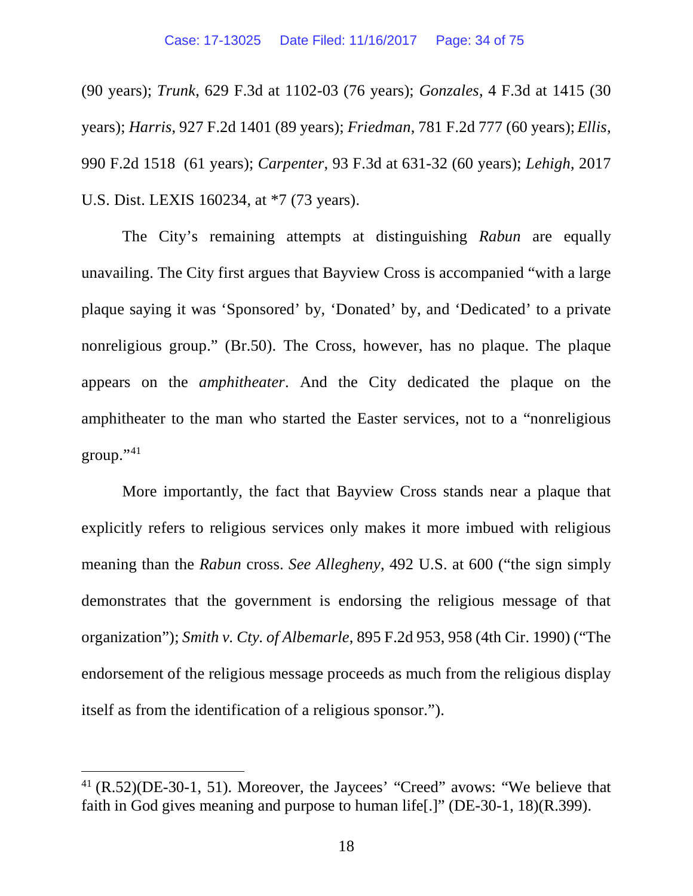(90 years); *Trunk*, 629 F.3d at 1102-03 (76 years); *Gonzales*, 4 F.3d at 1415 (30 years); *Harris*, 927 F.2d 1401 (89 years); *Friedman*, 781 F.2d 777 (60 years); *Ellis*, 990 F.2d 1518 (61 years); *Carpenter*, 93 F.3d at 631-32 (60 years); *Lehigh*, 2017 U.S. Dist. LEXIS 160234, at *7 (73 years).

The City's remaining attempts at distinguishing *Rabun* are equally unavailing. The City first argues that Bayview Cross is accompanied "with a large plaque saying it was 'Sponsored' by, 'Donated' by, and 'Dedicated' to a private nonreligious group." (Br.50). The Cross, however, has no plaque. The plaque appears on the *amphitheater*. And the City dedicated the plaque on the amphitheater to the man who started the Easter services, not to a "nonreligious group."[41]

More importantly, the fact that Bayview Cross stands near a plaque that explicitly refers to religious services only makes it more imbued with religious meaning than the *Rabun* cross. *See Allegheny*, 492 U.S. at 600 ("the sign simply demonstrates that the government is endorsing the religious message of that organization"); *Smith v. Cty. of Albemarle*, 895 F.2d 953, 958 (4th Cir. 1990) ("The endorsement of the religious message proceeds as much from the religious display itself as from the identification of a religious sponsor.").

---

[41] (R.52)(DE-30-1, 51). Moreover, the Jaycees' "Creed" avows: "We believe that faith in God gives meaning and purpose to human life[.]" (DE-30-1, 18)(R.399).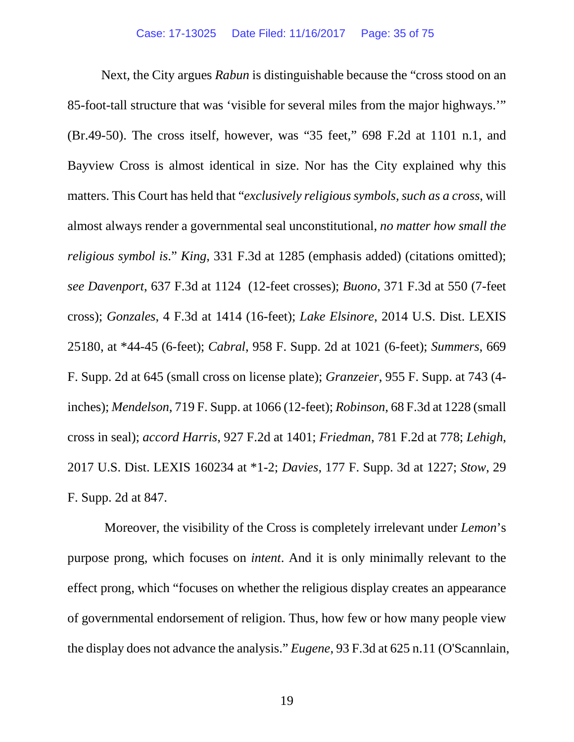Next, the City argues *Rabun* is distinguishable because the "cross stood on an 85-foot-tall structure that was 'visible for several miles from the major highways.'" (Br.49-50). The cross itself, however, was "35 feet," 698 F.2d at 1101 n.1, and Bayview Cross is almost identical in size. Nor has the City explained why this matters. This Court has held that "*exclusively religious symbols, such as a cross*, will almost always render a governmental seal unconstitutional, *no matter how small the religious symbol is*." *King*, 331 F.3d at 1285 (emphasis added) (citations omitted); *see Davenport*, 637 F.3d at 1124 (12-feet crosses); *Buono*, 371 F.3d at 550 (7-feet cross); *Gonzales*, 4 F.3d at 1414 (16-feet); *Lake Elsinore*, 2014 U.S. Dist. LEXIS 25180, at *44-45 (6-feet); *Cabral*, 958 F. Supp. 2d at 1021 (6-feet); *Summers*, 669 F. Supp. 2d at 645 (small cross on license plate); *Granzeier*, 955 F. Supp. at 743 (4-inches); *Mendelson*, 719 F. Supp. at 1066 (12-feet); *Robinson*, 68 F.3d at 1228 (small cross in seal); *accord Harris*, 927 F.2d at 1401; *Friedman*, 781 F.2d at 778; *Lehigh*, 2017 U.S. Dist. LEXIS 160234 at *1-2; *Davies*, 177 F. Supp. 3d at 1227; *Stow*, 29 F. Supp. 2d at 847.

Moreover, the visibility of the Cross is completely irrelevant under *Lemon*'s purpose prong, which focuses on *intent*. And it is only minimally relevant to the effect prong, which "focuses on whether the religious display creates an appearance of governmental endorsement of religion. Thus, how few or how many people view the display does not advance the analysis." *Eugene*, 93 F.3d at 625 n.11 (O'Scannlain,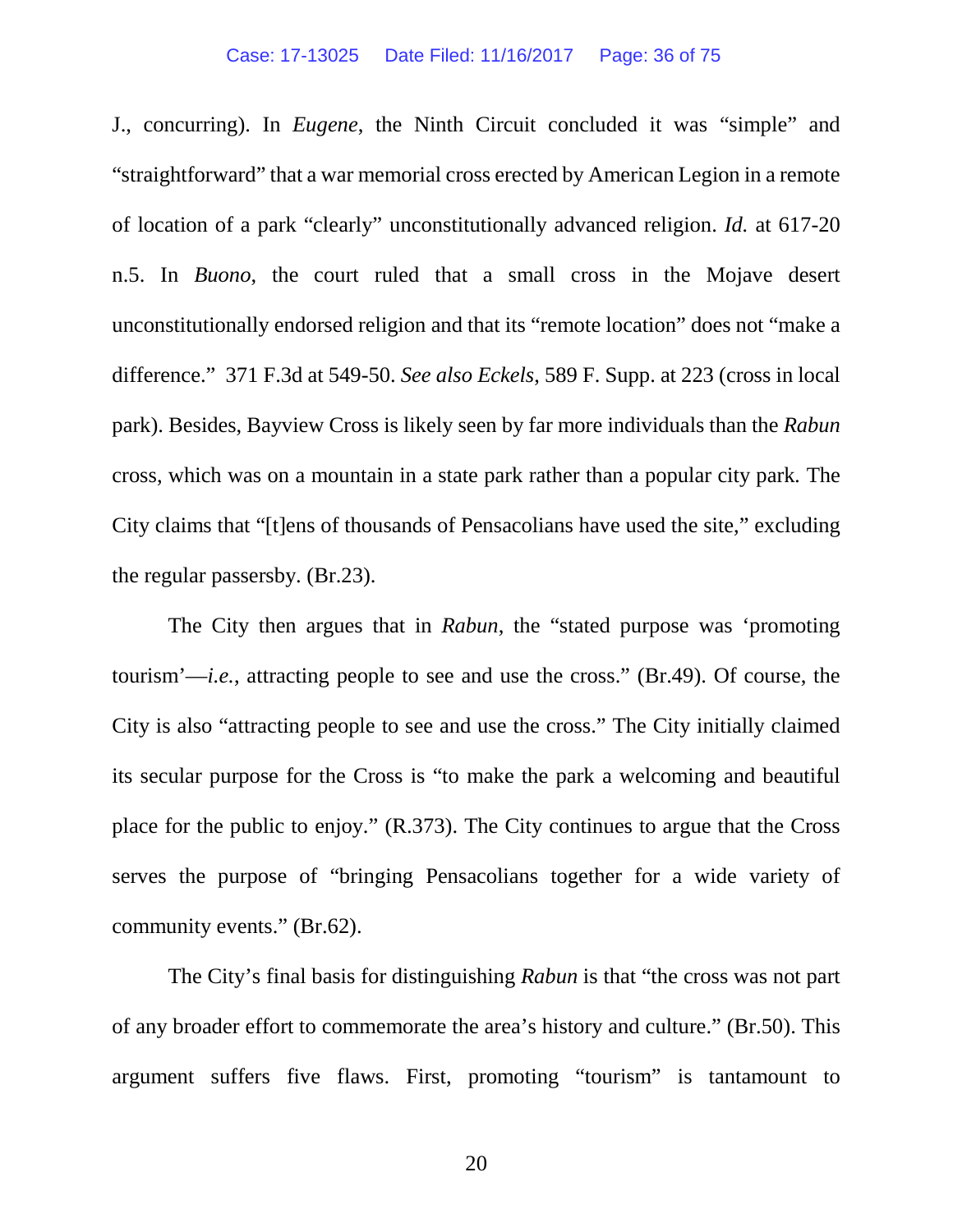J., concurring). In *Eugene*, the Ninth Circuit concluded it was "simple" and "straightforward" that a war memorial cross erected by American Legion in a remote of location of a park "clearly" unconstitutionally advanced religion. *Id.* at 617-20 n.5. In *Buono*, the court ruled that a small cross in the Mojave desert unconstitutionally endorsed religion and that its "remote location" does not "make a difference." 371 F.3d at 549-50. *See also Eckels*, 589 F. Supp. at 223 (cross in local park). Besides, Bayview Cross is likely seen by far more individuals than the *Rabun* cross, which was on a mountain in a state park rather than a popular city park. The City claims that "[t]ens of thousands of Pensacolians have used the site," excluding the regular passersby. (Br.23).

The City then argues that in *Rabun*, the "stated purpose was 'promoting tourism'—*i.e.*, attracting people to see and use the cross." (Br.49). Of course, the City is also "attracting people to see and use the cross." The City initially claimed its secular purpose for the Cross is "to make the park a welcoming and beautiful place for the public to enjoy." (R.373). The City continues to argue that the Cross serves the purpose of "bringing Pensacolians together for a wide variety of community events." (Br.62).

The City's final basis for distinguishing *Rabun* is that "the cross was not part of any broader effort to commemorate the area's history and culture." (Br.50). This argument suffers five flaws. First, promoting "tourism" is tantamount to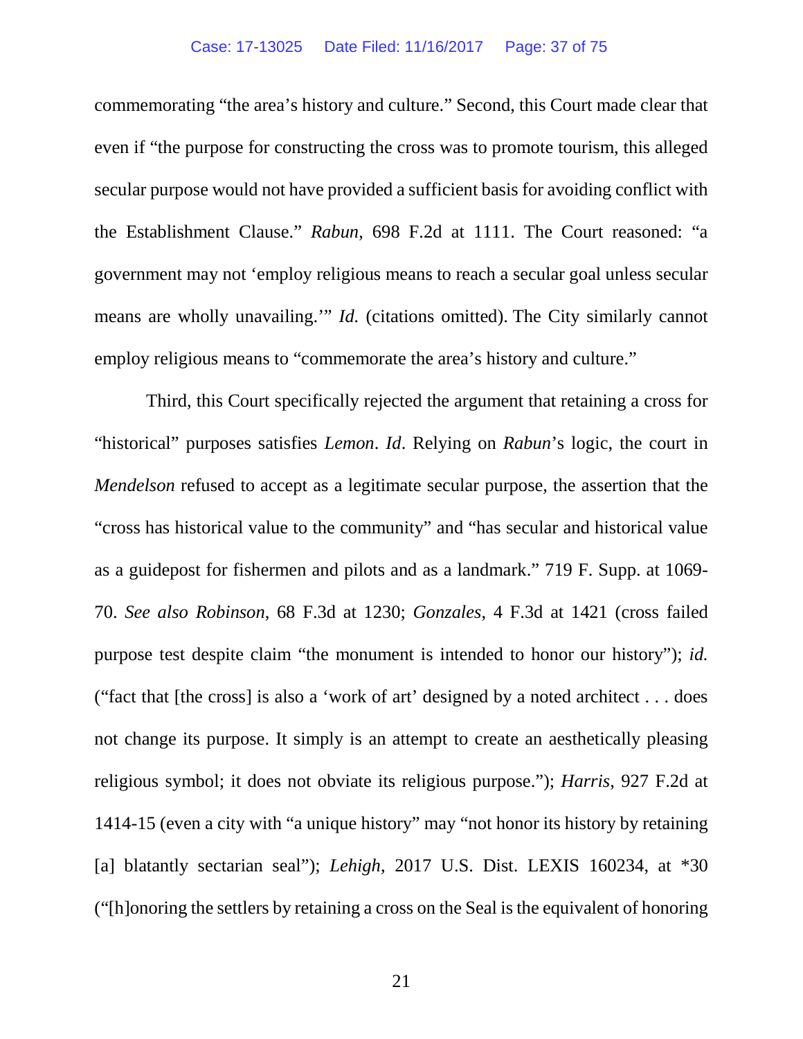commemorating "the area's history and culture." Second, this Court made clear that even if "the purpose for constructing the cross was to promote tourism, this alleged secular purpose would not have provided a sufficient basis for avoiding conflict with the Establishment Clause." *Rabun*, 698 F.2d at 1111. The Court reasoned: "a government may not 'employ religious means to reach a secular goal unless secular means are wholly unavailing.'" *Id.* (citations omitted). The City similarly cannot employ religious means to "commemorate the area's history and culture."

Third, this Court specifically rejected the argument that retaining a cross for "historical" purposes satisfies *Lemon*. *Id*. Relying on *Rabun*'s logic, the court in *Mendelson* refused to accept as a legitimate secular purpose, the assertion that the "cross has historical value to the community" and "has secular and historical value as a guidepost for fishermen and pilots and as a landmark." 719 F. Supp. at 1069-70. *See also Robinson*, 68 F.3d at 1230; *Gonzales*, 4 F.3d at 1421 (cross failed purpose test despite claim "the monument is intended to honor our history"); *id.* ("fact that [the cross] is also a 'work of art' designed by a noted architect . . . does not change its purpose. It simply is an attempt to create an aesthetically pleasing religious symbol; it does not obviate its religious purpose."); *Harris*, 927 F.2d at 1414-15 (even a city with "a unique history" may "not honor its history by retaining [a] blatantly sectarian seal"); *Lehigh*, 2017 U.S. Dist. LEXIS 160234, at *30 ("[h]onoring the settlers by retaining a cross on the Seal is the equivalent of honoring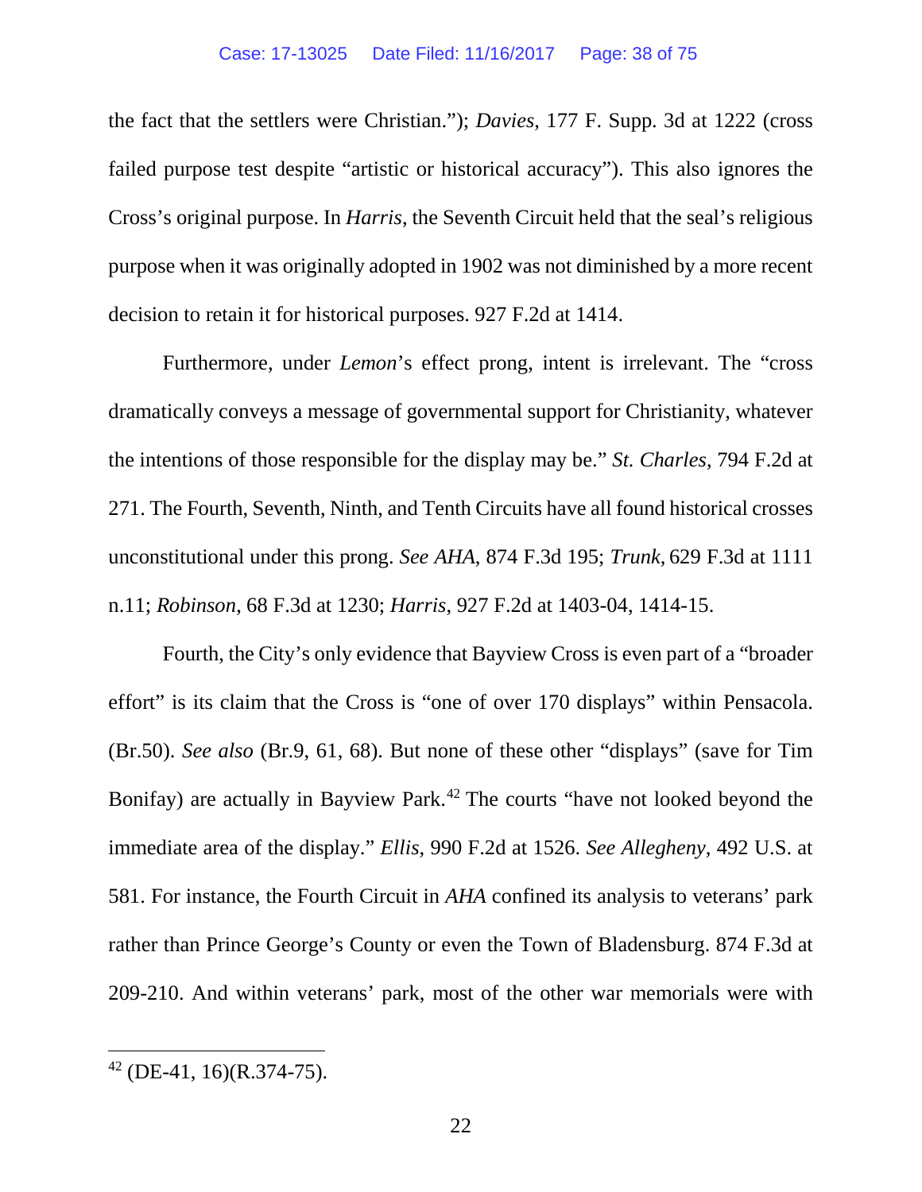the fact that the settlers were Christian."); *Davies*, 177 F. Supp. 3d at 1222 (cross failed purpose test despite "artistic or historical accuracy"). This also ignores the Cross's original purpose. In *Harris*, the Seventh Circuit held that the seal's religious purpose when it was originally adopted in 1902 was not diminished by a more recent decision to retain it for historical purposes. 927 F.2d at 1414.

Furthermore, under *Lemon*'s effect prong, intent is irrelevant. The "cross dramatically conveys a message of governmental support for Christianity, whatever the intentions of those responsible for the display may be." *St. Charles*, 794 F.2d at 271. The Fourth, Seventh, Ninth, and Tenth Circuits have all found historical crosses unconstitutional under this prong. *See AHA*, 874 F.3d 195; *Trunk*, 629 F.3d at 1111 n.11; *Robinson*, 68 F.3d at 1230; *Harris*, 927 F.2d at 1403-04, 1414-15.

Fourth, the City's only evidence that Bayview Cross is even part of a "broader effort" is its claim that the Cross is "one of over 170 displays" within Pensacola. (Br.50). *See also* (Br.9, 61, 68). But none of these other "displays" (save for Tim Bonifay) are actually in Bayview Park.[42] The courts "have not looked beyond the immediate area of the display." *Ellis*, 990 F.2d at 1526. *See Allegheny*, 492 U.S. at 581. For instance, the Fourth Circuit in *AHA* confined its analysis to veterans' park rather than Prince George's County or even the Town of Bladensburg. 874 F.3d at 209-210. And within veterans' park, most of the other war memorials were with

[42] (DE-41, 16)(R.374-75).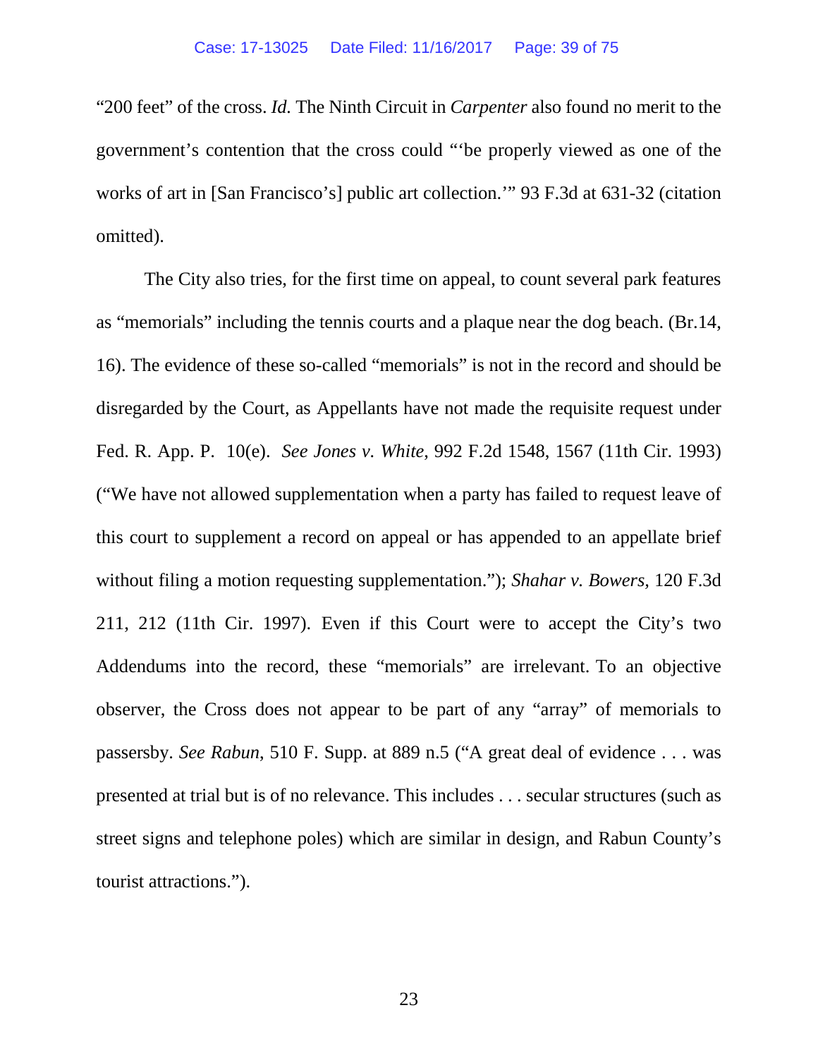"200 feet" of the cross. *Id.* The Ninth Circuit in *Carpenter* also found no merit to the government's contention that the cross could "'be properly viewed as one of the works of art in [San Francisco's] public art collection.'" 93 F.3d at 631-32 (citation omitted).

The City also tries, for the first time on appeal, to count several park features as "memorials" including the tennis courts and a plaque near the dog beach. (Br.14, 16). The evidence of these so-called "memorials" is not in the record and should be disregarded by the Court, as Appellants have not made the requisite request under Fed. R. App. P. 10(e). *See Jones v. White*, 992 F.2d 1548, 1567 (11th Cir. 1993) ("We have not allowed supplementation when a party has failed to request leave of this court to supplement a record on appeal or has appended to an appellate brief without filing a motion requesting supplementation."); *Shahar v. Bowers,* 120 F.3d 211, 212 (11th Cir. 1997). Even if this Court were to accept the City's two Addendums into the record, these "memorials" are irrelevant. To an objective observer, the Cross does not appear to be part of any "array" of memorials to passersby. *See Rabun*, 510 F. Supp. at 889 n.5 ("A great deal of evidence . . . was presented at trial but is of no relevance. This includes . . . secular structures (such as street signs and telephone poles) which are similar in design, and Rabun County's tourist attractions.").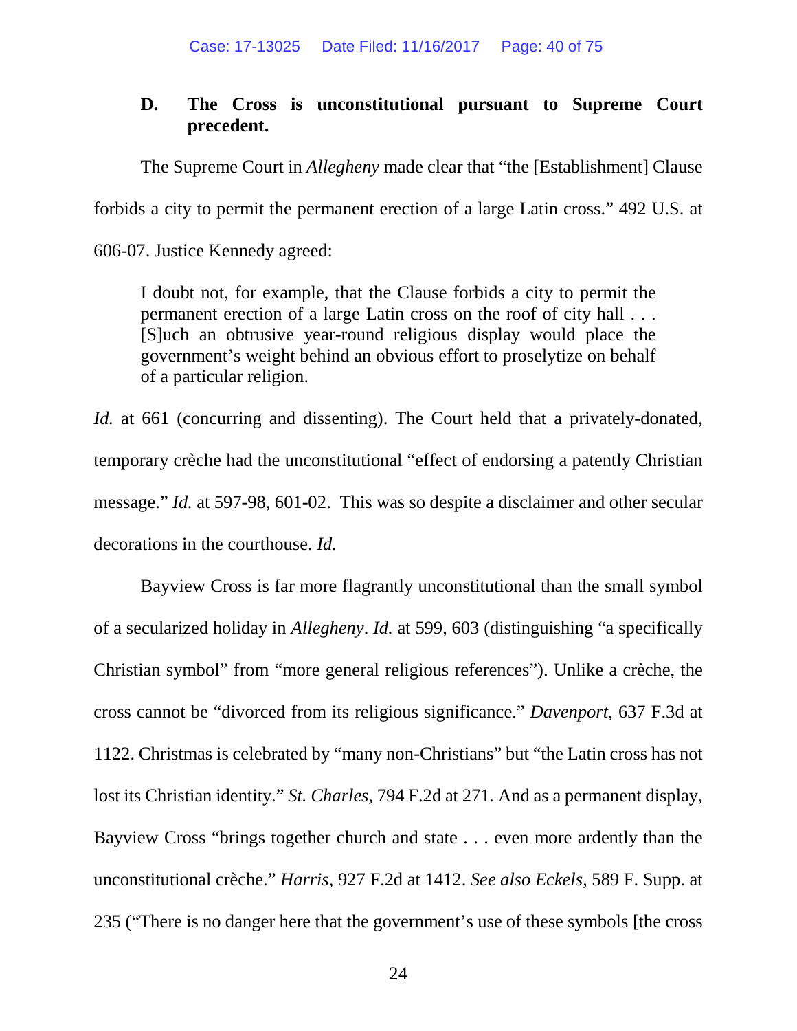### D. The Cross is unconstitutional pursuant to Supreme Court precedent.

The Supreme Court in *Allegheny* made clear that "the [Establishment] Clause forbids a city to permit the permanent erection of a large Latin cross." 492 U.S. at 606-07. Justice Kennedy agreed:

> I doubt not, for example, that the Clause forbids a city to permit the permanent erection of a large Latin cross on the roof of city hall . . . [S]uch an obtrusive year-round religious display would place the government's weight behind an obvious effort to proselytize on behalf of a particular religion.

*Id.* at 661 (concurring and dissenting). The Court held that a privately-donated, temporary crèche had the unconstitutional "effect of endorsing a patently Christian message." *Id.* at 597-98, 601-02. This was so despite a disclaimer and other secular decorations in the courthouse. *Id.*

Bayview Cross is far more flagrantly unconstitutional than the small symbol of a secularized holiday in *Allegheny*. *Id.* at 599, 603 (distinguishing "a specifically Christian symbol" from "more general religious references"). Unlike a crèche, the cross cannot be "divorced from its religious significance." *Davenport*, 637 F.3d at 1122. Christmas is celebrated by "many non-Christians" but "the Latin cross has not lost its Christian identity." *St. Charles*, 794 F.2d at 271. And as a permanent display, Bayview Cross "brings together church and state . . . even more ardently than the unconstitutional crèche." *Harris*, 927 F.2d at 1412. *See also Eckels*, 589 F. Supp. at 235 ("There is no danger here that the government's use of these symbols [the cross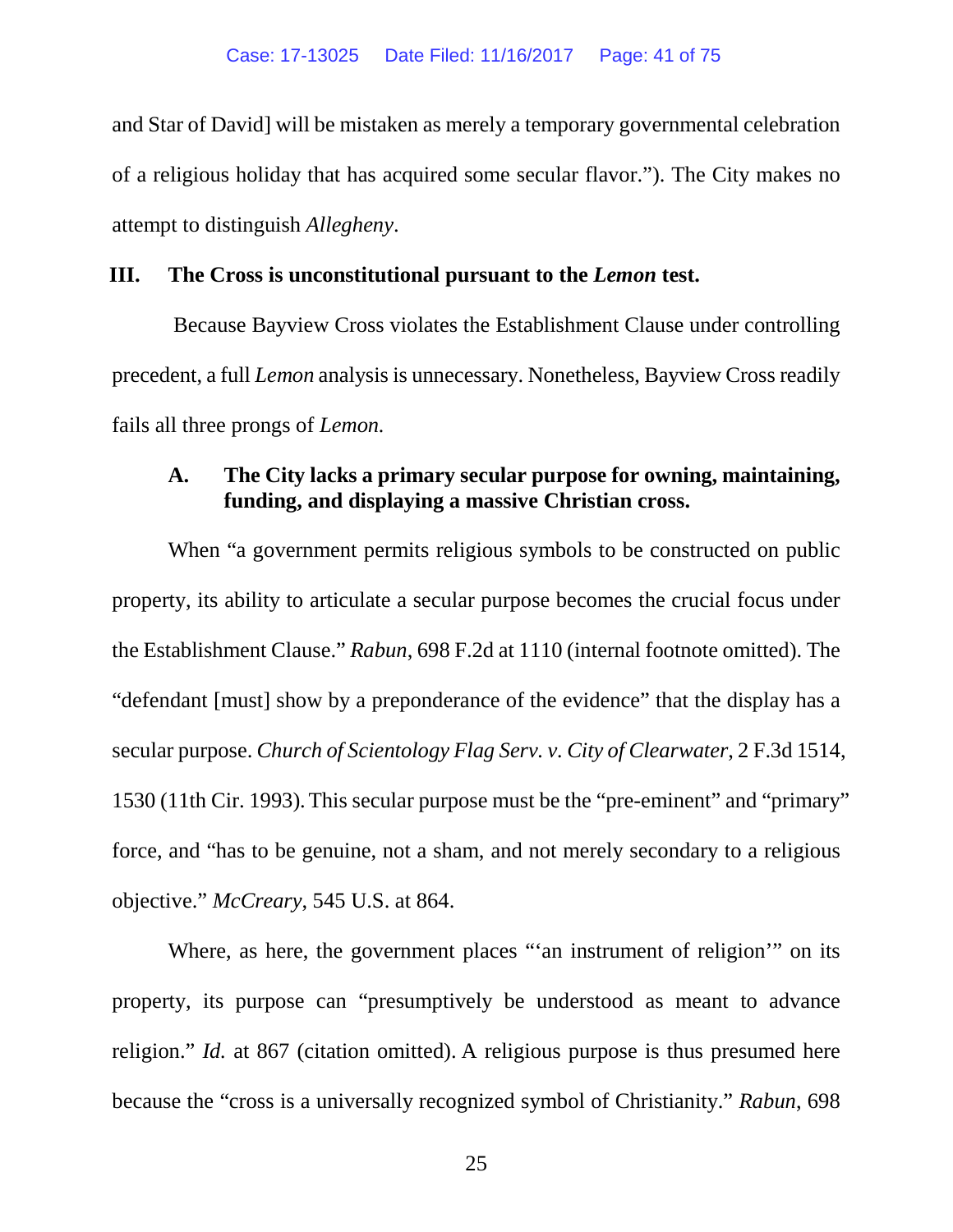and Star of David] will be mistaken as merely a temporary governmental celebration of a religious holiday that has acquired some secular flavor."). The City makes no attempt to distinguish *Allegheny*.

## III. The Cross is unconstitutional pursuant to the *Lemon* test.

Because Bayview Cross violates the Establishment Clause under controlling precedent, a full *Lemon* analysis is unnecessary. Nonetheless, Bayview Cross readily fails all three prongs of *Lemon.*

### A. The City lacks a primary secular purpose for owning, maintaining, funding, and displaying a massive Christian cross.

When "a government permits religious symbols to be constructed on public property, its ability to articulate a secular purpose becomes the crucial focus under the Establishment Clause." *Rabun*, 698 F.2d at 1110 (internal footnote omitted). The "defendant [must] show by a preponderance of the evidence" that the display has a secular purpose. *Church of Scientology Flag Serv. v. City of Clearwater*, 2 F.3d 1514, 1530 (11th Cir. 1993). This secular purpose must be the "pre-eminent" and "primary" force, and "has to be genuine, not a sham, and not merely secondary to a religious objective." *McCreary*, 545 U.S. at 864.

Where, as here, the government places "'an instrument of religion'" on its property, its purpose can "presumptively be understood as meant to advance religion." *Id.* at 867 (citation omitted). A religious purpose is thus presumed here because the "cross is a universally recognized symbol of Christianity." *Rabun*, 698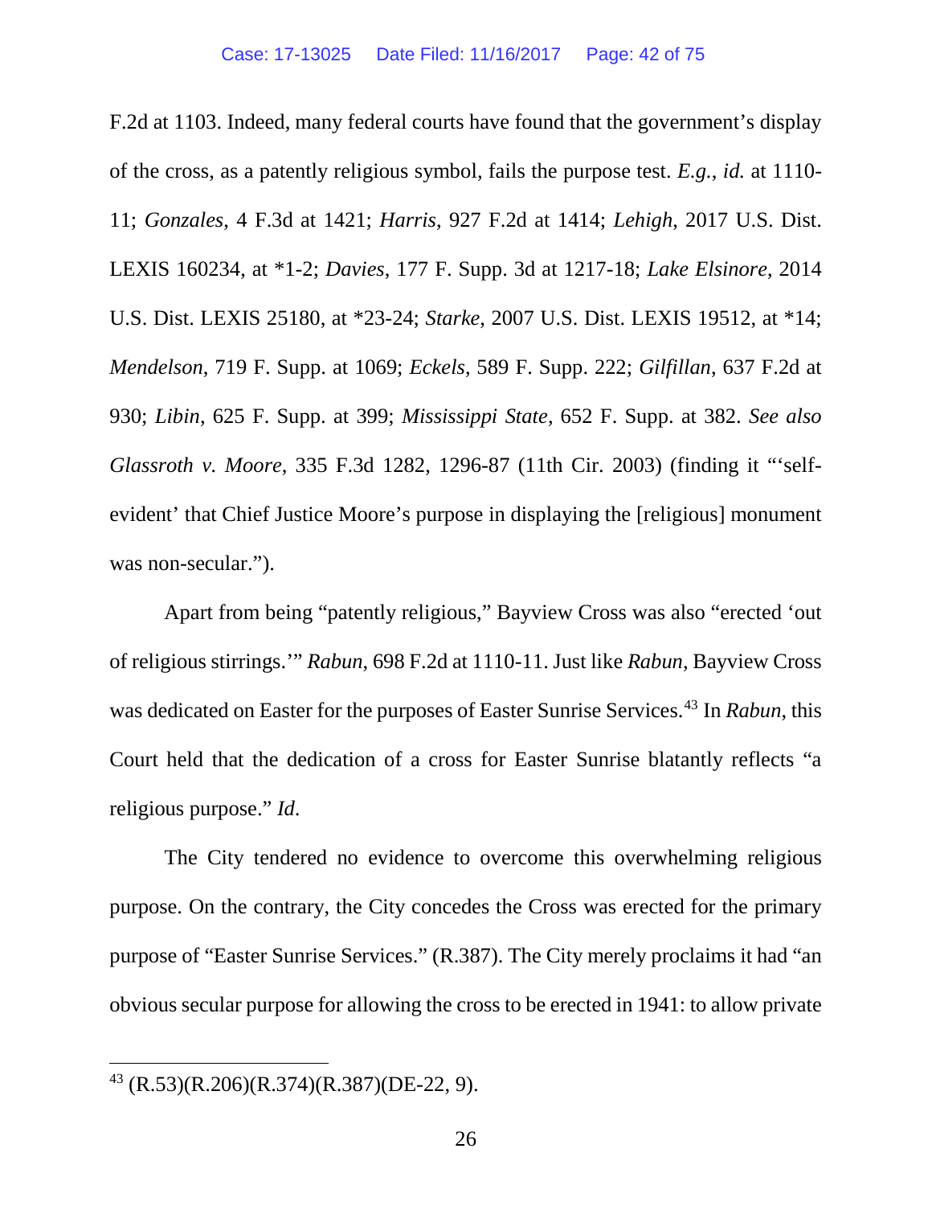F.2d at 1103. Indeed, many federal courts have found that the government's display of the cross, as a patently religious symbol, fails the purpose test. *E.g.*, *id.* at 1110-11; *Gonzales*, 4 F.3d at 1421; *Harris*, 927 F.2d at 1414; *Lehigh*, 2017 U.S. Dist. LEXIS 160234, at *1-2; *Davies*, 177 F. Supp. 3d at 1217-18; *Lake Elsinore*, 2014 U.S. Dist. LEXIS 25180, at *23-24; *Starke*, 2007 U.S. Dist. LEXIS 19512, at *14; *Mendelson*, 719 F. Supp. at 1069; *Eckels*, 589 F. Supp. 222; *Gilfillan*, 637 F.2d at 930; *Libin*, 625 F. Supp. at 399; *Mississippi State*, 652 F. Supp. at 382. *See also Glassroth v. Moore*, 335 F.3d 1282, 1296-87 (11th Cir. 2003) (finding it "'self-evident' that Chief Justice Moore's purpose in displaying the [religious] monument was non-secular.").

Apart from being "patently religious," Bayview Cross was also "erected 'out of religious stirrings.'" *Rabun*, 698 F.2d at 1110-11. Just like *Rabun*, Bayview Cross was dedicated on Easter for the purposes of Easter Sunrise Services.[43] In *Rabun*, this Court held that the dedication of a cross for Easter Sunrise blatantly reflects "a religious purpose." *Id*.

The City tendered no evidence to overcome this overwhelming religious purpose. On the contrary, the City concedes the Cross was erected for the primary purpose of "Easter Sunrise Services." (R.387). The City merely proclaims it had "an obvious secular purpose for allowing the cross to be erected in 1941: to allow private

[43] (R.53)(R.206)(R.374)(R.387)(DE-22, 9).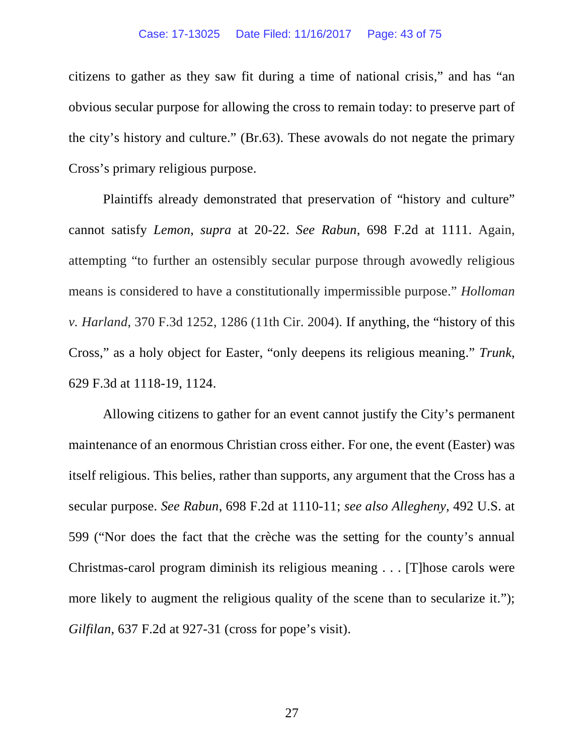citizens to gather as they saw fit during a time of national crisis," and has "an obvious secular purpose for allowing the cross to remain today: to preserve part of the city's history and culture." (Br.63). These avowals do not negate the primary Cross's primary religious purpose.

Plaintiffs already demonstrated that preservation of "history and culture" cannot satisfy *Lemon*, *supra* at 20-22. *See Rabun*, 698 F.2d at 1111. Again, attempting "to further an ostensibly secular purpose through avowedly religious means is considered to have a constitutionally impermissible purpose." *Holloman v. Harland*, 370 F.3d 1252, 1286 (11th Cir. 2004). If anything, the "history of this Cross," as a holy object for Easter, "only deepens its religious meaning." *Trunk*, 629 F.3d at 1118-19, 1124.

Allowing citizens to gather for an event cannot justify the City's permanent maintenance of an enormous Christian cross either. For one, the event (Easter) was itself religious. This belies, rather than supports, any argument that the Cross has a secular purpose. *See Rabun*, 698 F.2d at 1110-11; *see also Allegheny*, 492 U.S. at 599 ("Nor does the fact that the crèche was the setting for the county's annual Christmas-carol program diminish its religious meaning . . . [T]hose carols were more likely to augment the religious quality of the scene than to secularize it."); *Gilfilan*, 637 F.2d at 927-31 (cross for pope's visit).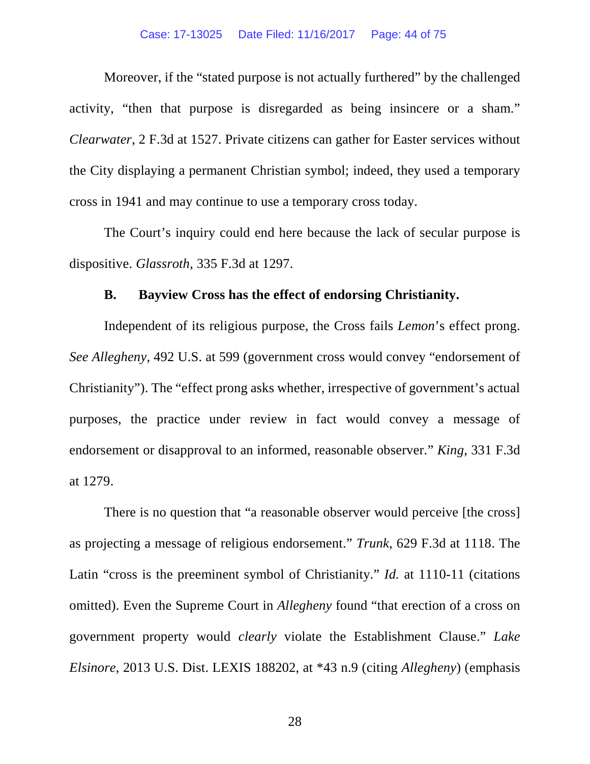Moreover, if the "stated purpose is not actually furthered" by the challenged activity, "then that purpose is disregarded as being insincere or a sham." *Clearwater*, 2 F.3d at 1527. Private citizens can gather for Easter services without the City displaying a permanent Christian symbol; indeed, they used a temporary cross in 1941 and may continue to use a temporary cross today.

The Court's inquiry could end here because the lack of secular purpose is dispositive. *Glassroth*, 335 F.3d at 1297.

### B. Bayview Cross has the effect of endorsing Christianity.

Independent of its religious purpose, the Cross fails *Lemon*'s effect prong. *See Allegheny*, 492 U.S. at 599 (government cross would convey "endorsement of Christianity"). The "effect prong asks whether, irrespective of government's actual purposes, the practice under review in fact would convey a message of endorsement or disapproval to an informed, reasonable observer." *King*, 331 F.3d at 1279.

There is no question that "a reasonable observer would perceive [the cross] as projecting a message of religious endorsement." *Trunk*, 629 F.3d at 1118. The Latin "cross is the preeminent symbol of Christianity." *Id.* at 1110-11 (citations omitted). Even the Supreme Court in *Allegheny* found "that erection of a cross on government property would *clearly* violate the Establishment Clause." *Lake Elsinore*, 2013 U.S. Dist. LEXIS 188202, at *43 n.9 (citing *Allegheny*) (emphasis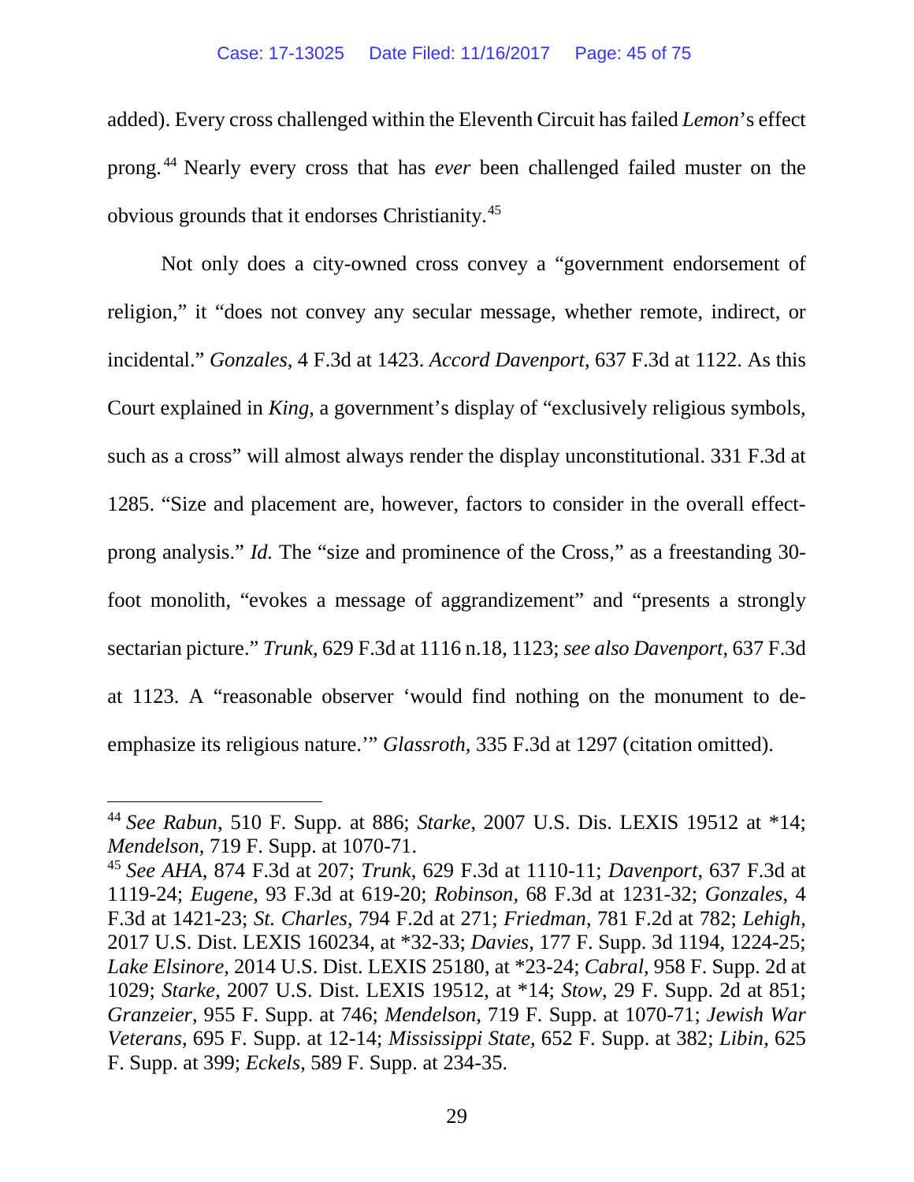added). Every cross challenged within the Eleventh Circuit has failed *Lemon*'s effect prong.[44] Nearly every cross that has *ever* been challenged failed muster on the obvious grounds that it endorses Christianity.[45]

Not only does a city-owned cross convey a "government endorsement of religion," it "does not convey any secular message, whether remote, indirect, or incidental." *Gonzales*, 4 F.3d at 1423. *Accord Davenport*, 637 F.3d at 1122. As this Court explained in *King*, a government's display of "exclusively religious symbols, such as a cross" will almost always render the display unconstitutional. 331 F.3d at 1285. "Size and placement are, however, factors to consider in the overall effect-prong analysis." *Id.* The "size and prominence of the Cross," as a freestanding 30-foot monolith, "evokes a message of aggrandizement" and "presents a strongly sectarian picture." *Trunk*, 629 F.3d at 1116 n.18, 1123; *see also Davenport*, 637 F.3d at 1123. A "reasonable observer 'would find nothing on the monument to de-emphasize its religious nature.'" *Glassroth*, 335 F.3d at 1297 (citation omitted).

---

[44] *See Rabun*, 510 F. Supp. at 886; *Starke*, 2007 U.S. Dis. LEXIS 19512 at *14; *Mendelson*, 719 F. Supp. at 1070-71.

[45] *See AHA*, 874 F.3d at 207; *Trunk*, 629 F.3d at 1110-11; *Davenport*, 637 F.3d at 1119-24; *Eugene*, 93 F.3d at 619-20; *Robinson*, 68 F.3d at 1231-32; *Gonzales*, 4 F.3d at 1421-23; *St. Charles*, 794 F.2d at 271; *Friedman*, 781 F.2d at 782; *Lehigh*, 2017 U.S. Dist. LEXIS 160234, at *32-33; *Davies*, 177 F. Supp. 3d 1194, 1224-25; *Lake Elsinore*, 2014 U.S. Dist. LEXIS 25180, at *23-24; *Cabral*, 958 F. Supp. 2d at 1029; *Starke*, 2007 U.S. Dist. LEXIS 19512, at *14; *Stow*, 29 F. Supp. 2d at 851; *Granzeier*, 955 F. Supp. at 746; *Mendelson*, 719 F. Supp. at 1070-71; *Jewish War Veterans*, 695 F. Supp. at 12-14; *Mississippi State*, 652 F. Supp. at 382; *Libin*, 625 F. Supp. at 399; *Eckels*, 589 F. Supp. at 234-35.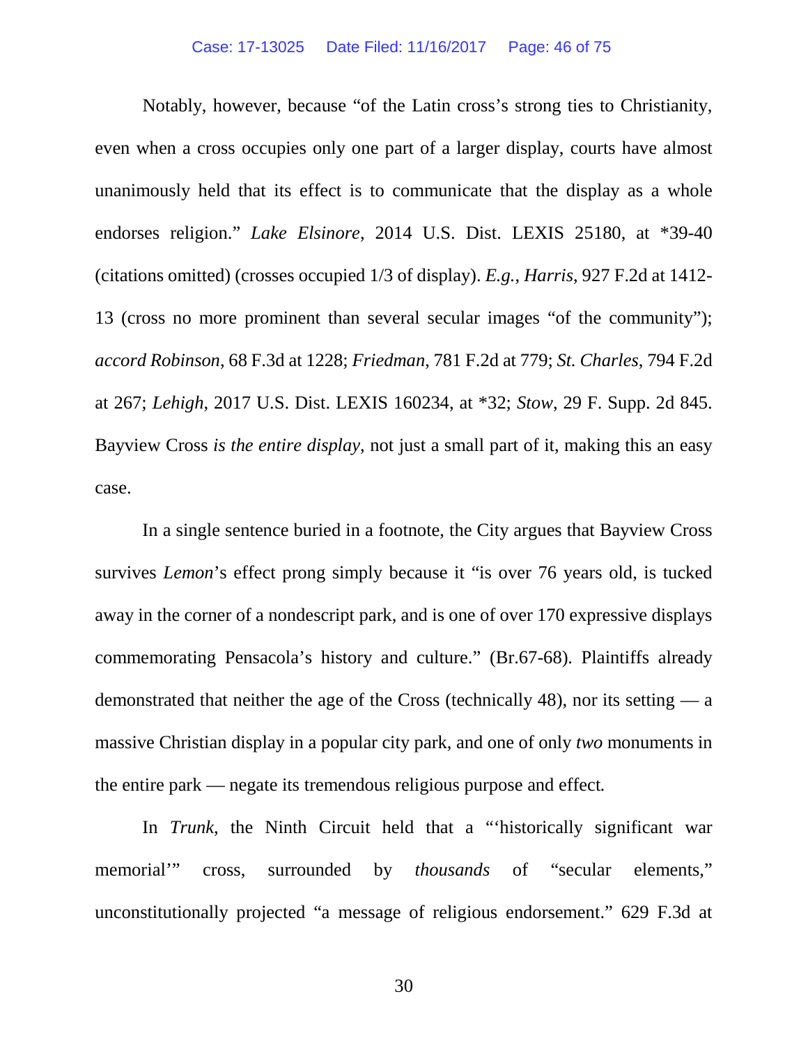Notably, however, because "of the Latin cross's strong ties to Christianity, even when a cross occupies only one part of a larger display, courts have almost unanimously held that its effect is to communicate that the display as a whole endorses religion." *Lake Elsinore*, 2014 U.S. Dist. LEXIS 25180, at *39-40 (citations omitted) (crosses occupied 1/3 of display). *E.g.*, *Harris*, 927 F.2d at 1412-13 (cross no more prominent than several secular images "of the community"); *accord Robinson*, 68 F.3d at 1228; *Friedman*, 781 F.2d at 779; *St. Charles*, 794 F.2d at 267; *Lehigh*, 2017 U.S. Dist. LEXIS 160234, at *32; *Stow*, 29 F. Supp. 2d 845. Bayview Cross *is the entire display*, not just a small part of it, making this an easy case.

In a single sentence buried in a footnote, the City argues that Bayview Cross survives *Lemon*'s effect prong simply because it "is over 76 years old, is tucked away in the corner of a nondescript park, and is one of over 170 expressive displays commemorating Pensacola's history and culture." (Br.67-68). Plaintiffs already demonstrated that neither the age of the Cross (technically 48), nor its setting — a massive Christian display in a popular city park, and one of only *two* monuments in the entire park — negate its tremendous religious purpose and effect.

In *Trunk*, the Ninth Circuit held that a "'historically significant war memorial'" cross, surrounded by *thousands* of "secular elements," unconstitutionally projected "a message of religious endorsement." 629 F.3d at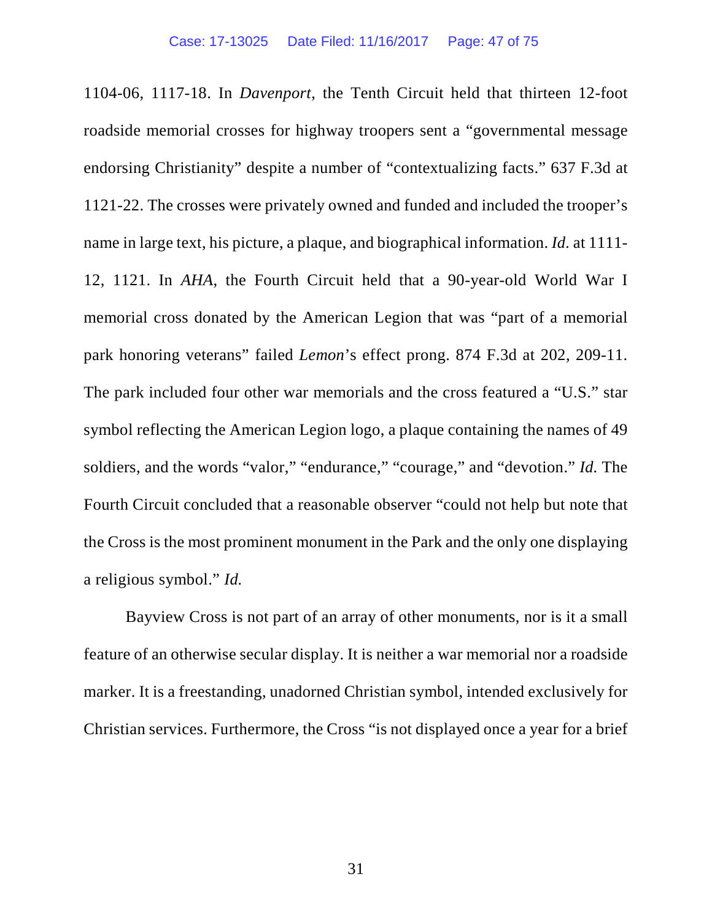1104-06, 1117-18. In *Davenport*, the Tenth Circuit held that thirteen 12-foot roadside memorial crosses for highway troopers sent a "governmental message endorsing Christianity" despite a number of "contextualizing facts." 637 F.3d at 1121-22. The crosses were privately owned and funded and included the trooper's name in large text, his picture, a plaque, and biographical information. *Id.* at 1111-12, 1121. In *AHA*, the Fourth Circuit held that a 90-year-old World War I memorial cross donated by the American Legion that was "part of a memorial park honoring veterans" failed *Lemon*'s effect prong. 874 F.3d at 202, 209-11. The park included four other war memorials and the cross featured a "U.S." star symbol reflecting the American Legion logo, a plaque containing the names of 49 soldiers, and the words "valor," "endurance," "courage," and "devotion." *Id.* The Fourth Circuit concluded that a reasonable observer "could not help but note that the Cross is the most prominent monument in the Park and the only one displaying a religious symbol." *Id.*

Bayview Cross is not part of an array of other monuments, nor is it a small feature of an otherwise secular display. It is neither a war memorial nor a roadside marker. It is a freestanding, unadorned Christian symbol, intended exclusively for Christian services. Furthermore, the Cross "is not displayed once a year for a brief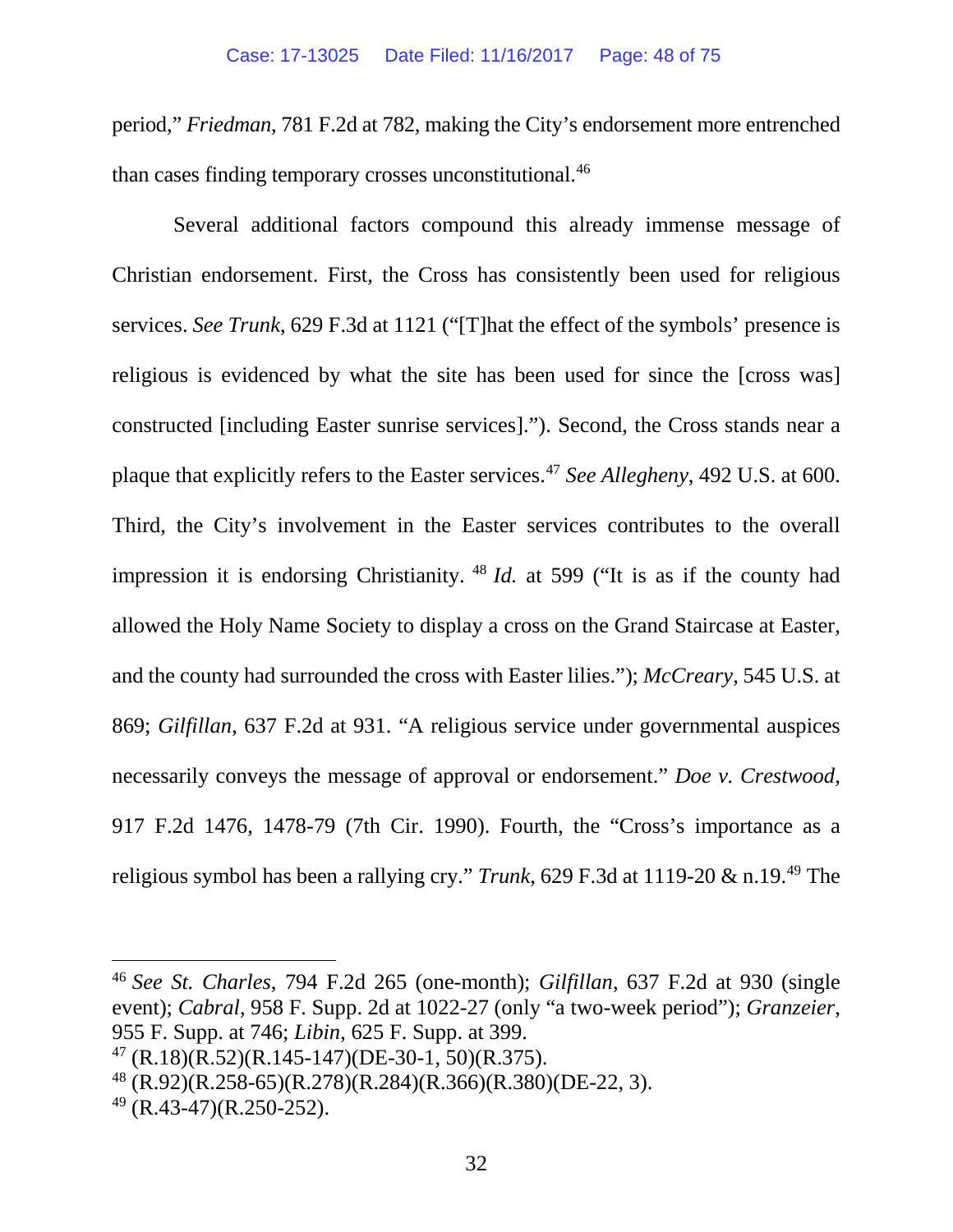period," *Friedman*, 781 F.2d at 782, making the City's endorsement more entrenched than cases finding temporary crosses unconstitutional.[46]

Several additional factors compound this already immense message of Christian endorsement. First, the Cross has consistently been used for religious services. *See Trunk*, 629 F.3d at 1121 ("[T]hat the effect of the symbols' presence is religious is evidenced by what the site has been used for since the [cross was] constructed [including Easter sunrise services]."). Second, the Cross stands near a plaque that explicitly refers to the Easter services.[47] *See Allegheny*, 492 U.S. at 600. Third, the City's involvement in the Easter services contributes to the overall impression it is endorsing Christianity.[48] *Id.* at 599 ("It is as if the county had allowed the Holy Name Society to display a cross on the Grand Staircase at Easter, and the county had surrounded the cross with Easter lilies."); *McCreary*, 545 U.S. at 869; *Gilfillan*, 637 F.2d at 931. "A religious service under governmental auspices necessarily conveys the message of approval or endorsement." *Doe v. Crestwood*, 917 F.2d 1476, 1478-79 (7th Cir. 1990). Fourth, the "Cross's importance as a religious symbol has been a rallying cry." *Trunk*, 629 F.3d at 1119-20 & n.19.[49] The

---

[46] *See St. Charles*, 794 F.2d 265 (one-month); *Gilfillan*, 637 F.2d at 930 (single event); *Cabral*, 958 F. Supp. 2d at 1022-27 (only "a two-week period"); *Granzeier*, 955 F. Supp. at 746; *Libin*, 625 F. Supp. at 399.

[47] (R.18)(R.52)(R.145-147)(DE-30-1, 50)(R.375).

[48] (R.92)(R.258-65)(R.278)(R.284)(R.366)(R.380)(DE-22, 3).

[49] (R.43-47)(R.250-252).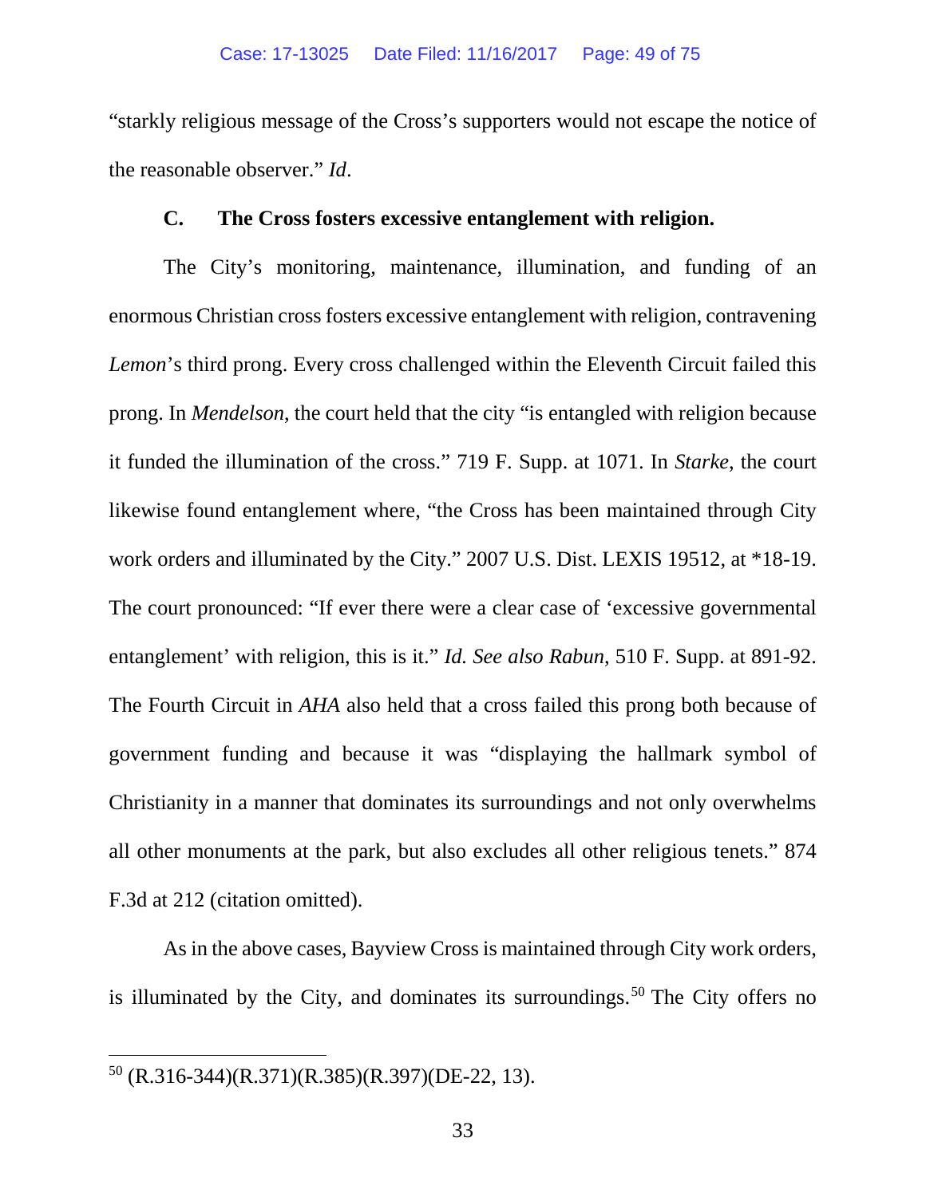"starkly religious message of the Cross's supporters would not escape the notice of the reasonable observer." *Id*.

### C. The Cross fosters excessive entanglement with religion.

The City's monitoring, maintenance, illumination, and funding of an enormous Christian cross fosters excessive entanglement with religion, contravening *Lemon*'s third prong. Every cross challenged within the Eleventh Circuit failed this prong. In *Mendelson*, the court held that the city "is entangled with religion because it funded the illumination of the cross." 719 F. Supp. at 1071. In *Starke*, the court likewise found entanglement where, "the Cross has been maintained through City work orders and illuminated by the City." 2007 U.S. Dist. LEXIS 19512, at *18-19. The court pronounced: "If ever there were a clear case of 'excessive governmental entanglement' with religion, this is it." *Id. See also Rabun*, 510 F. Supp. at 891-92. The Fourth Circuit in *AHA* also held that a cross failed this prong both because of government funding and because it was "displaying the hallmark symbol of Christianity in a manner that dominates its surroundings and not only overwhelms all other monuments at the park, but also excludes all other religious tenets." 874 F.3d at 212 (citation omitted).

As in the above cases, Bayview Cross is maintained through City work orders, is illuminated by the City, and dominates its surroundings.[50] The City offers no

---

[50] (R.316-344)(R.371)(R.385)(R.397)(DE-22, 13).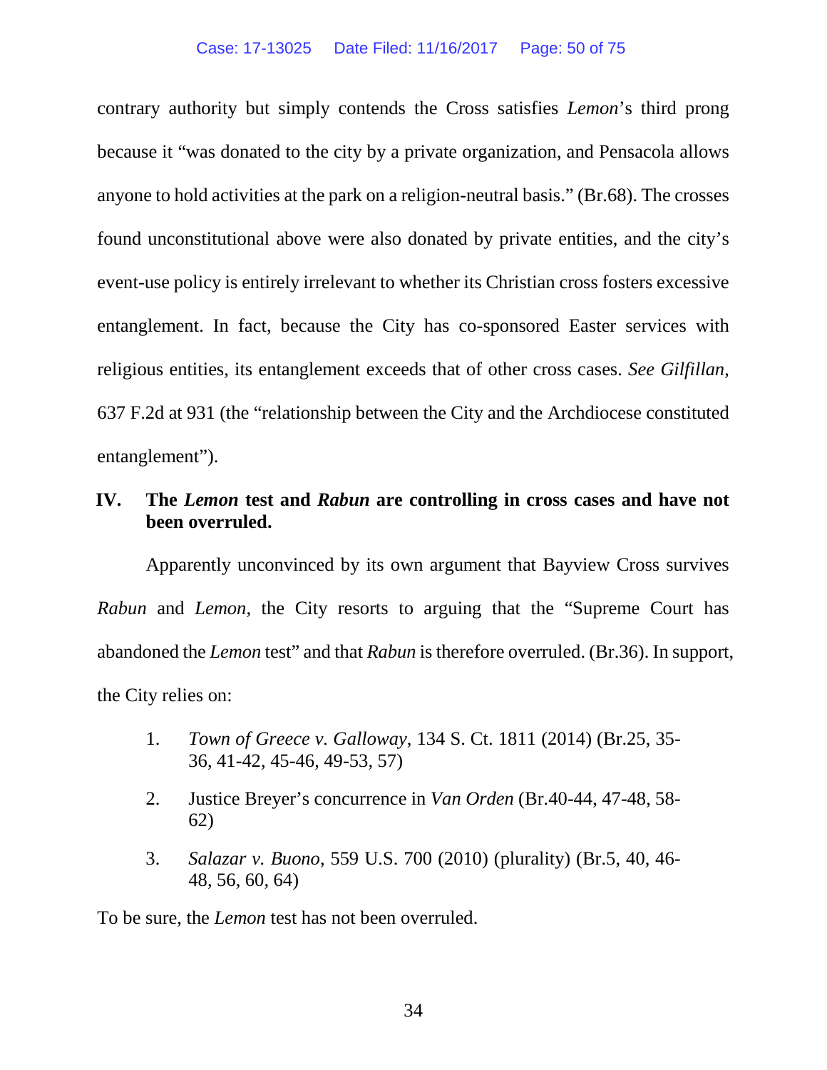contrary authority but simply contends the Cross satisfies *Lemon*'s third prong because it "was donated to the city by a private organization, and Pensacola allows anyone to hold activities at the park on a religion-neutral basis." (Br.68). The crosses found unconstitutional above were also donated by private entities, and the city's event-use policy is entirely irrelevant to whether its Christian cross fosters excessive entanglement. In fact, because the City has co-sponsored Easter services with religious entities, its entanglement exceeds that of other cross cases. *See Gilfillan*, 637 F.2d at 931 (the "relationship between the City and the Archdiocese constituted entanglement").

## IV. The *Lemon* test and *Rabun* are controlling in cross cases and have not been overruled.

Apparently unconvinced by its own argument that Bayview Cross survives *Rabun* and *Lemon*, the City resorts to arguing that the "Supreme Court has abandoned the *Lemon* test" and that *Rabun* is therefore overruled. (Br.36). In support, the City relies on:

1. *Town of Greece v. Galloway*, 134 S. Ct. 1811 (2014) (Br.25, 35-36, 41-42, 45-46, 49-53, 57)
2. Justice Breyer's concurrence in *Van Orden* (Br.40-44, 47-48, 58-62)
3. *Salazar v. Buono*, 559 U.S. 700 (2010) (plurality) (Br.5, 40, 46-48, 56, 60, 64)

To be sure, the *Lemon* test has not been overruled.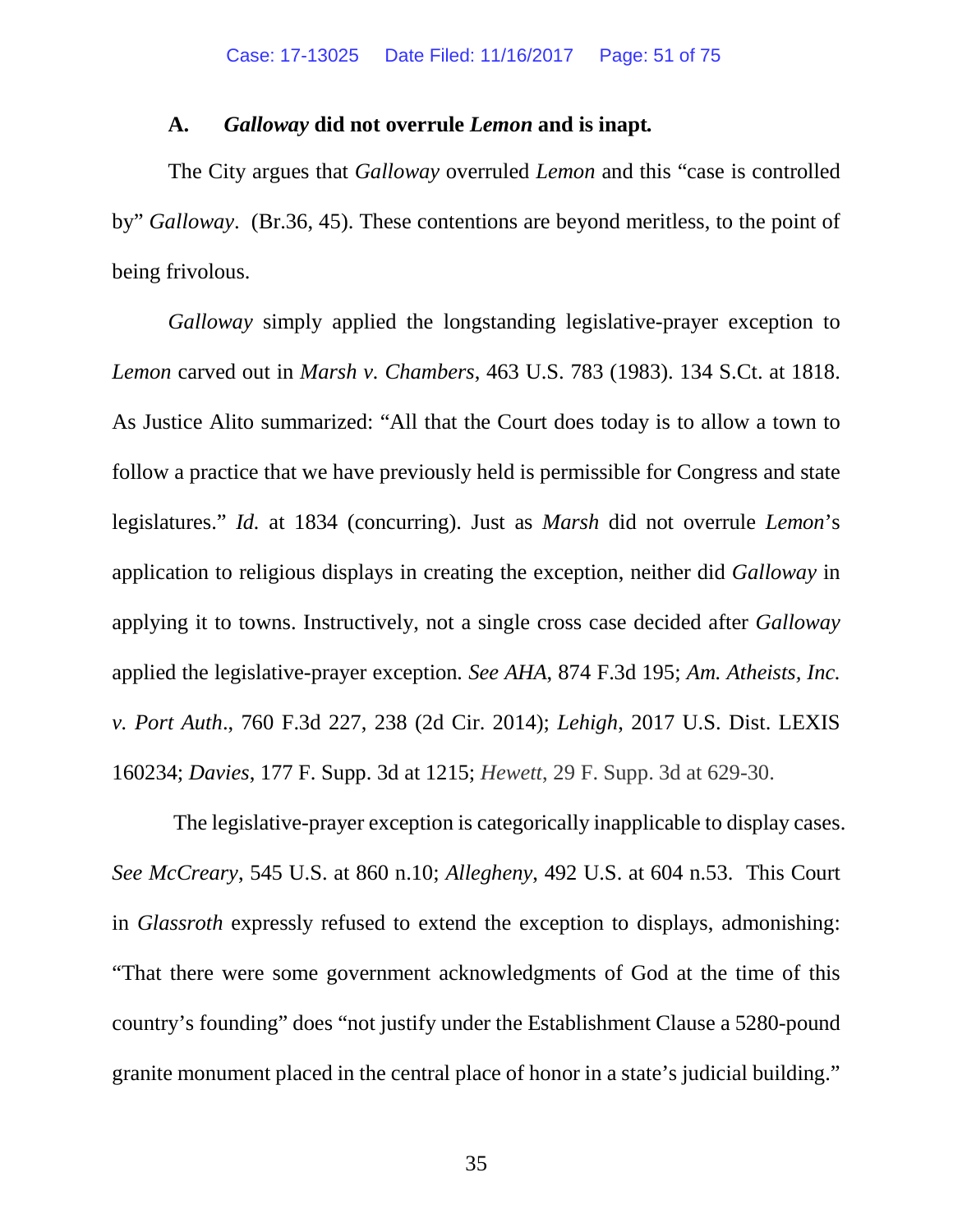### A. *Galloway* did not overrule *Lemon* and is inapt.

The City argues that *Galloway* overruled *Lemon* and this "case is controlled by" *Galloway*. (Br.36, 45). These contentions are beyond meritless, to the point of being frivolous.

*Galloway* simply applied the longstanding legislative-prayer exception to *Lemon* carved out in *Marsh v. Chambers*, 463 U.S. 783 (1983). 134 S.Ct. at 1818. As Justice Alito summarized: "All that the Court does today is to allow a town to follow a practice that we have previously held is permissible for Congress and state legislatures." *Id.* at 1834 (concurring). Just as *Marsh* did not overrule *Lemon*'s application to religious displays in creating the exception, neither did *Galloway* in applying it to towns. Instructively, not a single cross case decided after *Galloway* applied the legislative-prayer exception. *See AHA*, 874 F.3d 195; *Am. Atheists, Inc. v. Port Auth*., 760 F.3d 227, 238 (2d Cir. 2014); *Lehigh*, 2017 U.S. Dist. LEXIS 160234; *Davies*, 177 F. Supp. 3d at 1215; *Hewett*, 29 F. Supp. 3d at 629-30.

The legislative-prayer exception is categorically inapplicable to display cases. *See McCreary*, 545 U.S. at 860 n.10; *Allegheny*, 492 U.S. at 604 n.53. This Court in *Glassroth* expressly refused to extend the exception to displays, admonishing: "That there were some government acknowledgments of God at the time of this country's founding" does "not justify under the Establishment Clause a 5280-pound granite monument placed in the central place of honor in a state's judicial building."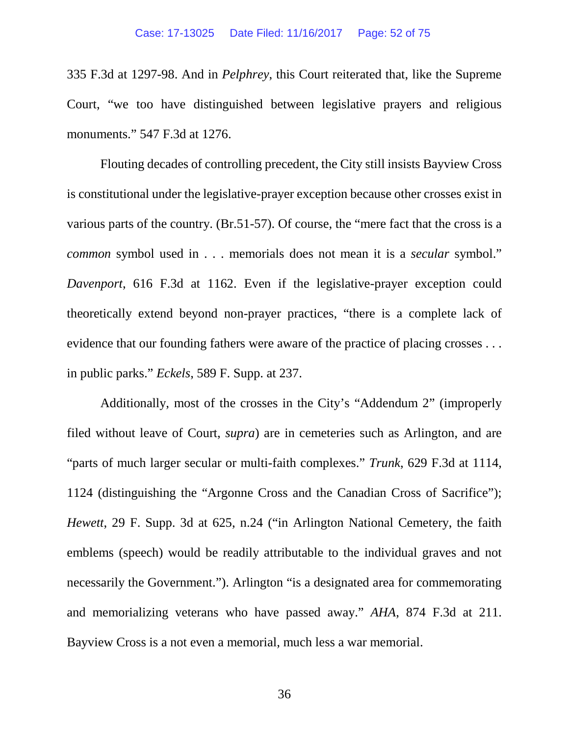335 F.3d at 1297-98. And in *Pelphrey*, this Court reiterated that, like the Supreme Court, "we too have distinguished between legislative prayers and religious monuments." 547 F.3d at 1276.

Flouting decades of controlling precedent, the City still insists Bayview Cross is constitutional under the legislative-prayer exception because other crosses exist in various parts of the country. (Br.51-57). Of course, the "mere fact that the cross is a *common* symbol used in . . . memorials does not mean it is a *secular* symbol." *Davenport*, 616 F.3d at 1162. Even if the legislative-prayer exception could theoretically extend beyond non-prayer practices, "there is a complete lack of evidence that our founding fathers were aware of the practice of placing crosses . . . in public parks." *Eckels*, 589 F. Supp. at 237.

Additionally, most of the crosses in the City's "Addendum 2" (improperly filed without leave of Court, *supra*) are in cemeteries such as Arlington, and are "parts of much larger secular or multi-faith complexes." *Trunk,* 629 F.3d at 1114, 1124 (distinguishing the "Argonne Cross and the Canadian Cross of Sacrifice"); *Hewett*, 29 F. Supp. 3d at 625, n.24 ("in Arlington National Cemetery, the faith emblems (speech) would be readily attributable to the individual graves and not necessarily the Government."). Arlington "is a designated area for commemorating and memorializing veterans who have passed away." *AHA*, 874 F.3d at 211. Bayview Cross is a not even a memorial, much less a war memorial.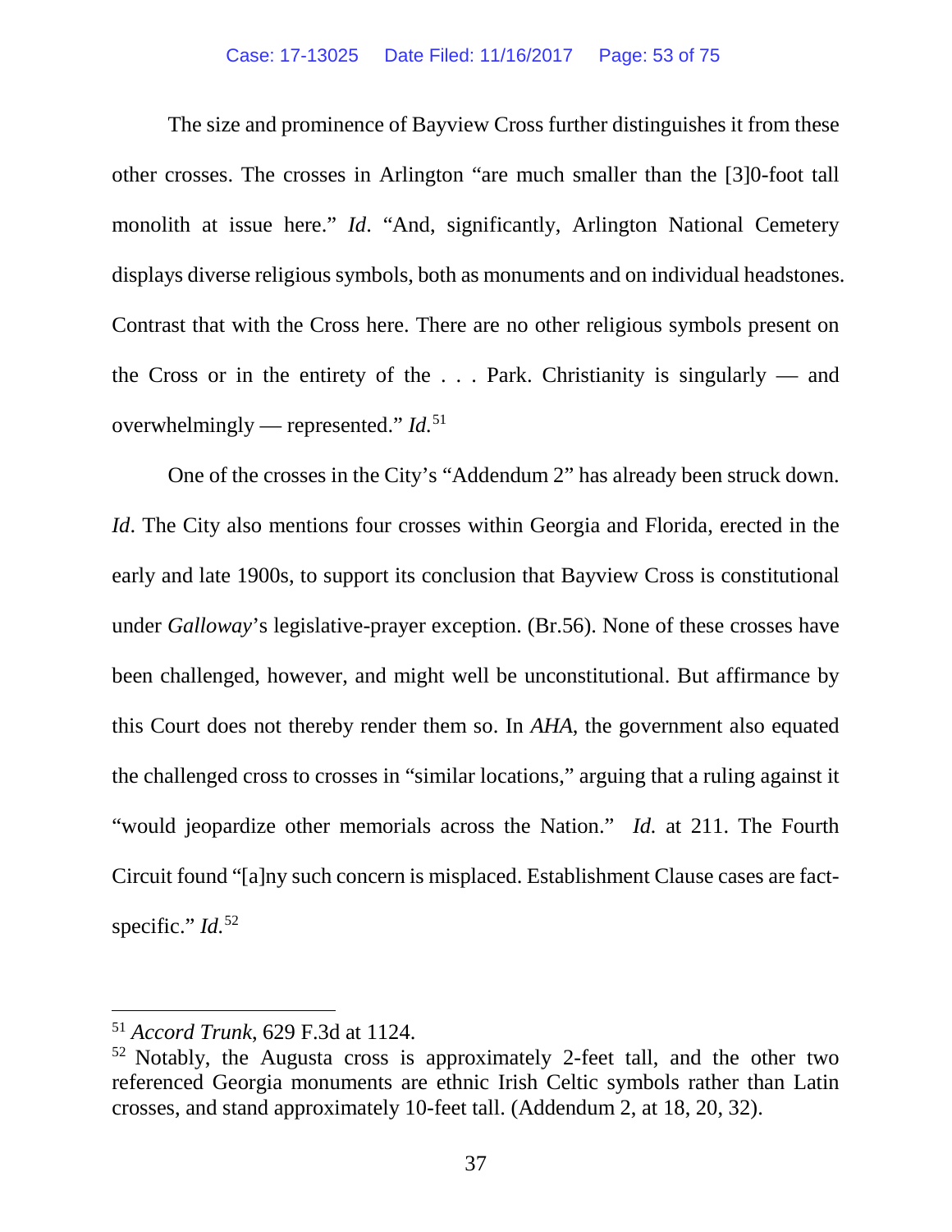The size and prominence of Bayview Cross further distinguishes it from these other crosses. The crosses in Arlington "are much smaller than the [3]0-foot tall monolith at issue here." *Id*. "And, significantly, Arlington National Cemetery displays diverse religious symbols, both as monuments and on individual headstones. Contrast that with the Cross here. There are no other religious symbols present on the Cross or in the entirety of the . . . Park. Christianity is singularly — and overwhelmingly — represented." *Id.*[51]

One of the crosses in the City's "Addendum 2" has already been struck down. *Id*. The City also mentions four crosses within Georgia and Florida, erected in the early and late 1900s, to support its conclusion that Bayview Cross is constitutional under *Galloway*'s legislative-prayer exception. (Br.56). None of these crosses have been challenged, however, and might well be unconstitutional. But affirmance by this Court does not thereby render them so. In *AHA*, the government also equated the challenged cross to crosses in "similar locations," arguing that a ruling against it "would jeopardize other memorials across the Nation." *Id.* at 211. The Fourth Circuit found "[a]ny such concern is misplaced. Establishment Clause cases are fact-specific." *Id.*[52]

---

[51] *Accord Trunk*, 629 F.3d at 1124.

[52] Notably, the Augusta cross is approximately 2-feet tall, and the other two referenced Georgia monuments are ethnic Irish Celtic symbols rather than Latin crosses, and stand approximately 10-feet tall. (Addendum 2, at 18, 20, 32).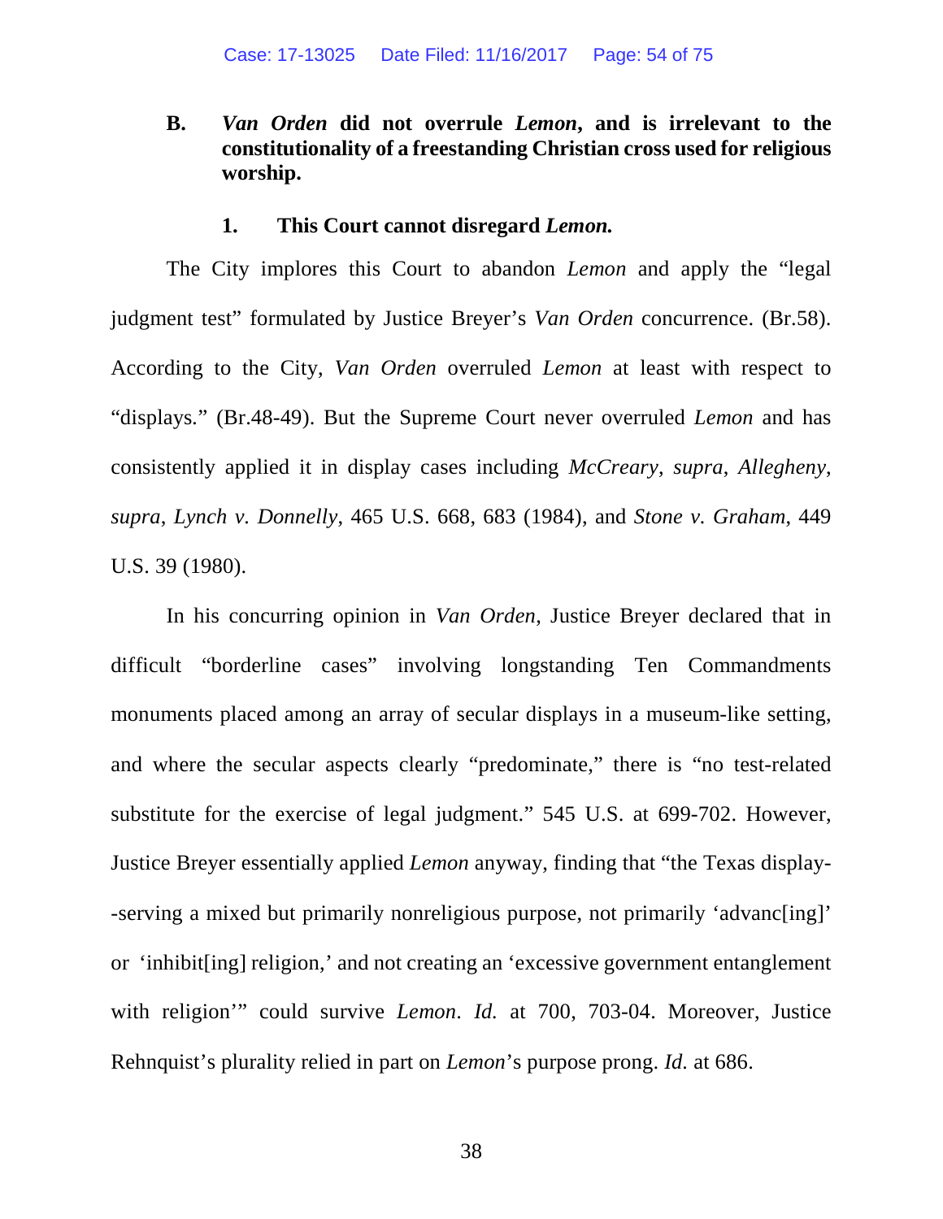### B. *Van Orden* did not overrule *Lemon*, and is irrelevant to the constitutionality of a freestanding Christian cross used for religious worship.

#### 1. This Court cannot disregard *Lemon.*

The City implores this Court to abandon *Lemon* and apply the "legal judgment test" formulated by Justice Breyer's *Van Orden* concurrence. (Br.58). According to the City, *Van Orden* overruled *Lemon* at least with respect to "displays." (Br.48-49). But the Supreme Court never overruled *Lemon* and has consistently applied it in display cases including *McCreary*, *supra*, *Allegheny*, *supra*, *Lynch v. Donnelly*, 465 U.S. 668, 683 (1984), and *Stone v. Graham*, 449 U.S. 39 (1980).

In his concurring opinion in *Van Orden*, Justice Breyer declared that in difficult "borderline cases" involving longstanding Ten Commandments monuments placed among an array of secular displays in a museum-like setting, and where the secular aspects clearly "predominate," there is "no test-related substitute for the exercise of legal judgment." 545 U.S. at 699-702. However, Justice Breyer essentially applied *Lemon* anyway, finding that "the Texas display--serving a mixed but primarily nonreligious purpose, not primarily 'advanc[ing]' or 'inhibit[ing] religion,' and not creating an 'excessive government entanglement with religion'" could survive *Lemon*. *Id.* at 700, 703-04. Moreover, Justice Rehnquist's plurality relied in part on *Lemon*'s purpose prong. *Id.* at 686.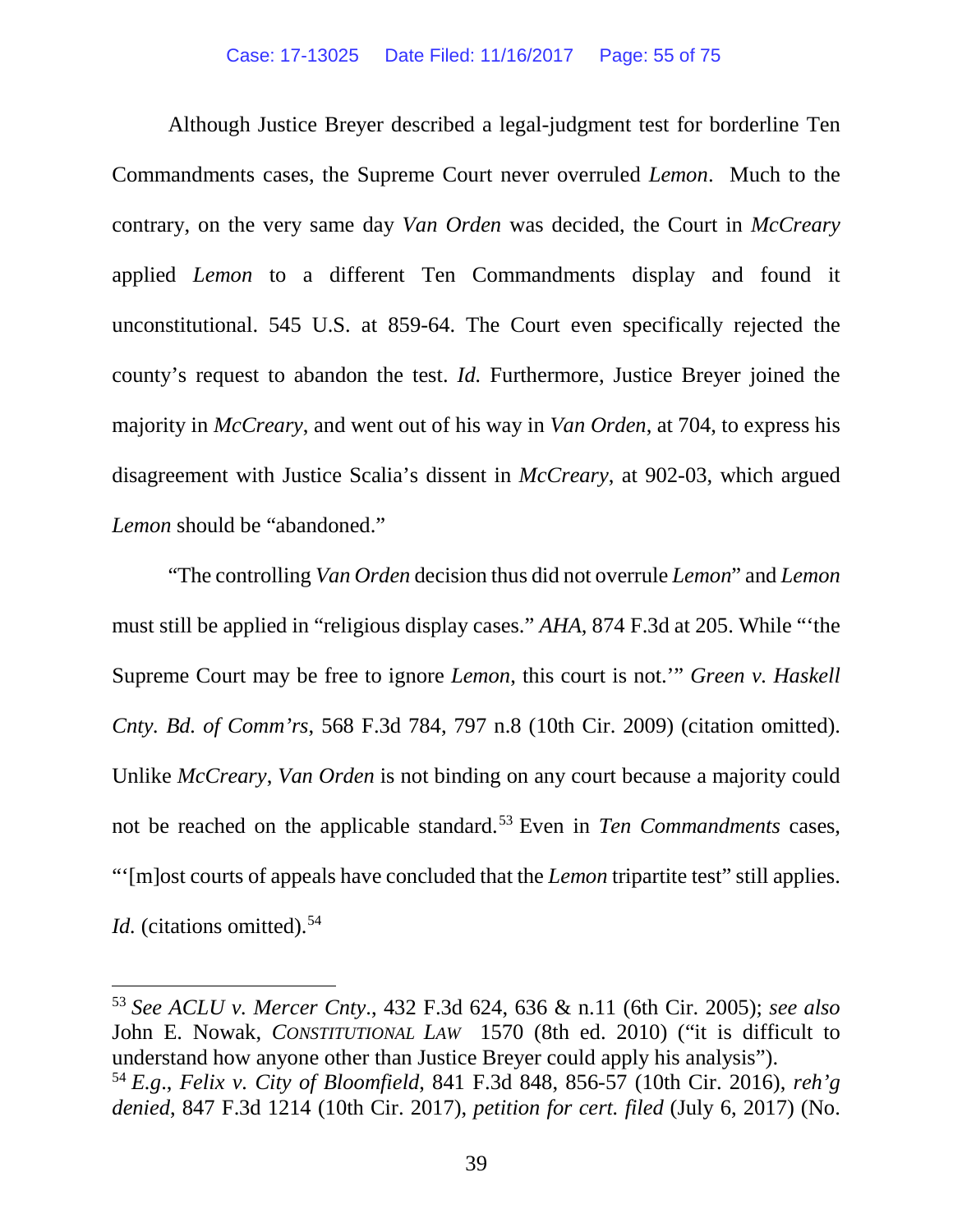Although Justice Breyer described a legal-judgment test for borderline Ten Commandments cases, the Supreme Court never overruled *Lemon*. Much to the contrary, on the very same day *Van Orden* was decided, the Court in *McCreary* applied *Lemon* to a different Ten Commandments display and found it unconstitutional. 545 U.S. at 859-64. The Court even specifically rejected the county's request to abandon the test. *Id.* Furthermore, Justice Breyer joined the majority in *McCreary*, and went out of his way in *Van Orden*, at 704, to express his disagreement with Justice Scalia's dissent in *McCreary*, at 902-03, which argued *Lemon* should be "abandoned."

"The controlling *Van Orden* decision thus did not overrule *Lemon*" and *Lemon* must still be applied in "religious display cases." *AHA*, 874 F.3d at 205. While "'the Supreme Court may be free to ignore *Lemon*, this court is not.'" *Green v. Haskell Cnty. Bd. of Comm'rs*, 568 F.3d 784, 797 n.8 (10th Cir. 2009) (citation omitted). Unlike *McCreary*, *Van Orden* is not binding on any court because a majority could not be reached on the applicable standard.[53] Even in *Ten Commandments* cases, "'[m]ost courts of appeals have concluded that the *Lemon* tripartite test" still applies. *Id.* (citations omitted).[54]

---

[53] *See ACLU v. Mercer Cnty*., 432 F.3d 624, 636 & n.11 (6th Cir. 2005); *see also* John E. Nowak, CONSTITUTIONAL LAW 1570 (8th ed. 2010) ("it is difficult to understand how anyone other than Justice Breyer could apply his analysis").

[54] *E.g*., *Felix v. City of Bloomfield*, 841 F.3d 848, 856-57 (10th Cir. 2016), *reh'g denied*, 847 F.3d 1214 (10th Cir. 2017), *petition for cert. filed* (July 6, 2017) (No.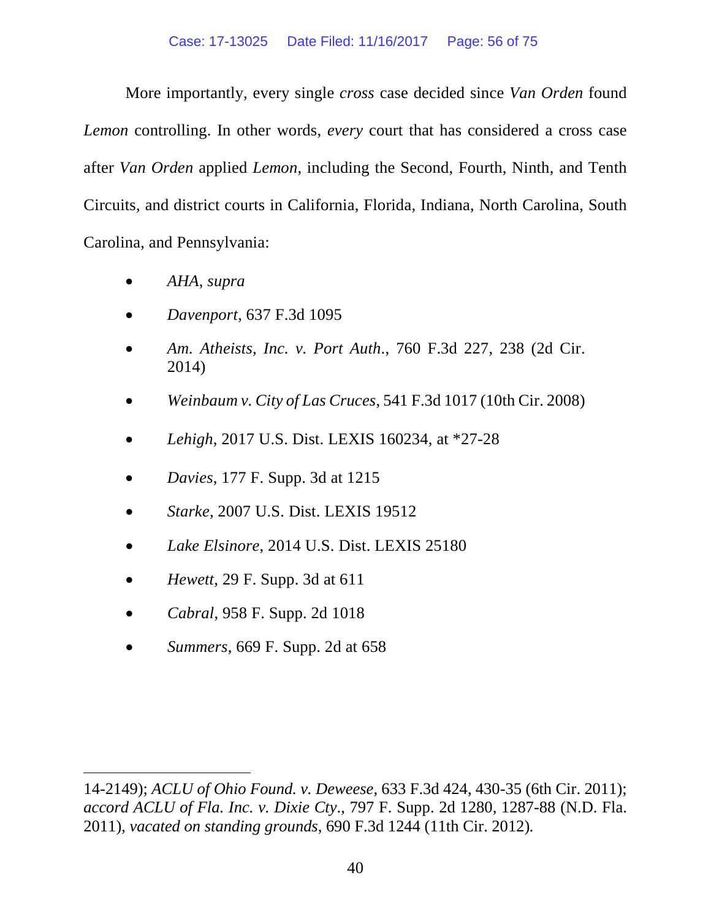More importantly, every single *cross* case decided since *Van Orden* found *Lemon* controlling. In other words, *every* court that has considered a cross case after *Van Orden* applied *Lemon*, including the Second, Fourth, Ninth, and Tenth Circuits, and district courts in California, Florida, Indiana, North Carolina, South Carolina, and Pennsylvania:

- *AHA*, *supra*
- *Davenport*, 637 F.3d 1095
- *Am. Atheists, Inc. v. Port Auth.*, 760 F.3d 227, 238 (2d Cir. 2014)
- *Weinbaum v. City of Las Cruces*, 541 F.3d 1017 (10th Cir. 2008)
- *Lehigh*, 2017 U.S. Dist. LEXIS 160234, at *27-28
- *Davies*, 177 F. Supp. 3d at 1215
- *Starke*, 2007 U.S. Dist. LEXIS 19512
- *Lake Elsinore*, 2014 U.S. Dist. LEXIS 25180
- *Hewett*, 29 F. Supp. 3d at 611
- *Cabral*, 958 F. Supp. 2d 1018
- *Summers*, 669 F. Supp. 2d at 658

---

14-2149); *ACLU of Ohio Found. v. Deweese*, 633 F.3d 424, 430-35 (6th Cir. 2011); *accord ACLU of Fla. Inc. v. Dixie Cty.*, 797 F. Supp. 2d 1280, 1287-88 (N.D. Fla. 2011), *vacated on standing grounds*, 690 F.3d 1244 (11th Cir. 2012).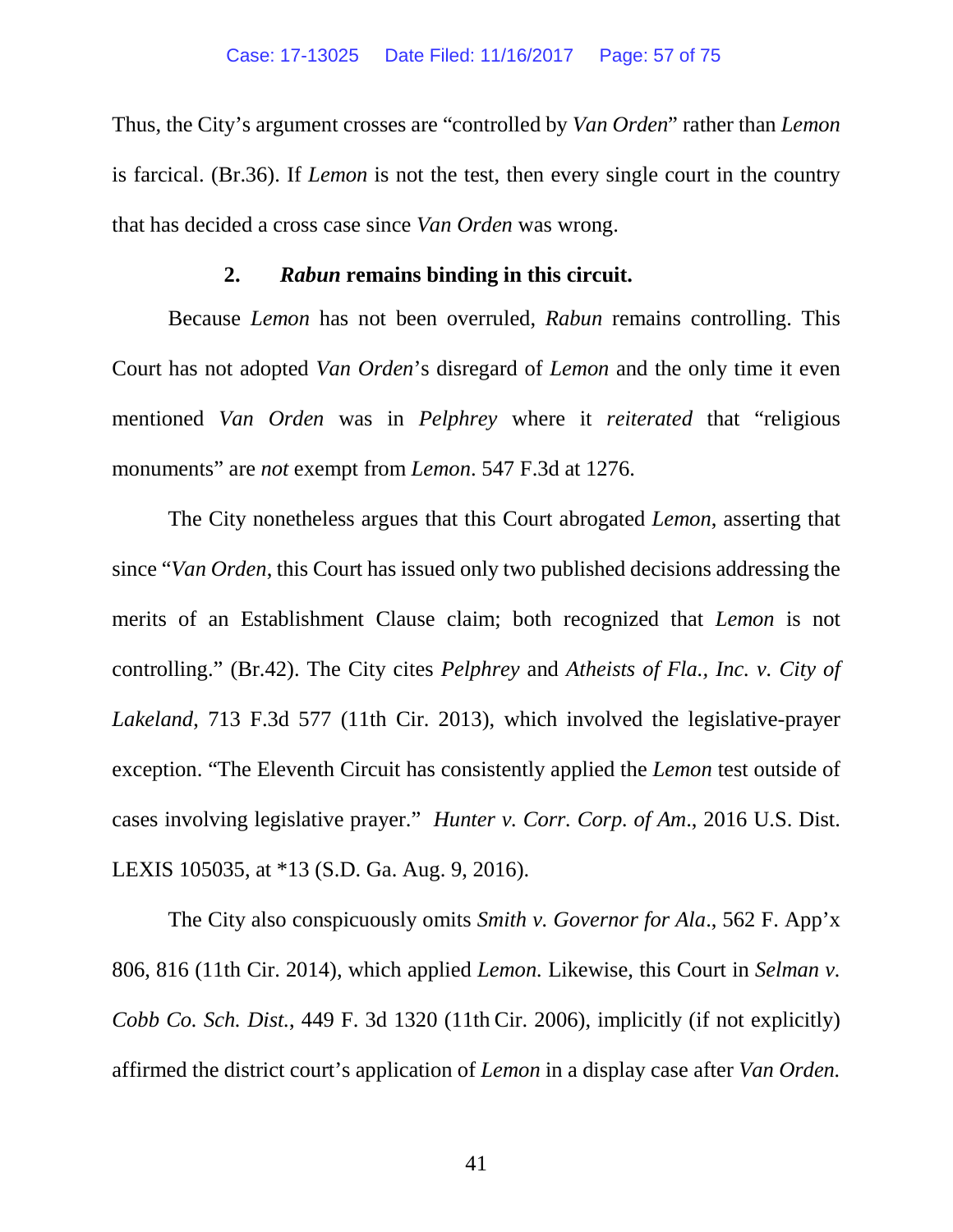Thus, the City's argument crosses are "controlled by *Van Orden*" rather than *Lemon* is farcical. (Br.36). If *Lemon* is not the test, then every single court in the country that has decided a cross case since *Van Orden* was wrong.

**2. *Rabun* remains binding in this circuit.**

Because *Lemon* has not been overruled, *Rabun* remains controlling. This Court has not adopted *Van Orden*'s disregard of *Lemon* and the only time it even mentioned *Van Orden* was in *Pelphrey* where it *reiterated* that "religious monuments" are *not* exempt from *Lemon*. 547 F.3d at 1276.

The City nonetheless argues that this Court abrogated *Lemon*, asserting that since "*Van Orden*, this Court has issued only two published decisions addressing the merits of an Establishment Clause claim; both recognized that *Lemon* is not controlling." (Br.42). The City cites *Pelphrey* and *Atheists of Fla., Inc. v. City of Lakeland*, 713 F.3d 577 (11th Cir. 2013), which involved the legislative-prayer exception. "The Eleventh Circuit has consistently applied the *Lemon* test outside of cases involving legislative prayer." *Hunter v. Corr. Corp. of Am*., 2016 U.S. Dist. LEXIS 105035, at *13 (S.D. Ga. Aug. 9, 2016).

The City also conspicuously omits *Smith v. Governor for Ala*., 562 F. App'x 806, 816 (11th Cir. 2014), which applied *Lemon.* Likewise, this Court in *Selman v. Cobb Co. Sch. Dist.*, 449 F. 3d 1320 (11th Cir. 2006), implicitly (if not explicitly) affirmed the district court's application of *Lemon* in a display case after *Van Orden.*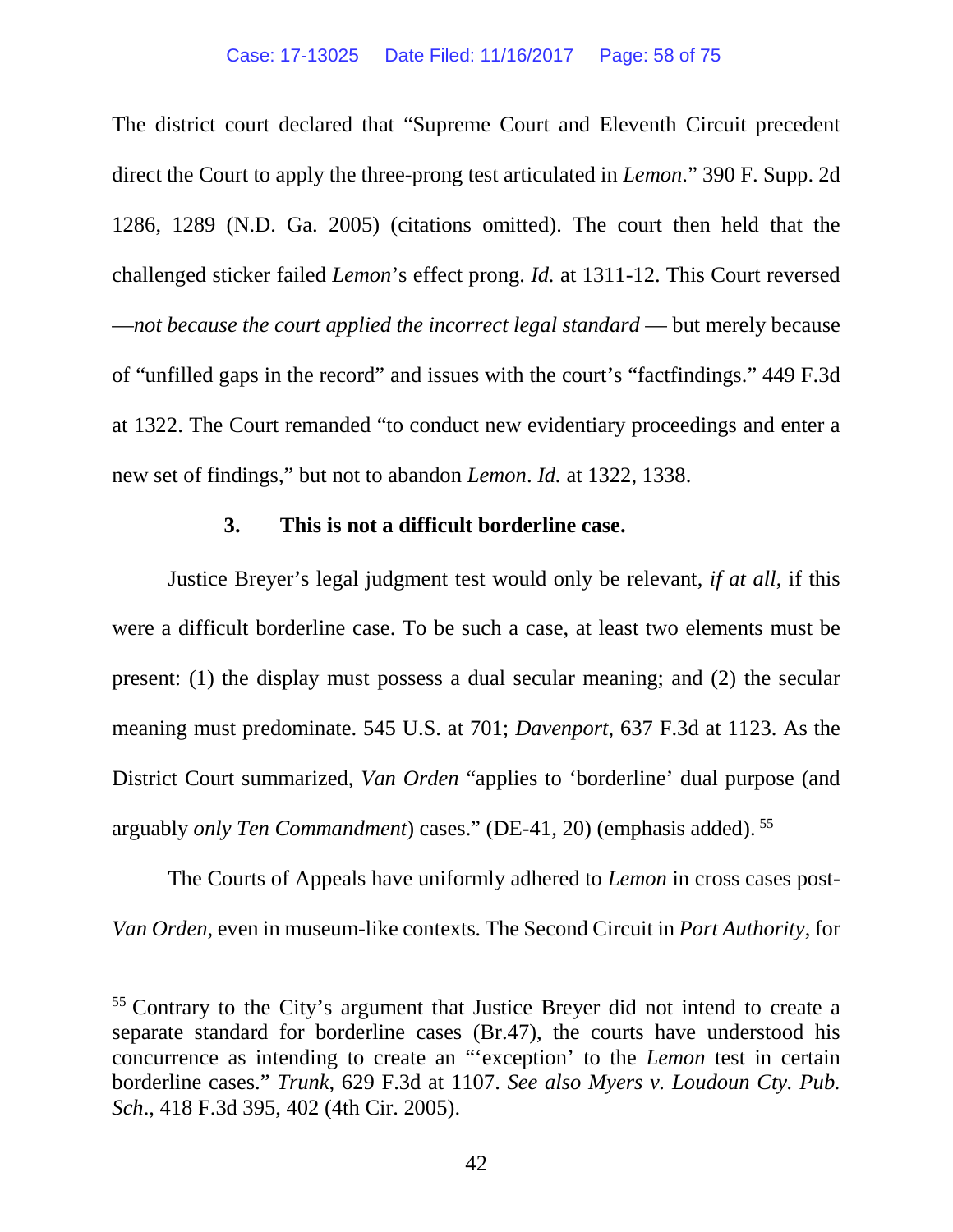The district court declared that "Supreme Court and Eleventh Circuit precedent direct the Court to apply the three-prong test articulated in *Lemon*." 390 F. Supp. 2d 1286, 1289 (N.D. Ga. 2005) (citations omitted). The court then held that the challenged sticker failed *Lemon*'s effect prong. *Id.* at 1311-12. This Court reversed —*not because the court applied the incorrect legal standard* — but merely because of "unfilled gaps in the record" and issues with the court's "factfindings." 449 F.3d at 1322. The Court remanded "to conduct new evidentiary proceedings and enter a new set of findings," but not to abandon *Lemon*. *Id.* at 1322, 1338.

### 3. This is not a difficult borderline case.

Justice Breyer's legal judgment test would only be relevant, *if at all*, if this were a difficult borderline case. To be such a case, at least two elements must be present: (1) the display must possess a dual secular meaning; and (2) the secular meaning must predominate. 545 U.S. at 701; *Davenport*, 637 F.3d at 1123. As the District Court summarized, *Van Orden* "applies to 'borderline' dual purpose (and arguably *only Ten Commandment*) cases." (DE-41, 20) (emphasis added).[55]

The Courts of Appeals have uniformly adhered to *Lemon* in cross cases post-*Van Orden*, even in museum-like contexts. The Second Circuit in *Port Authority*, for

---

[55] Contrary to the City's argument that Justice Breyer did not intend to create a separate standard for borderline cases (Br.47), the courts have understood his concurrence as intending to create an "'exception' to the *Lemon* test in certain borderline cases." *Trunk*, 629 F.3d at 1107. *See also Myers v. Loudoun Cty. Pub. Sch*., 418 F.3d 395, 402 (4th Cir. 2005).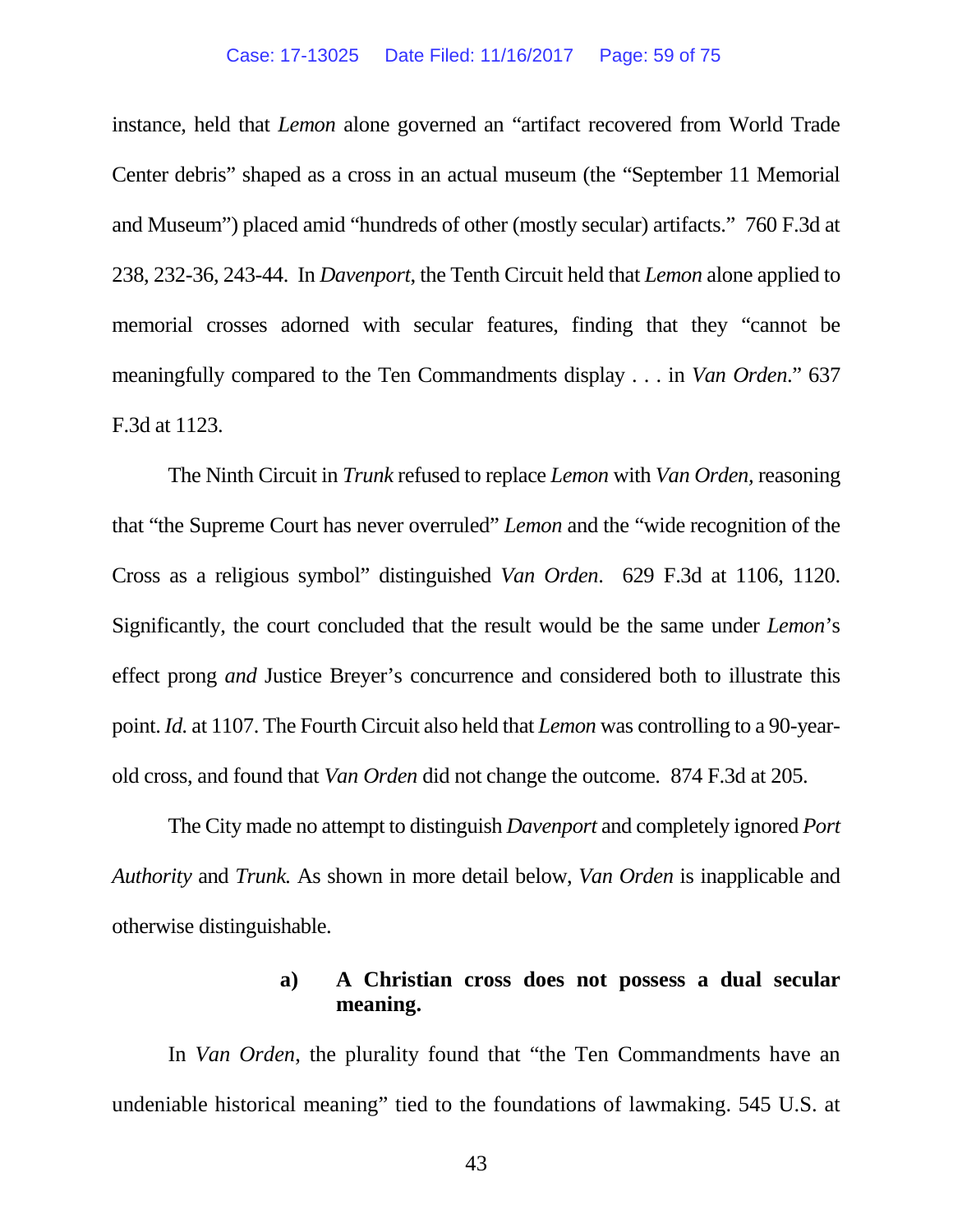instance, held that *Lemon* alone governed an "artifact recovered from World Trade Center debris" shaped as a cross in an actual museum (the "September 11 Memorial and Museum") placed amid "hundreds of other (mostly secular) artifacts." 760 F.3d at 238, 232-36, 243-44. In *Davenport,* the Tenth Circuit held that *Lemon* alone applied to memorial crosses adorned with secular features, finding that they "cannot be meaningfully compared to the Ten Commandments display . . . in *Van Orden*." 637 F.3d at 1123.

The Ninth Circuit in *Trunk* refused to replace *Lemon* with *Van Orden,* reasoning that "the Supreme Court has never overruled" *Lemon* and the "wide recognition of the Cross as a religious symbol" distinguished *Van Orden*. 629 F.3d at 1106, 1120. Significantly, the court concluded that the result would be the same under *Lemon*'s effect prong *and* Justice Breyer's concurrence and considered both to illustrate this point. *Id.* at 1107. The Fourth Circuit also held that *Lemon* was controlling to a 90-year-old cross, and found that *Van Orden* did not change the outcome. 874 F.3d at 205.

The City made no attempt to distinguish *Davenport* and completely ignored *Port Authority* and *Trunk.* As shown in more detail below, *Van Orden* is inapplicable and otherwise distinguishable.

**a) A Christian cross does not possess a dual secular meaning.**

In *Van Orden*, the plurality found that "the Ten Commandments have an undeniable historical meaning" tied to the foundations of lawmaking. 545 U.S. at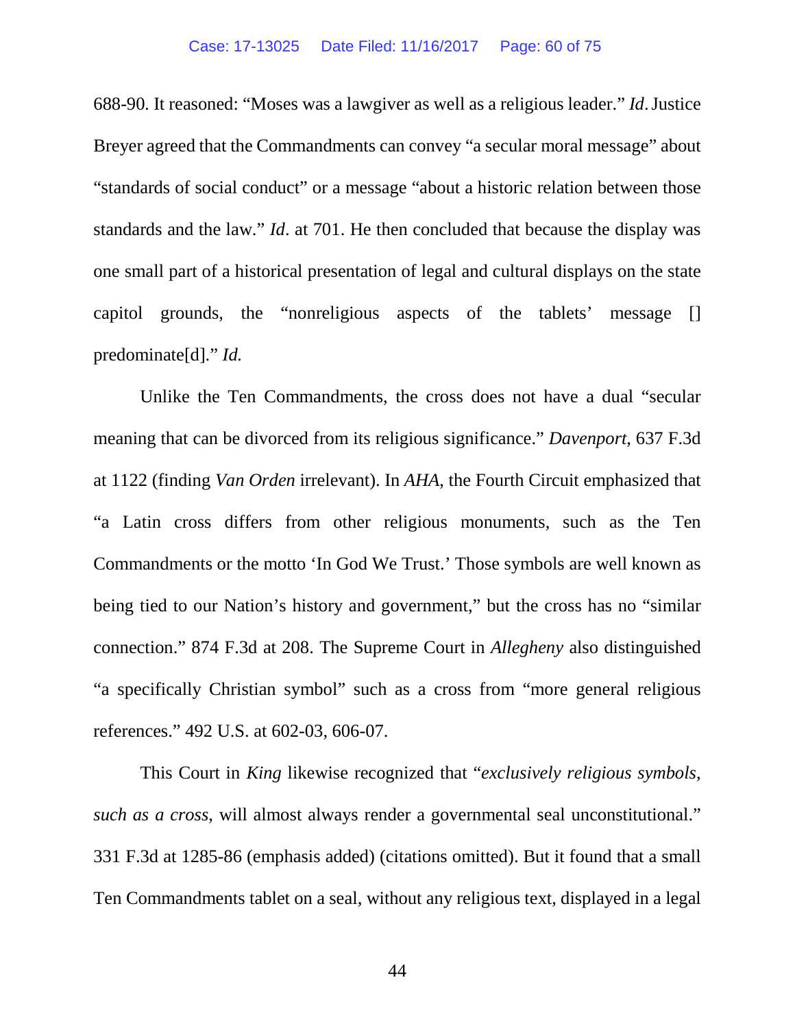688-90. It reasoned: "Moses was a lawgiver as well as a religious leader." *Id.* Justice Breyer agreed that the Commandments can convey "a secular moral message" about "standards of social conduct" or a message "about a historic relation between those standards and the law." *Id*. at 701. He then concluded that because the display was one small part of a historical presentation of legal and cultural displays on the state capitol grounds, the "nonreligious aspects of the tablets' message [] predominate[d]." *Id.*

Unlike the Ten Commandments, the cross does not have a dual "secular meaning that can be divorced from its religious significance." *Davenport*, 637 F.3d at 1122 (finding *Van Orden* irrelevant). In *AHA*, the Fourth Circuit emphasized that "a Latin cross differs from other religious monuments, such as the Ten Commandments or the motto 'In God We Trust.' Those symbols are well known as being tied to our Nation's history and government," but the cross has no "similar connection." 874 F.3d at 208. The Supreme Court in *Allegheny* also distinguished "a specifically Christian symbol" such as a cross from "more general religious references." 492 U.S. at 602-03, 606-07.

This Court in *King* likewise recognized that "*exclusively religious symbols, such as a cross*, will almost always render a governmental seal unconstitutional." 331 F.3d at 1285-86 (emphasis added) (citations omitted). But it found that a small Ten Commandments tablet on a seal, without any religious text, displayed in a legal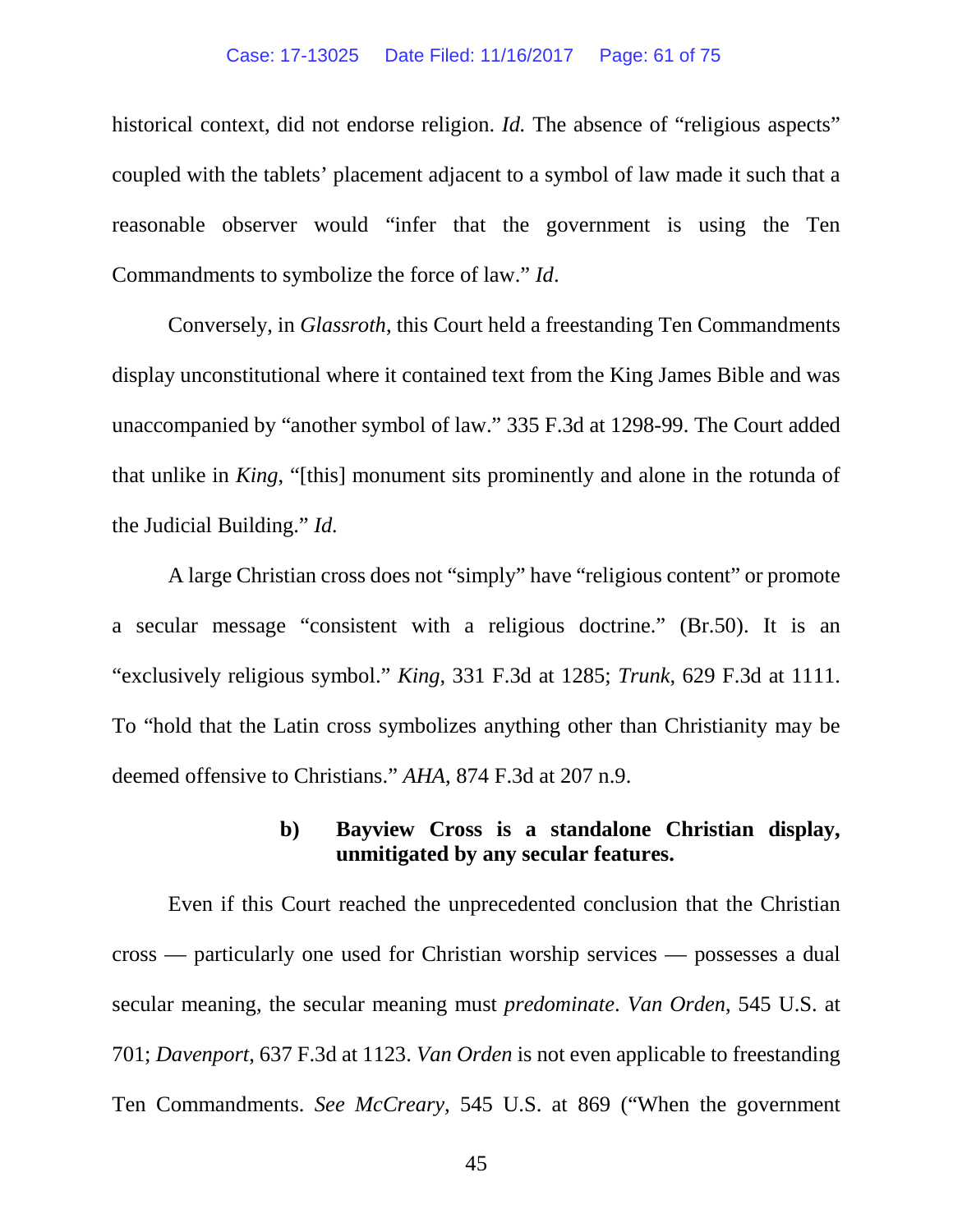historical context, did not endorse religion. *Id.* The absence of "religious aspects" coupled with the tablets' placement adjacent to a symbol of law made it such that a reasonable observer would "infer that the government is using the Ten Commandments to symbolize the force of law." *Id*.

Conversely, in *Glassroth*, this Court held a freestanding Ten Commandments display unconstitutional where it contained text from the King James Bible and was unaccompanied by "another symbol of law." 335 F.3d at 1298-99. The Court added that unlike in *King*, "[this] monument sits prominently and alone in the rotunda of the Judicial Building." *Id.*

A large Christian cross does not "simply" have "religious content" or promote a secular message "consistent with a religious doctrine." (Br.50). It is an "exclusively religious symbol." *King*, 331 F.3d at 1285; *Trunk*, 629 F.3d at 1111. To "hold that the Latin cross symbolizes anything other than Christianity may be deemed offensive to Christians." *AHA*, 874 F.3d at 207 n.9.

**b) Bayview Cross is a standalone Christian display, unmitigated by any secular features.**

Even if this Court reached the unprecedented conclusion that the Christian cross — particularly one used for Christian worship services — possesses a dual secular meaning, the secular meaning must *predominate*. *Van Orden*, 545 U.S. at 701; *Davenport*, 637 F.3d at 1123. *Van Orden* is not even applicable to freestanding Ten Commandments. *See McCreary*, 545 U.S. at 869 ("When the government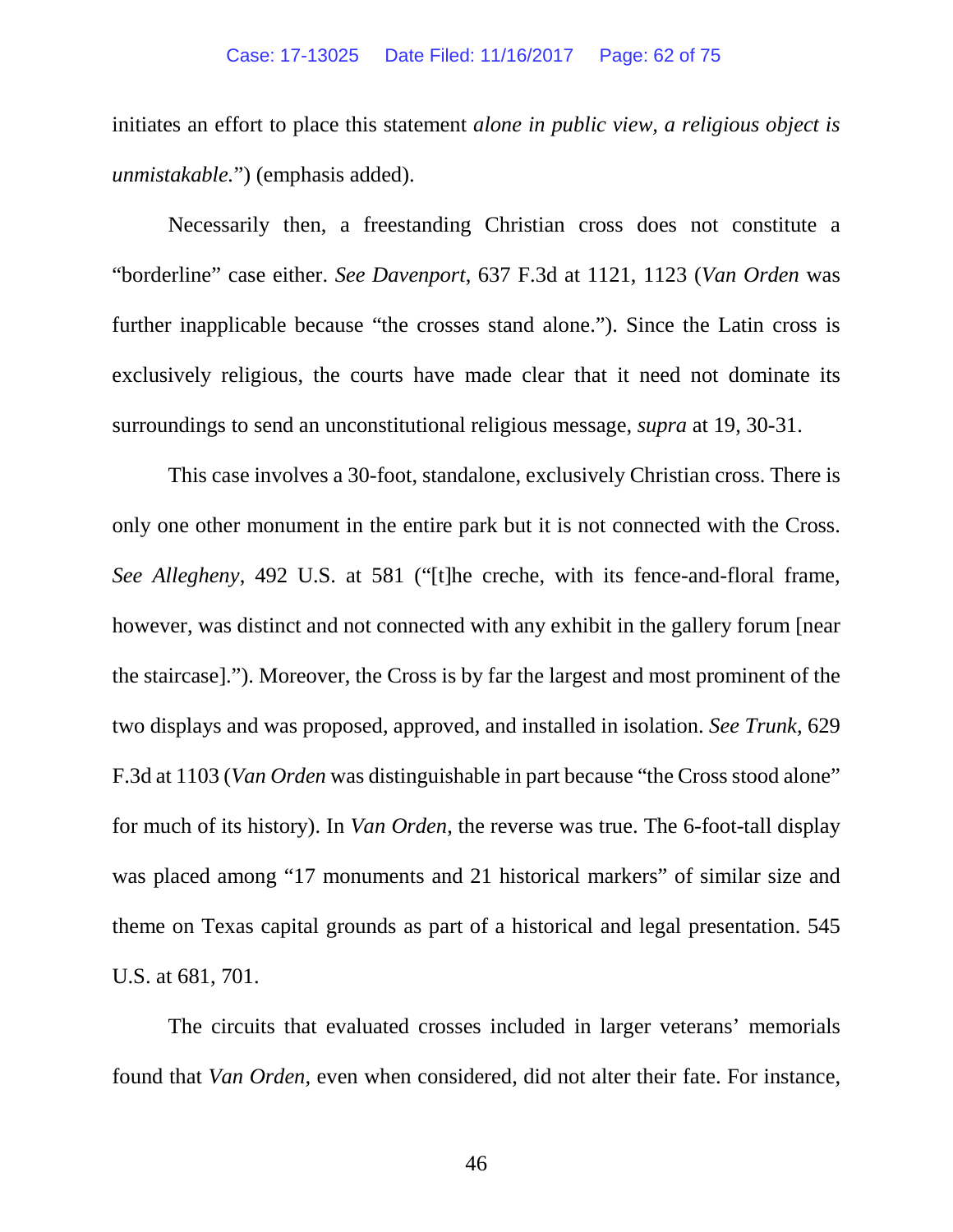initiates an effort to place this statement *alone in public view, a religious object is unmistakable.*") (emphasis added).

Necessarily then, a freestanding Christian cross does not constitute a "borderline" case either. *See Davenport*, 637 F.3d at 1121, 1123 (*Van Orden* was further inapplicable because "the crosses stand alone."). Since the Latin cross is exclusively religious, the courts have made clear that it need not dominate its surroundings to send an unconstitutional religious message, *supra* at 19, 30-31.

This case involves a 30-foot, standalone, exclusively Christian cross. There is only one other monument in the entire park but it is not connected with the Cross. *See Allegheny*, 492 U.S. at 581 ("[t]he creche, with its fence-and-floral frame, however, was distinct and not connected with any exhibit in the gallery forum [near the staircase]."). Moreover, the Cross is by far the largest and most prominent of the two displays and was proposed, approved, and installed in isolation. *See Trunk*, 629 F.3d at 1103 (*Van Orden* was distinguishable in part because "the Cross stood alone" for much of its history). In *Van Orden*, the reverse was true. The 6-foot-tall display was placed among "17 monuments and 21 historical markers" of similar size and theme on Texas capital grounds as part of a historical and legal presentation. 545 U.S. at 681, 701.

The circuits that evaluated crosses included in larger veterans' memorials found that *Van Orden,* even when considered, did not alter their fate. For instance,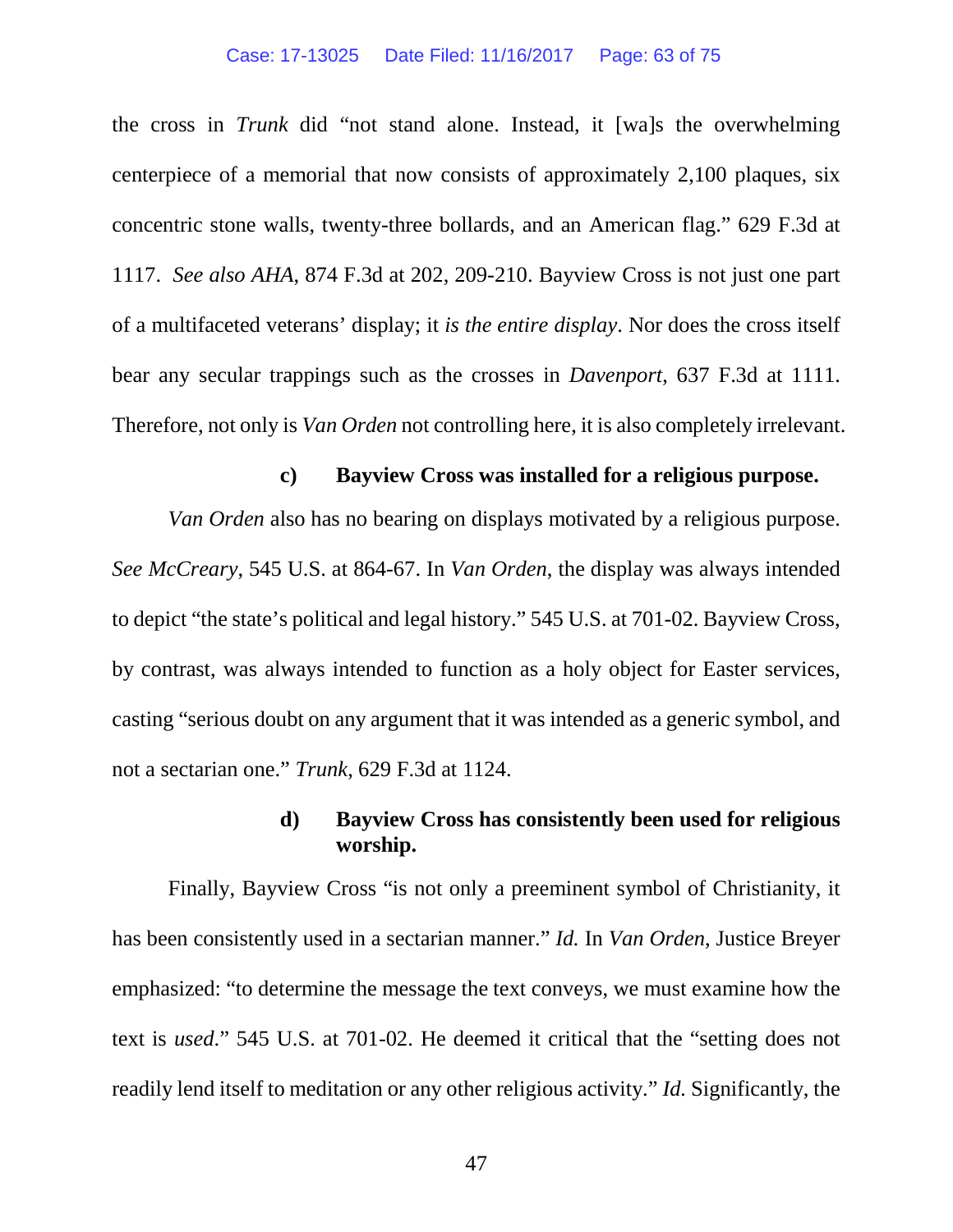the cross in *Trunk* did "not stand alone. Instead, it [wa]s the overwhelming centerpiece of a memorial that now consists of approximately 2,100 plaques, six concentric stone walls, twenty-three bollards, and an American flag." 629 F.3d at 1117. *See also AHA*, 874 F.3d at 202, 209-210. Bayview Cross is not just one part of a multifaceted veterans' display; it *is the entire display*. Nor does the cross itself bear any secular trappings such as the crosses in *Davenport*, 637 F.3d at 1111. Therefore, not only is *Van Orden* not controlling here, it is also completely irrelevant.

**c) Bayview Cross was installed for a religious purpose.**

*Van Orden* also has no bearing on displays motivated by a religious purpose. *See McCreary*, 545 U.S. at 864-67. In *Van Orden*, the display was always intended to depict "the state's political and legal history." 545 U.S. at 701-02. Bayview Cross, by contrast, was always intended to function as a holy object for Easter services, casting "serious doubt on any argument that it was intended as a generic symbol, and not a sectarian one." *Trunk*, 629 F.3d at 1124.

**d) Bayview Cross has consistently been used for religious worship.**

Finally, Bayview Cross "is not only a preeminent symbol of Christianity, it has been consistently used in a sectarian manner." *Id.* In *Van Orden*, Justice Breyer emphasized: "to determine the message the text conveys, we must examine how the text is *used*." 545 U.S. at 701-02. He deemed it critical that the "setting does not readily lend itself to meditation or any other religious activity." *Id.* Significantly, the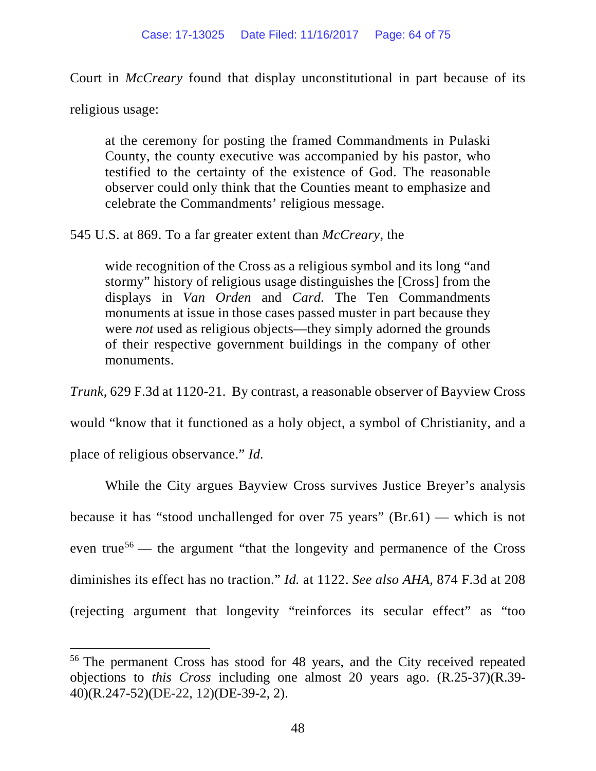Court in *McCreary* found that display unconstitutional in part because of its religious usage:

> at the ceremony for posting the framed Commandments in Pulaski County, the county executive was accompanied by his pastor, who testified to the certainty of the existence of God. The reasonable observer could only think that the Counties meant to emphasize and celebrate the Commandments' religious message.

545 U.S. at 869. To a far greater extent than *McCreary*, the

> wide recognition of the Cross as a religious symbol and its long "and stormy" history of religious usage distinguishes the [Cross] from the displays in *Van Orden* and *Card*. The Ten Commandments monuments at issue in those cases passed muster in part because they were *not* used as religious objects—they simply adorned the grounds of their respective government buildings in the company of other monuments.

*Trunk*, 629 F.3d at 1120-21. By contrast, a reasonable observer of Bayview Cross would "know that it functioned as a holy object, a symbol of Christianity, and a place of religious observance." *Id.*

While the City argues Bayview Cross survives Justice Breyer's analysis because it has "stood unchallenged for over 75 years" (Br.61) — which is not even true[56] — the argument "that the longevity and permanence of the Cross diminishes its effect has no traction." *Id.* at 1122. *See also AHA*, 874 F.3d at 208 (rejecting argument that longevity "reinforces its secular effect" as "too

[56] The permanent Cross has stood for 48 years, and the City received repeated objections to *this Cross* including one almost 20 years ago. (R.25-37)(R.39-40)(R.247-52)(DE-22, 12)(DE-39-2, 2).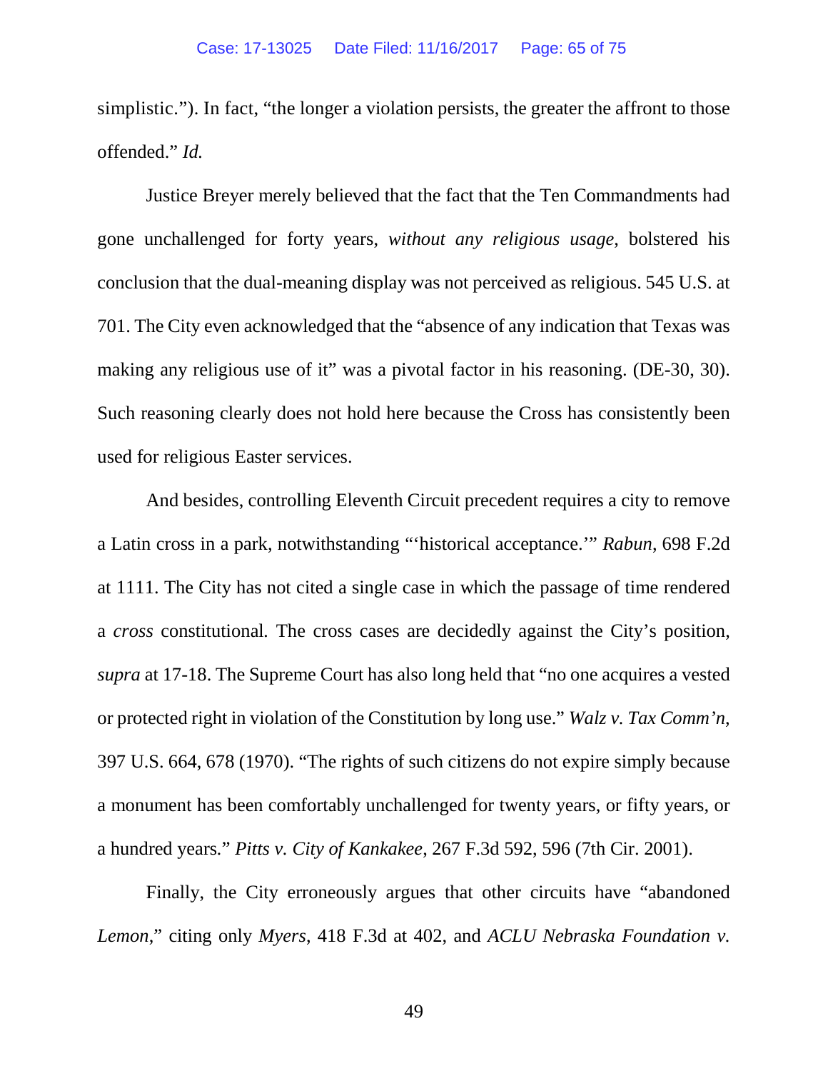simplistic."). In fact, "the longer a violation persists, the greater the affront to those offended." *Id.*

Justice Breyer merely believed that the fact that the Ten Commandments had gone unchallenged for forty years, *without any religious usage*, bolstered his conclusion that the dual-meaning display was not perceived as religious. 545 U.S. at 701. The City even acknowledged that the "absence of any indication that Texas was making any religious use of it" was a pivotal factor in his reasoning. (DE-30, 30). Such reasoning clearly does not hold here because the Cross has consistently been used for religious Easter services.

And besides, controlling Eleventh Circuit precedent requires a city to remove a Latin cross in a park, notwithstanding "'historical acceptance.'" *Rabun*, 698 F.2d at 1111. The City has not cited a single case in which the passage of time rendered a *cross* constitutional. The cross cases are decidedly against the City's position, *supra* at 17-18. The Supreme Court has also long held that "no one acquires a vested or protected right in violation of the Constitution by long use." *Walz v. Tax Comm'n*, 397 U.S. 664, 678 (1970). "The rights of such citizens do not expire simply because a monument has been comfortably unchallenged for twenty years, or fifty years, or a hundred years." *Pitts v. City of Kankakee*, 267 F.3d 592, 596 (7th Cir. 2001).

Finally, the City erroneously argues that other circuits have "abandoned *Lemon*," citing only *Myers*, 418 F.3d at 402, and *ACLU Nebraska Foundation v.*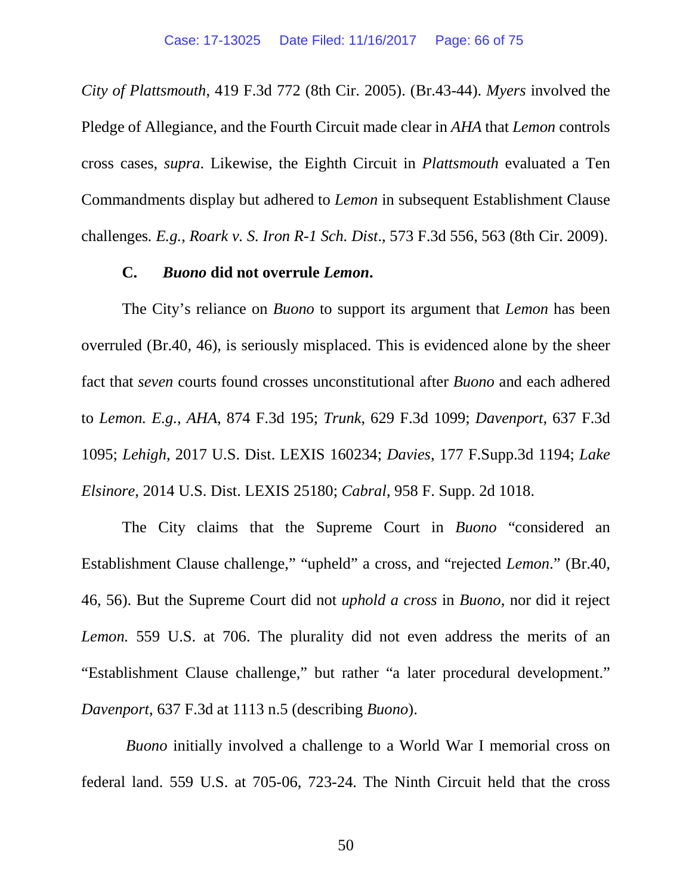*City of Plattsmouth*, 419 F.3d 772 (8th Cir. 2005). (Br.43-44). *Myers* involved the Pledge of Allegiance, and the Fourth Circuit made clear in *AHA* that *Lemon* controls cross cases, *supra*. Likewise, the Eighth Circuit in *Plattsmouth* evaluated a Ten Commandments display but adhered to *Lemon* in subsequent Establishment Clause challenges. *E.g.*, *Roark v. S. Iron R-1 Sch. Dist*., 573 F.3d 556, 563 (8th Cir. 2009).

### C. *Buono* did not overrule *Lemon*.

The City's reliance on *Buono* to support its argument that *Lemon* has been overruled (Br.40, 46), is seriously misplaced. This is evidenced alone by the sheer fact that *seven* courts found crosses unconstitutional after *Buono* and each adhered to *Lemon*. *E.g.*, *AHA*, 874 F.3d 195; *Trunk*, 629 F.3d 1099; *Davenport*, 637 F.3d 1095; *Lehigh*, 2017 U.S. Dist. LEXIS 160234; *Davies*, 177 F.Supp.3d 1194; *Lake Elsinore*, 2014 U.S. Dist. LEXIS 25180; *Cabral*, 958 F. Supp. 2d 1018.

The City claims that the Supreme Court in *Buono* "considered an Establishment Clause challenge," "upheld" a cross, and "rejected *Lemon*." (Br.40, 46, 56). But the Supreme Court did not *uphold a cross* in *Buono*, nor did it reject *Lemon*. 559 U.S. at 706. The plurality did not even address the merits of an "Establishment Clause challenge," but rather "a later procedural development." *Davenport*, 637 F.3d at 1113 n.5 (describing *Buono*).

*Buono* initially involved a challenge to a World War I memorial cross on federal land. 559 U.S. at 705-06, 723-24. The Ninth Circuit held that the cross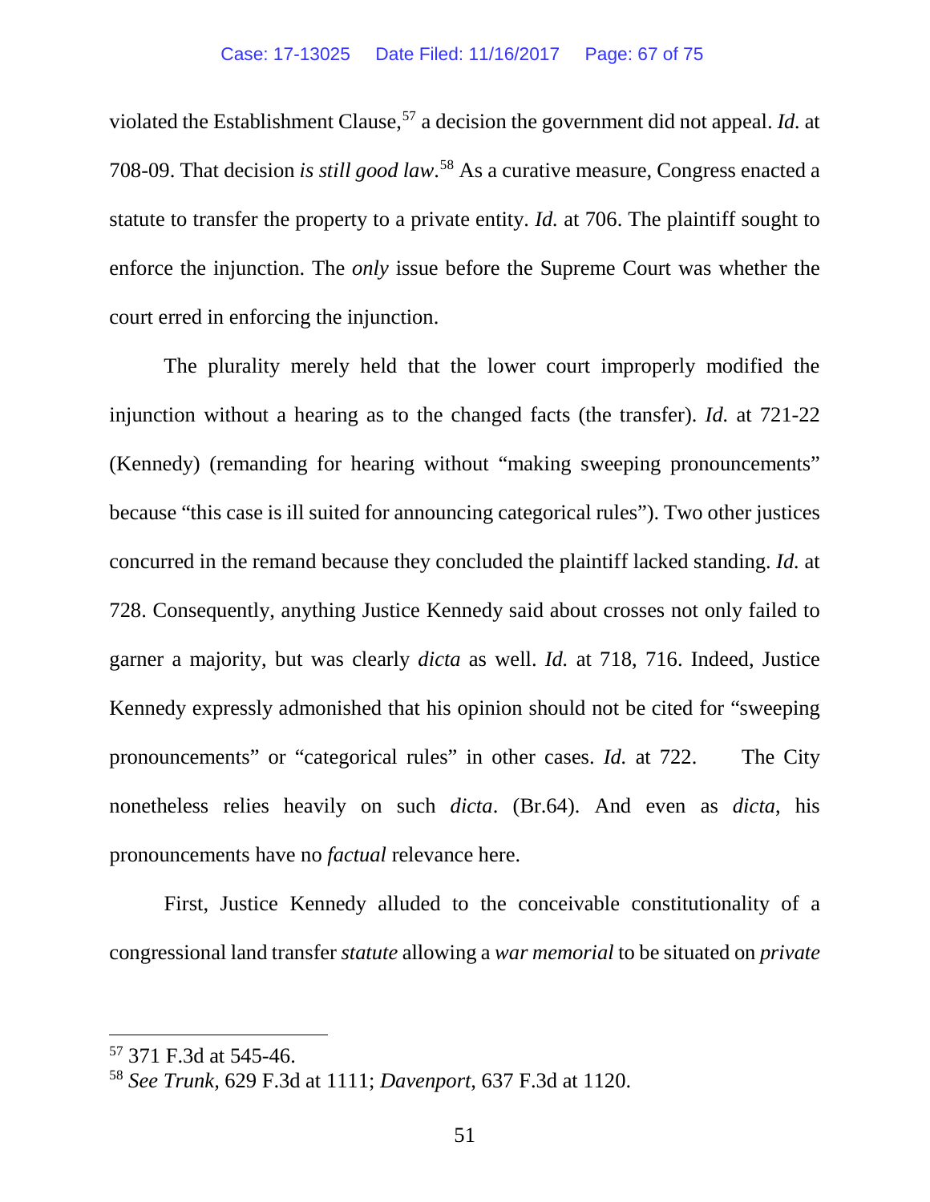violated the Establishment Clause,[57] a decision the government did not appeal. *Id.* at 708-09. That decision *is still good law*.[58] As a curative measure, Congress enacted a statute to transfer the property to a private entity. *Id.* at 706. The plaintiff sought to enforce the injunction. The *only* issue before the Supreme Court was whether the court erred in enforcing the injunction.

The plurality merely held that the lower court improperly modified the injunction without a hearing as to the changed facts (the transfer). *Id.* at 721-22 (Kennedy) (remanding for hearing without "making sweeping pronouncements" because "this case is ill suited for announcing categorical rules"). Two other justices concurred in the remand because they concluded the plaintiff lacked standing. *Id.* at 728. Consequently, anything Justice Kennedy said about crosses not only failed to garner a majority, but was clearly *dicta* as well. *Id.* at 718, 716. Indeed, Justice Kennedy expressly admonished that his opinion should not be cited for "sweeping pronouncements" or "categorical rules" in other cases. *Id.* at 722. The City nonetheless relies heavily on such *dicta*. (Br.64). And even as *dicta*, his pronouncements have no *factual* relevance here.

First, Justice Kennedy alluded to the conceivable constitutionality of a congressional land transfer *statute* allowing a *war memorial* to be situated on *private*

---

[57] 371 F.3d at 545-46.

[58] *See Trunk*, 629 F.3d at 1111; *Davenport*, 637 F.3d at 1120.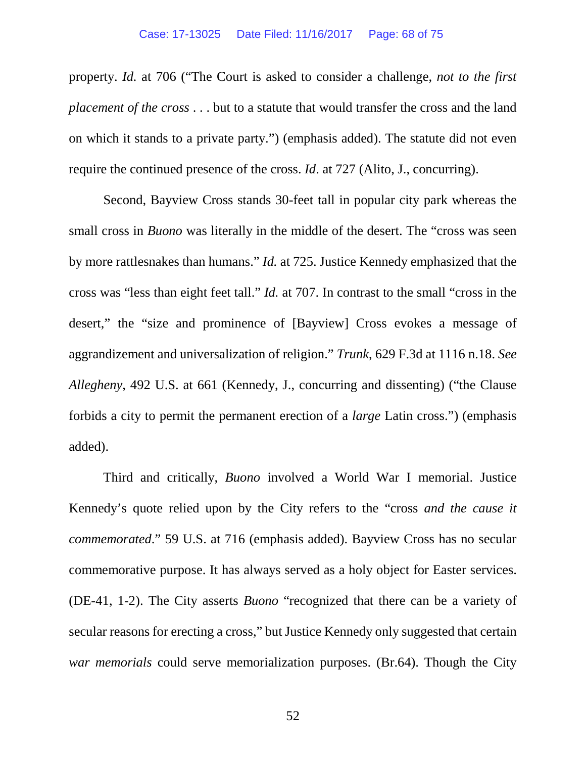property. *Id.* at 706 ("The Court is asked to consider a challenge, *not to the first placement of the cross* . . . but to a statute that would transfer the cross and the land on which it stands to a private party.") (emphasis added). The statute did not even require the continued presence of the cross. *Id*. at 727 (Alito, J., concurring).

Second, Bayview Cross stands 30-feet tall in popular city park whereas the small cross in *Buono* was literally in the middle of the desert. The "cross was seen by more rattlesnakes than humans." *Id.* at 725. Justice Kennedy emphasized that the cross was "less than eight feet tall." *Id.* at 707. In contrast to the small "cross in the desert," the "size and prominence of [Bayview] Cross evokes a message of aggrandizement and universalization of religion." *Trunk*, 629 F.3d at 1116 n.18. *See Allegheny*, 492 U.S. at 661 (Kennedy, J., concurring and dissenting) ("the Clause forbids a city to permit the permanent erection of a *large* Latin cross.") (emphasis added).

Third and critically, *Buono* involved a World War I memorial. Justice Kennedy's quote relied upon by the City refers to the "cross *and the cause it commemorated*." 59 U.S. at 716 (emphasis added). Bayview Cross has no secular commemorative purpose. It has always served as a holy object for Easter services. (DE-41, 1-2). The City asserts *Buono* "recognized that there can be a variety of secular reasons for erecting a cross," but Justice Kennedy only suggested that certain *war memorials* could serve memorialization purposes. (Br.64). Though the City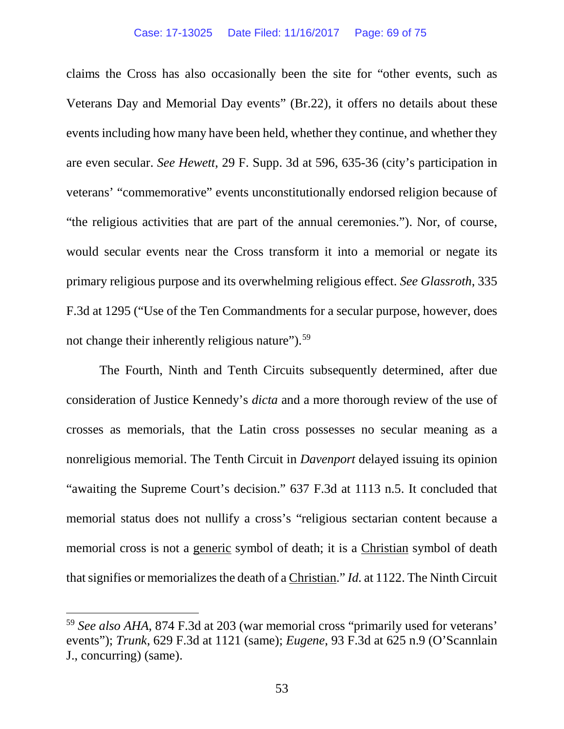claims the Cross has also occasionally been the site for "other events, such as Veterans Day and Memorial Day events" (Br.22), it offers no details about these events including how many have been held, whether they continue, and whether they are even secular. *See Hewett*, 29 F. Supp. 3d at 596, 635-36 (city's participation in veterans' "commemorative" events unconstitutionally endorsed religion because of "the religious activities that are part of the annual ceremonies."). Nor, of course, would secular events near the Cross transform it into a memorial or negate its primary religious purpose and its overwhelming religious effect. *See Glassroth*, 335 F.3d at 1295 ("Use of the Ten Commandments for a secular purpose, however, does not change their inherently religious nature").[59]

The Fourth, Ninth and Tenth Circuits subsequently determined, after due consideration of Justice Kennedy's *dicta* and a more thorough review of the use of crosses as memorials, that the Latin cross possesses no secular meaning as a nonreligious memorial. The Tenth Circuit in *Davenport* delayed issuing its opinion "awaiting the Supreme Court's decision." 637 F.3d at 1113 n.5. It concluded that memorial status does not nullify a cross's "religious sectarian content because a memorial cross is not a <u>generic</u> symbol of death; it is a <u>Christian</u> symbol of death that signifies or memorializes the death of a <u>Christian</u>." *Id.* at 1122. The Ninth Circuit

---

[59] *See also AHA*, 874 F.3d at 203 (war memorial cross "primarily used for veterans' events"); *Trunk*, 629 F.3d at 1121 (same); *Eugene*, 93 F.3d at 625 n.9 (O'Scannlain J., concurring) (same).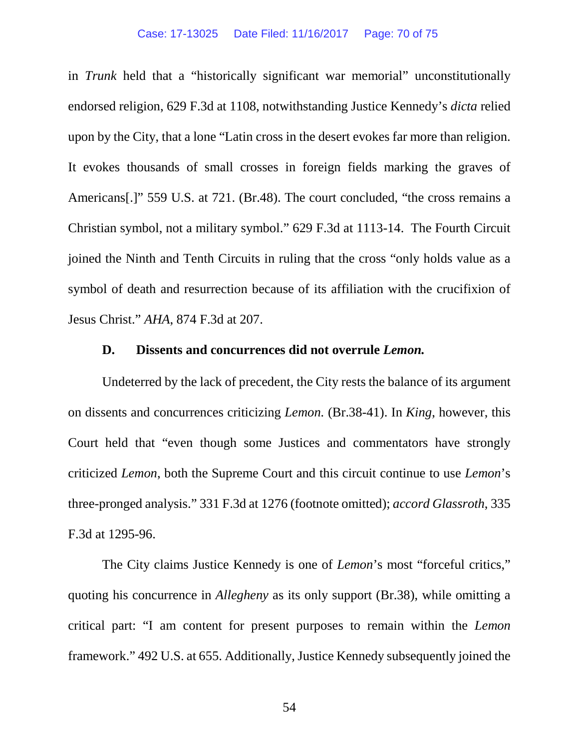in *Trunk* held that a "historically significant war memorial" unconstitutionally endorsed religion, 629 F.3d at 1108, notwithstanding Justice Kennedy's *dicta* relied upon by the City, that a lone "Latin cross in the desert evokes far more than religion. It evokes thousands of small crosses in foreign fields marking the graves of Americans[.]" 559 U.S. at 721. (Br.48). The court concluded, "the cross remains a Christian symbol, not a military symbol." 629 F.3d at 1113-14. The Fourth Circuit joined the Ninth and Tenth Circuits in ruling that the cross "only holds value as a symbol of death and resurrection because of its affiliation with the crucifixion of Jesus Christ." *AHA*, 874 F.3d at 207.

### D. Dissents and concurrences did not overrule *Lemon.*

Undeterred by the lack of precedent, the City rests the balance of its argument on dissents and concurrences criticizing *Lemon.* (Br.38-41). In *King*, however, this Court held that "even though some Justices and commentators have strongly criticized *Lemon*, both the Supreme Court and this circuit continue to use *Lemon*'s three-pronged analysis." 331 F.3d at 1276 (footnote omitted); *accord Glassroth*, 335 F.3d at 1295-96.

The City claims Justice Kennedy is one of *Lemon*'s most "forceful critics," quoting his concurrence in *Allegheny* as its only support (Br.38), while omitting a critical part: "I am content for present purposes to remain within the *Lemon* framework." 492 U.S. at 655. Additionally, Justice Kennedy subsequently joined the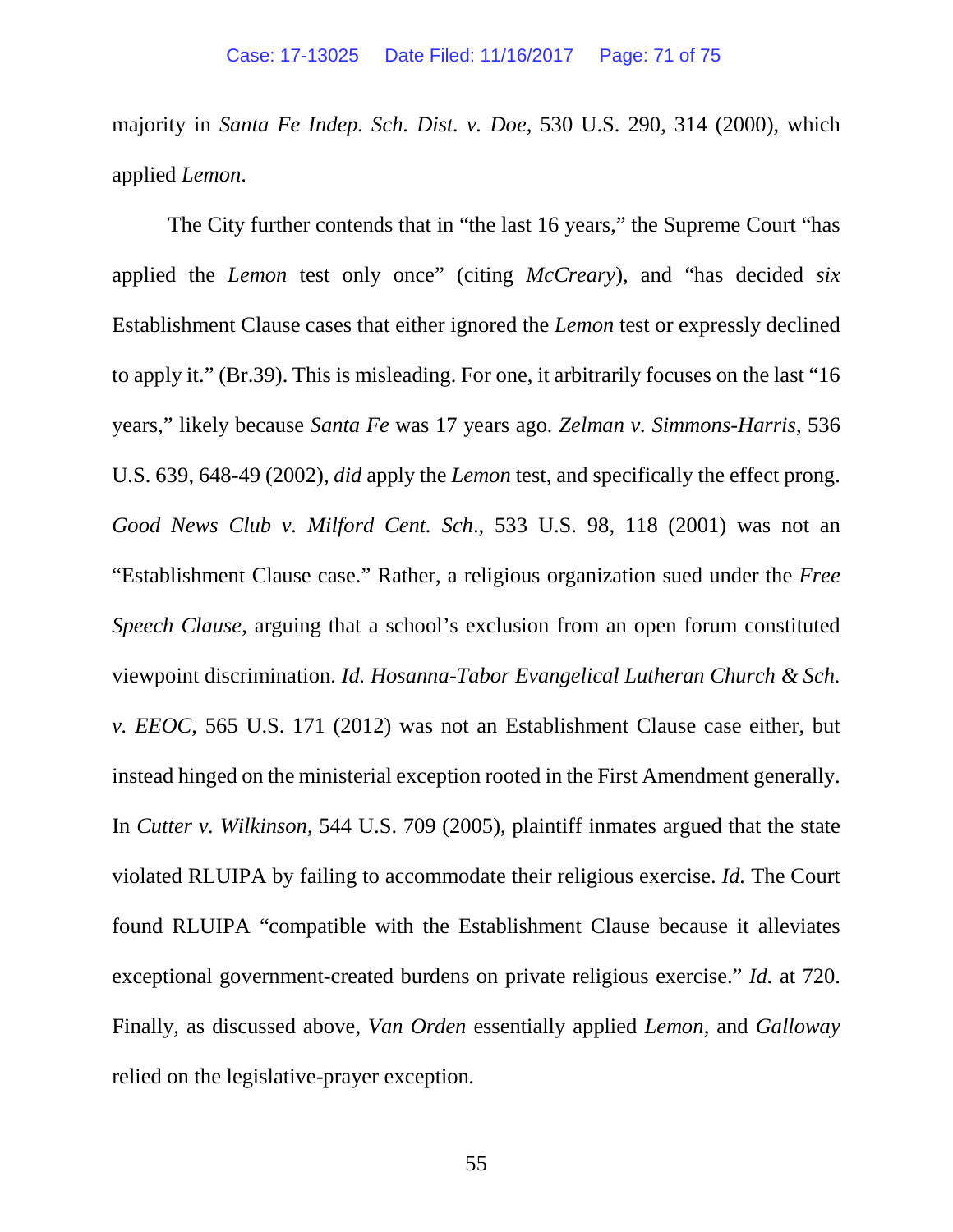majority in *Santa Fe Indep. Sch. Dist. v. Doe*, 530 U.S. 290, 314 (2000), which applied *Lemon*.

The City further contends that in "the last 16 years," the Supreme Court "has applied the *Lemon* test only once" (citing *McCreary*), and "has decided *six* Establishment Clause cases that either ignored the *Lemon* test or expressly declined to apply it." (Br.39). This is misleading. For one, it arbitrarily focuses on the last "16 years," likely because *Santa Fe* was 17 years ago. *Zelman v. Simmons-Harris*, 536 U.S. 639, 648-49 (2002), *did* apply the *Lemon* test, and specifically the effect prong. *Good News Club v. Milford Cent. Sch.*, 533 U.S. 98, 118 (2001) was not an "Establishment Clause case." Rather, a religious organization sued under the *Free Speech Clause*, arguing that a school's exclusion from an open forum constituted viewpoint discrimination. *Id. Hosanna-Tabor Evangelical Lutheran Church & Sch. v. EEOC*, 565 U.S. 171 (2012) was not an Establishment Clause case either, but instead hinged on the ministerial exception rooted in the First Amendment generally. In *Cutter v. Wilkinson*, 544 U.S. 709 (2005), plaintiff inmates argued that the state violated RLUIPA by failing to accommodate their religious exercise. *Id.* The Court found RLUIPA "compatible with the Establishment Clause because it alleviates exceptional government-created burdens on private religious exercise." *Id.* at 720. Finally, as discussed above, *Van Orden* essentially applied *Lemon*, and *Galloway* relied on the legislative-prayer exception.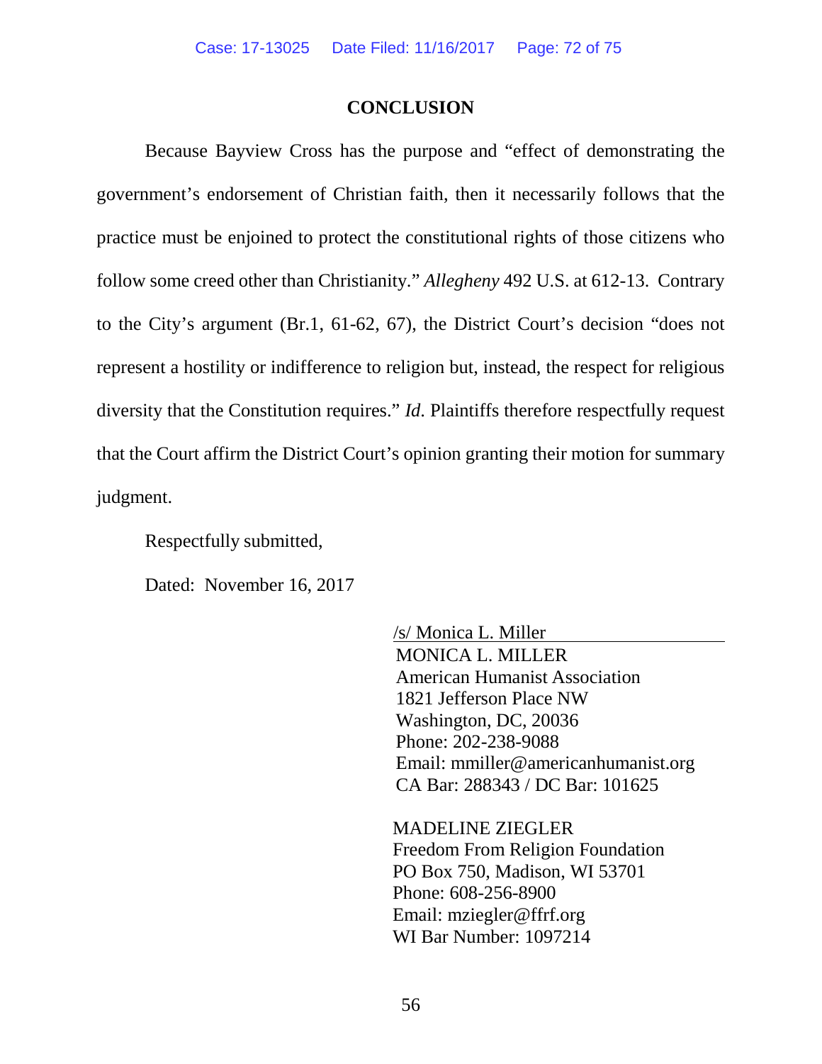## CONCLUSION

Because Bayview Cross has the purpose and "effect of demonstrating the government's endorsement of Christian faith, then it necessarily follows that the practice must be enjoined to protect the constitutional rights of those citizens who follow some creed other than Christianity." *Allegheny* 492 U.S. at 612-13. Contrary to the City's argument (Br.1, 61-62, 67), the District Court's decision "does not represent a hostility or indifference to religion but, instead, the respect for religious diversity that the Constitution requires." *Id*. Plaintiffs therefore respectfully request that the Court affirm the District Court's opinion granting their motion for summary judgment.

Respectfully submitted,

Dated: November 16, 2017

/s/ Monica L. Miller
MONICA L. MILLER
American Humanist Association
1821 Jefferson Place NW
Washington, DC, 20036
Phone: 202-238-9088
Email: mmiller@americanhumanist.org
CA Bar: 288343 / DC Bar: 101625

MADELINE ZIEGLER
Freedom From Religion Foundation
PO Box 750, Madison, WI 53701
Phone: 608-256-8900
Email: mziegler@ffrf.org
WI Bar Number: 1097214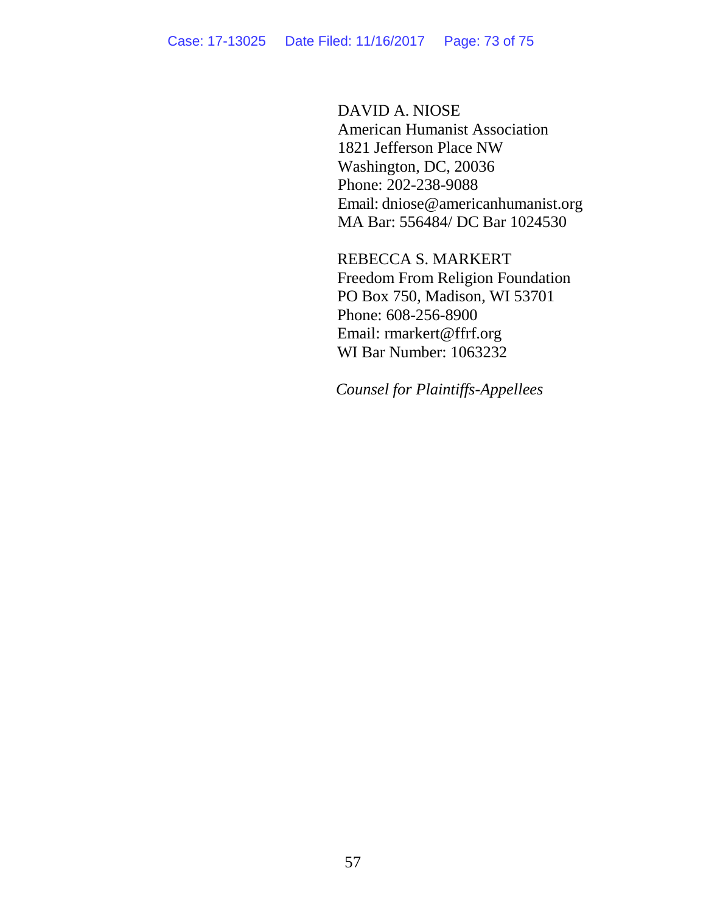DAVID A. NIOSE
American Humanist Association
1821 Jefferson Place NW
Washington, DC, 20036
Phone: 202-238-9088
Email: dniose@americanhumanist.org
MA Bar: 556484/ DC Bar 1024530

REBECCA S. MARKERT
Freedom From Religion Foundation
PO Box 750, Madison, WI 53701
Phone: 608-256-8900
Email: rmarkert@ffrf.org
WI Bar Number: 1063232

*Counsel for Plaintiffs-Appellees*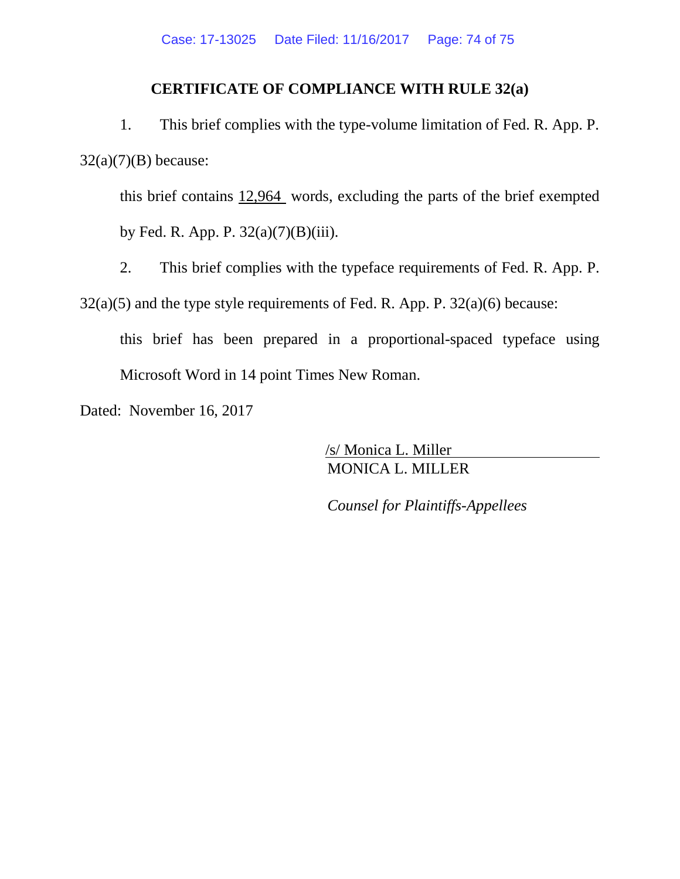## CERTIFICATE OF COMPLIANCE WITH RULE 32(a)

1. This brief complies with the type-volume limitation of Fed. R. App. P. 32(a)(7)(B) because:

   this brief contains 12,964 words, excluding the parts of the brief exempted by Fed. R. App. P. 32(a)(7)(B)(iii).

2. This brief complies with the typeface requirements of Fed. R. App. P. 32(a)(5) and the type style requirements of Fed. R. App. P. 32(a)(6) because:

   this brief has been prepared in a proportional-spaced typeface using Microsoft Word in 14 point Times New Roman.

Dated: November 16, 2017

/s/ Monica L. Miller
MONICA L. MILLER

*Counsel for Plaintiffs-Appellees*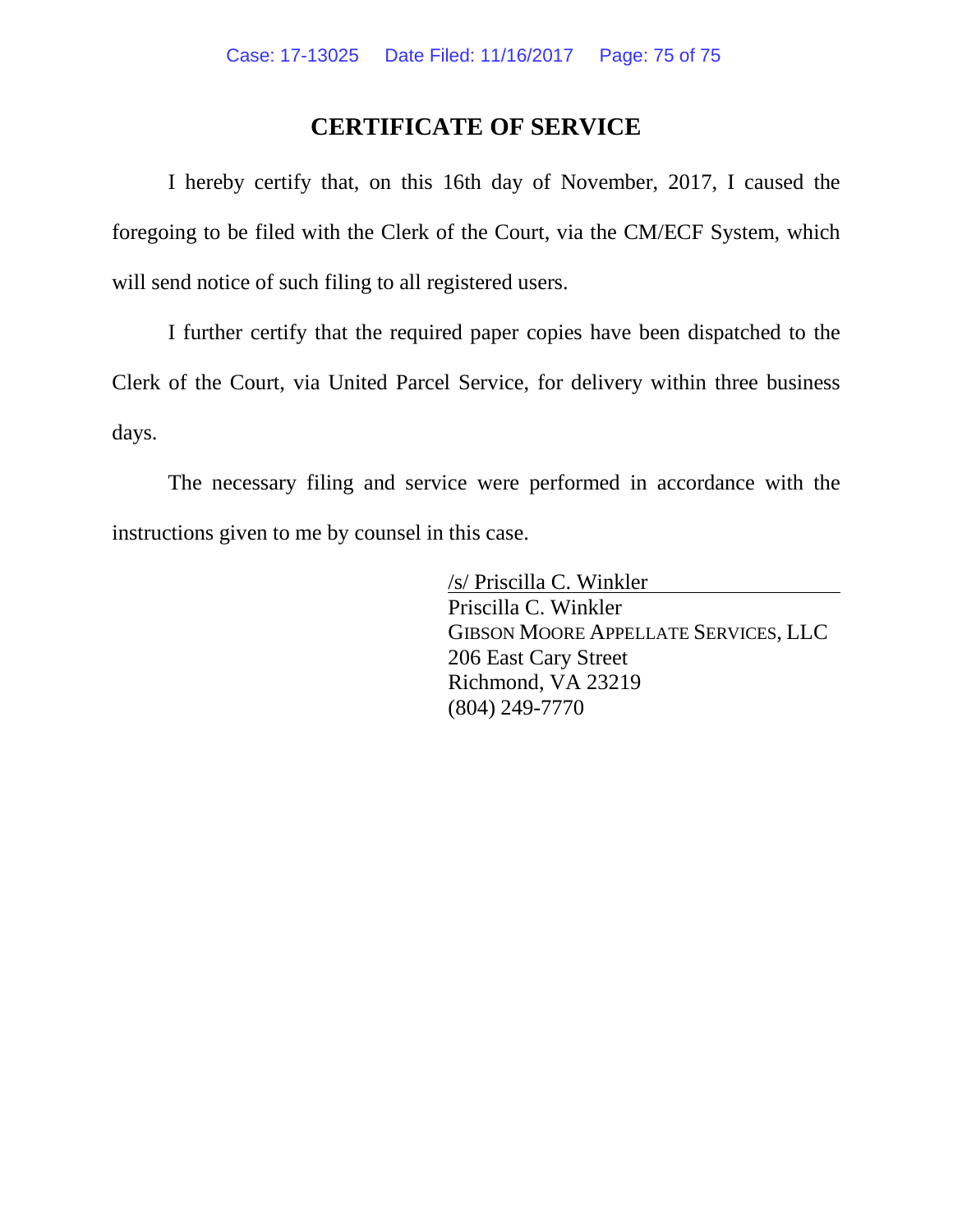## CERTIFICATE OF SERVICE

I hereby certify that, on this 16th day of November, 2017, I caused the foregoing to be filed with the Clerk of the Court, via the CM/ECF System, which will send notice of such filing to all registered users.

I further certify that the required paper copies have been dispatched to the Clerk of the Court, via United Parcel Service, for delivery within three business days.

The necessary filing and service were performed in accordance with the instructions given to me by counsel in this case.

/s/ Priscilla C. Winkler
Priscilla C. Winkler
GIBSON MOORE APPELLATE SERVICES, LLC
206 East Cary Street
Richmond, VA 23219
(804) 249-7770